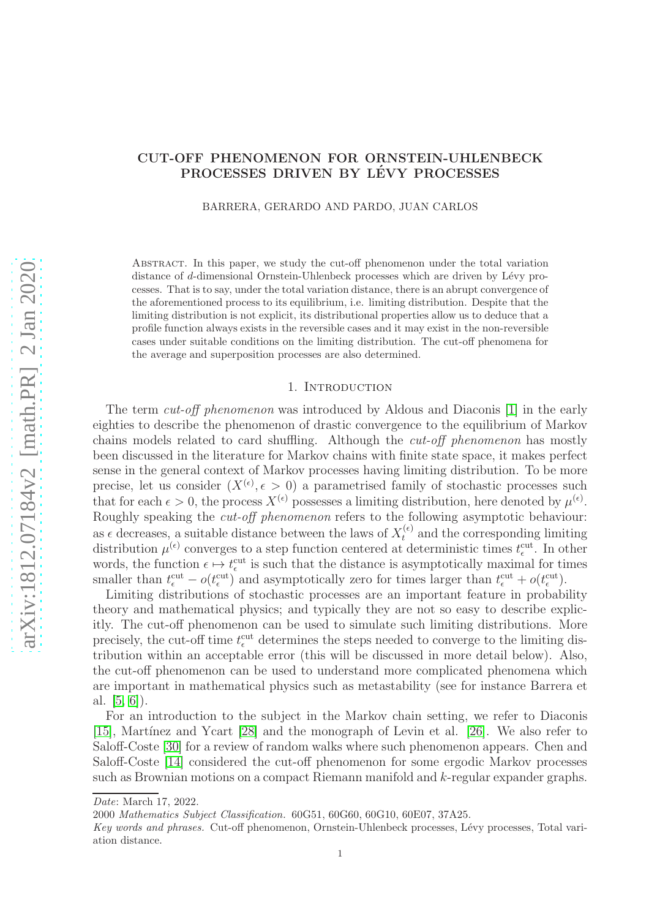# CUT-OFF PHENOMENON FOR ORNSTEIN-UHLENBECK PROCESSES DRIVEN BY LÉVY PROCESSES

BARRERA, GERARDO AND PARDO, JUAN CARLOS

Abstract. In this paper, we study the cut-off phenomenon under the total variation distance of $d$-dimensional Ornstein-Uhlenbeck processes which are driven by Lévy processes. That is to say, under the total variation distance, there is an abrupt convergence of the aforementioned process to its equilibrium, i.e. limiting distribution. Despite that the limiting distribution is not explicit, its distributional properties allow us to deduce that a profile function always exists in the reversible cases and it may exist in the non-reversible cases under suitable conditions on the limiting distribution. The cut-off phenomena for the average and superposition processes are also determined.

## 1. Introduction

The term *cut-off phenomenon* was introduced by Aldous and Diaconis [1] in the early eighties to describe the phenomenon of drastic convergence to the equilibrium of Markov chains models related to card shuffling. Although the *cut-off phenomenon* has mostly been discussed in the literature for Markov chains with finite state space, it makes perfect sense in the general context of Markov processes having limiting distribution. To be more precise, let us consider $(X^{(\epsilon)}, \epsilon > 0)$ a parametrised family of stochastic processes such that for each $\epsilon > 0$, the process $X^{(\epsilon)}$ possesses a limiting distribution, here denoted by $\mu^{(\epsilon)}$. Roughly speaking the *cut-off phenomenon* refers to the following asymptotic behaviour: as $\epsilon$ decreases, a suitable distance between the laws of $X^{(\epsilon)}_t$ and the corresponding limiting distribution $\mu^{(\epsilon)}$ converges to a step function centered at deterministic times $t^{\mathrm{cut}}_\epsilon$. In other words, the function $\epsilon \mapsto t^{\mathrm{cut}}_\epsilon$ is such that the distance is asymptotically maximal for times smaller than $t^{\mathrm{cut}}_\epsilon - o(t^{\mathrm{cut}}_\epsilon)$ and asymptotically zero for times larger than $t^{\mathrm{cut}}_\epsilon + o(t^{\mathrm{cut}}_\epsilon)$.

Limiting distributions of stochastic processes are an important feature in probability theory and mathematical physics; and typically they are not so easy to describe explicitly. The cut-off phenomenon can be used to simulate such limiting distributions. More precisely, the cut-off time $t^{\mathrm{cut}}_\epsilon$ determines the steps needed to converge to the limiting distribution within an acceptable error (this will be discussed in more detail below). Also, the cut-off phenomenon can be used to understand more complicated phenomena which are important in mathematical physics such as metastability (see for instance Barrera et al. [5, 6]).

For an introduction to the subject in the Markov chain setting, we refer to Diaconis [15], Martínez and Ycart [28] and the monograph of Levin et al. [26]. We also refer to Saloff-Coste [30] for a review of random walks where such phenomenon appears. Chen and Saloff-Coste [14] considered the cut-off phenomenon for some ergodic Markov processes such as Brownian motions on a compact Riemann manifold and $k$-regular expander graphs.

*Date*: March 17, 2022.

2000 *Mathematics Subject Classification.* 60G51, 60G60, 60G10, 60E07, 37A25.

*Key words and phrases.* Cut-off phenomenon, Ornstein-Uhlenbeck processes, Lévy processes, Total variation distance.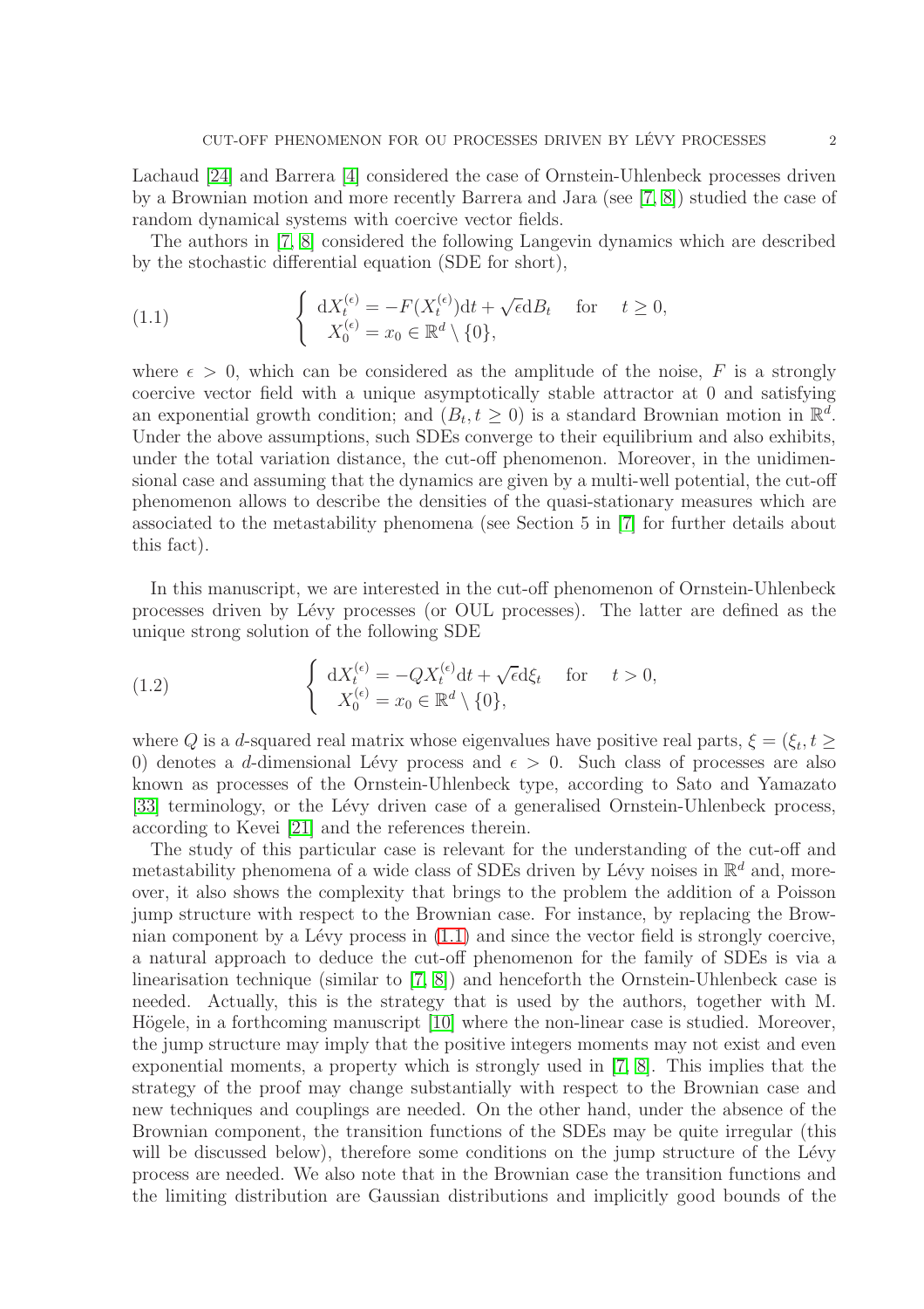Lachaud [24] and Barrera [4] considered the case of Ornstein-Uhlenbeck processes driven by a Brownian motion and more recently Barrera and Jara (see [7, 8]) studied the case of random dynamical systems with coercive vector fields.

The authors in [7, 8] considered the following Langevin dynamics which are described by the stochastic differential equation (SDE for short),

$$
\left\{ \begin{array}{l} \mathrm{d}X_t^{(\epsilon)} = -F(X_t^{(\epsilon)})\mathrm{d}t + \sqrt{\epsilon}\mathrm{d}B_t \quad \text{for} \quad t \geq 0, \\ X_0^{(\epsilon)} = x_0 \in \mathbb{R}^d \setminus \{0\}, \end{array} \right. \tag{1.1}
$$

where $\epsilon > 0$, which can be considered as the amplitude of the noise, $F$ is a strongly coercive vector field with a unique asymptotically stable attractor at 0 and satisfying an exponential growth condition; and $(B_t, t \geq 0)$ is a standard Brownian motion in $\mathbb{R}^d$. Under the above assumptions, such SDEs converge to their equilibrium and also exhibits, under the total variation distance, the cut-off phenomenon. Moreover, in the unidimensional case and assuming that the dynamics are given by a multi-well potential, the cut-off phenomenon allows to describe the densities of the quasi-stationary measures which are associated to the metastability phenomena (see Section 5 in [7] for further details about this fact).

In this manuscript, we are interested in the cut-off phenomenon of Ornstein-Uhlenbeck processes driven by Lévy processes (or OUL processes). The latter are defined as the unique strong solution of the following SDE

$$
\left\{ \begin{array}{l} \mathrm{d}X_t^{(\epsilon)} = -QX_t^{(\epsilon)}\mathrm{d}t + \sqrt{\epsilon}\mathrm{d}\xi_t \quad \text{for} \quad t > 0, \\ X_0^{(\epsilon)} = x_0 \in \mathbb{R}^d \setminus \{0\}, \end{array} \right. \tag{1.2}
$$

where $Q$ is a $d$-squared real matrix whose eigenvalues have positive real parts, $\xi = (\xi_t, t \geq 0)$ denotes a $d$-dimensional Lévy process and $\epsilon > 0$. Such class of processes are also known as processes of the Ornstein-Uhlenbeck type, according to Sato and Yamazato [33] terminology, or the Lévy driven case of a generalised Ornstein-Uhlenbeck process, according to Kevei [21] and the references therein.

The study of this particular case is relevant for the understanding of the cut-off and metastability phenomena of a wide class of SDEs driven by Lévy noises in $\mathbb{R}^d$ and, moreover, it also shows the complexity that brings to the problem the addition of a Poisson jump structure with respect to the Brownian case. For instance, by replacing the Brownian component by a Lévy process in (1.1) and since the vector field is strongly coercive, a natural approach to deduce the cut-off phenomenon for the family of SDEs is via a linearisation technique (similar to [7, 8]) and henceforth the Ornstein-Uhlenbeck case is needed. Actually, this is the strategy that is used by the authors, together with M. Högele, in a forthcoming manuscript [10] where the non-linear case is studied. Moreover, the jump structure may imply that the positive integers moments may not exist and even exponential moments, a property which is strongly used in [7, 8]. This implies that the strategy of the proof may change substantially with respect to the Brownian case and new techniques and couplings are needed. On the other hand, under the absence of the Brownian component, the transition functions of the SDEs may be quite irregular (this will be discussed below), therefore some conditions on the jump structure of the Lévy process are needed. We also note that in the Brownian case the transition functions and the limiting distribution are Gaussian distributions and implicitly good bounds of the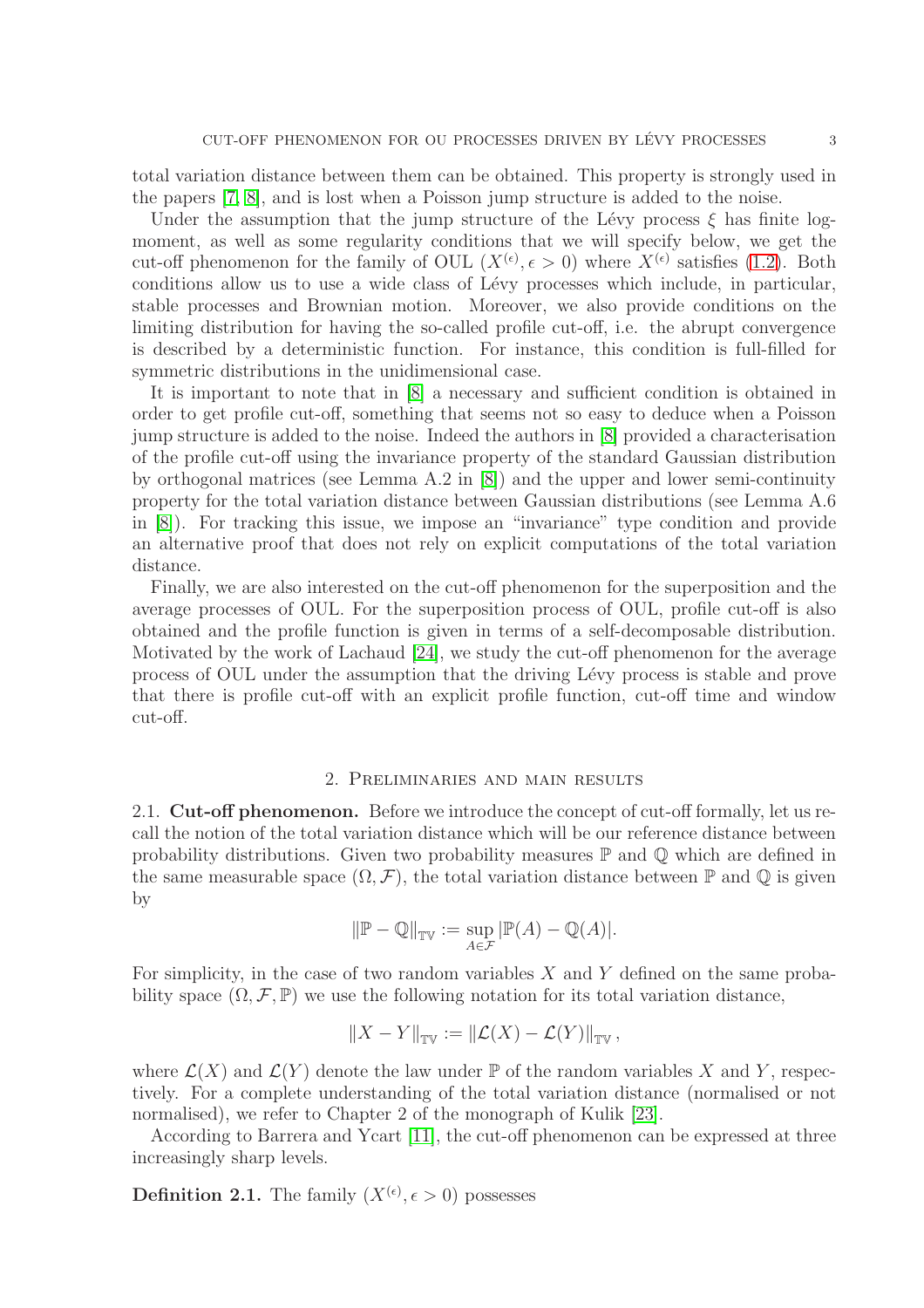total variation distance between them can be obtained. This property is strongly used in the papers [7, 8], and is lost when a Poisson jump structure is added to the noise.

Under the assumption that the jump structure of the Lévy process $\xi$ has finite log-moment, as well as some regularity conditions that we will specify below, we get the cut-off phenomenon for the family of OUL $(X^{(\epsilon)}, \epsilon > 0)$ where $X^{(\epsilon)}$ satisfies (1.2). Both conditions allow us to use a wide class of Lévy processes which include, in particular, stable processes and Brownian motion. Moreover, we also provide conditions on the limiting distribution for having the so-called profile cut-off, i.e. the abrupt convergence is described by a deterministic function. For instance, this condition is full-filled for symmetric distributions in the unidimensional case.

It is important to note that in [8] a necessary and sufficient condition is obtained in order to get profile cut-off, something that seems not so easy to deduce when a Poisson jump structure is added to the noise. Indeed the authors in [8] provided a characterisation of the profile cut-off using the invariance property of the standard Gaussian distribution by orthogonal matrices (see Lemma A.2 in [8]) and the upper and lower semi-continuity property for the total variation distance between Gaussian distributions (see Lemma A.6 in [8]). For tracking this issue, we impose an "invariance" type condition and provide an alternative proof that does not rely on explicit computations of the total variation distance.

Finally, we are also interested on the cut-off phenomenon for the superposition and the average processes of OUL. For the superposition process of OUL, profile cut-off is also obtained and the profile function is given in terms of a self-decomposable distribution. Motivated by the work of Lachaud [24], we study the cut-off phenomenon for the average process of OUL under the assumption that the driving Lévy process is stable and prove that there is profile cut-off with an explicit profile function, cut-off time and window cut-off.

## 2. Preliminaries and main results

### 2.1. Cut-off phenomenon.

Before we introduce the concept of cut-off formally, let us recall the notion of the total variation distance which will be our reference distance between probability distributions. Given two probability measures $\mathbb{P}$ and $\mathbb{Q}$ which are defined in the same measurable space $(\Omega, \mathcal{F})$, the total variation distance between $\mathbb{P}$ and $\mathbb{Q}$ is given by

$$\|\mathbb{P} - \mathbb{Q}\|_{\mathbb{TV}} := \sup_{A \in \mathcal{F}} |\mathbb{P}(A) - \mathbb{Q}(A)|.$$

For simplicity, in the case of two random variables $X$ and $Y$ defined on the same probability space $(\Omega, \mathcal{F}, \mathbb{P})$ we use the following notation for its total variation distance,

$$\|X - Y\|_{\mathbb{TV}} := \|\mathcal{L}(X) - \mathcal{L}(Y)\|_{\mathbb{TV}},$$

where $\mathcal{L}(X)$ and $\mathcal{L}(Y)$ denote the law under $\mathbb{P}$ of the random variables $X$ and $Y$, respectively. For a complete understanding of the total variation distance (normalised or not normalised), we refer to Chapter 2 of the monograph of Kulik [23].

According to Barrera and Ycart [11], the cut-off phenomenon can be expressed at three increasingly sharp levels.

**Definition 2.1.** The family $(X^{(\epsilon)}, \epsilon > 0)$ possesses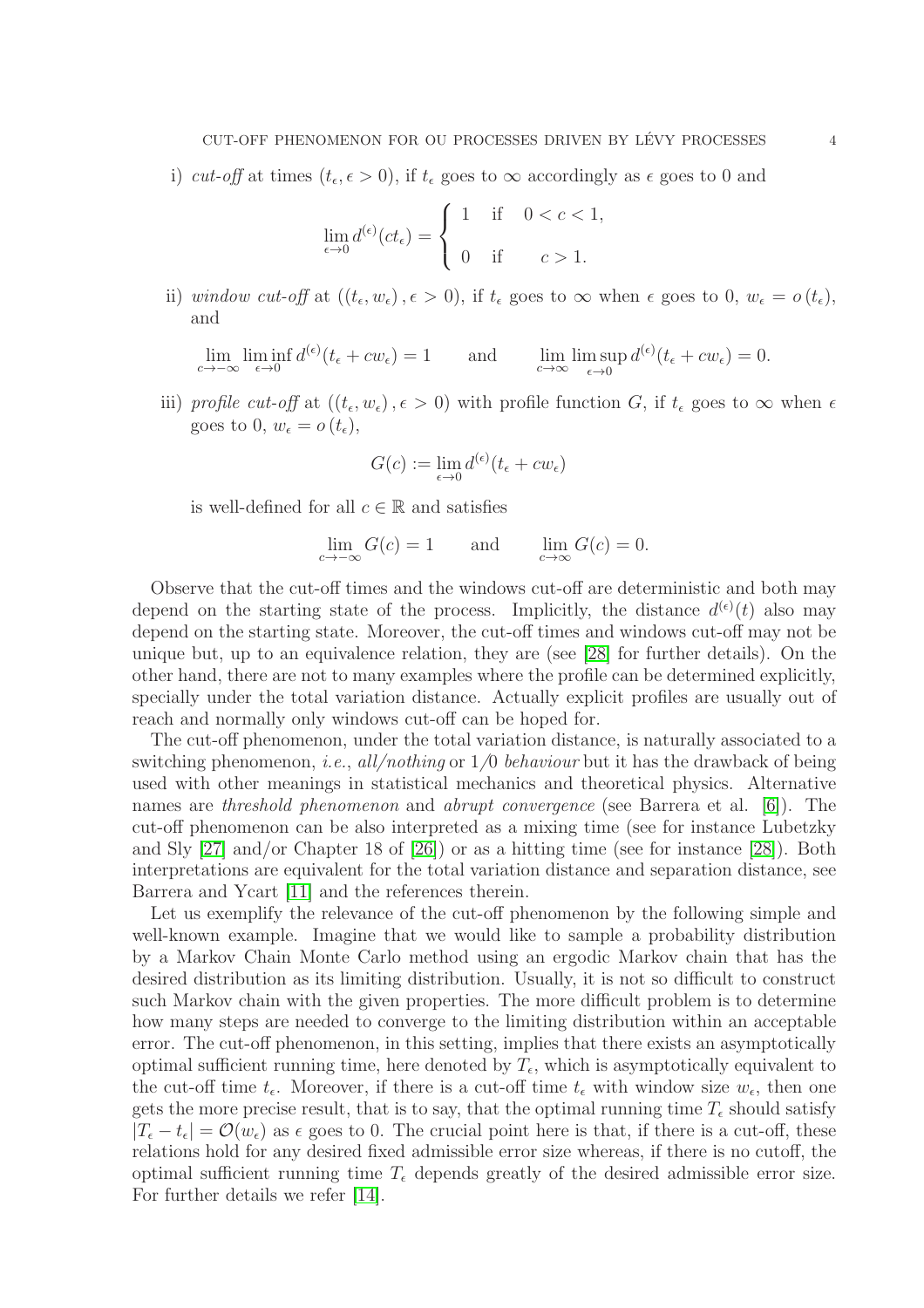i) *cut-off* at times $(t_\epsilon, \epsilon > 0)$, if $t_\epsilon$ goes to $\infty$ accordingly as $\epsilon$ goes to 0 and

$$\lim_{\epsilon\to 0} d^{(\epsilon)}(ct_\epsilon) = \begin{cases} 1 & \text{if} \quad 0 < c < 1, \\ 0 & \text{if} \qquad c > 1. \end{cases}$$

ii) *window cut-off* at $((t_\epsilon, w_\epsilon), \epsilon > 0)$, if $t_\epsilon$ goes to $\infty$ when $\epsilon$ goes to 0, $w_\epsilon = o(t_\epsilon)$, and

$$\lim_{c\to -\infty} \liminf_{\epsilon\to 0} d^{(\epsilon)}(t_\epsilon + cw_\epsilon) = 1 \qquad \text{and} \qquad \lim_{c\to \infty} \limsup_{\epsilon\to 0} d^{(\epsilon)}(t_\epsilon + cw_\epsilon) = 0.$$

iii) *profile cut-off* at $((t_\epsilon, w_\epsilon), \epsilon > 0)$ with profile function $G$, if $t_\epsilon$ goes to $\infty$ when $\epsilon$ goes to 0, $w_\epsilon = o(t_\epsilon)$,

$$G(c) := \lim_{\epsilon\to 0} d^{(\epsilon)}(t_\epsilon + cw_\epsilon)$$

is well-defined for all $c \in \mathbb{R}$ and satisfies

$$\lim_{c\to -\infty} G(c) = 1 \qquad \text{and} \qquad \lim_{c\to \infty} G(c) = 0.$$

Observe that the cut-off times and the windows cut-off are deterministic and both may depend on the starting state of the process. Implicitly, the distance $d^{(\epsilon)}(t)$ also may depend on the starting state. Moreover, the cut-off times and windows cut-off may not be unique but, up to an equivalence relation, they are (see [28] for further details). On the other hand, there are not to many examples where the profile can be determined explicitly, specially under the total variation distance. Actually explicit profiles are usually out of reach and normally only windows cut-off can be hoped for.

The cut-off phenomenon, under the total variation distance, is naturally associated to a switching phenomenon, *i.e.*, *all/nothing* or *1/0 behaviour* but it has the drawback of being used with other meanings in statistical mechanics and theoretical physics. Alternative names are *threshold phenomenon* and *abrupt convergence* (see Barrera et al. [6]). The cut-off phenomenon can be also interpreted as a mixing time (see for instance Lubetzky and Sly [27] and/or Chapter 18 of [26]) or as a hitting time (see for instance [28]). Both interpretations are equivalent for the total variation distance and separation distance, see Barrera and Ycart [11] and the references therein.

Let us exemplify the relevance of the cut-off phenomenon by the following simple and well-known example. Imagine that we would like to sample a probability distribution by a Markov Chain Monte Carlo method using an ergodic Markov chain that has the desired distribution as its limiting distribution. Usually, it is not so difficult to construct such Markov chain with the given properties. The more difficult problem is to determine how many steps are needed to converge to the limiting distribution within an acceptable error. The cut-off phenomenon, in this setting, implies that there exists an asymptotically optimal sufficient running time, here denoted by $T_\epsilon$, which is asymptotically equivalent to the cut-off time $t_\epsilon$. Moreover, if there is a cut-off time $t_\epsilon$ with window size $w_\epsilon$, then one gets the more precise result, that is to say, that the optimal running time $T_\epsilon$ should satisfy $|T_\epsilon - t_\epsilon| = \mathcal{O}(w_\epsilon)$ as $\epsilon$ goes to 0. The crucial point here is that, if there is a cut-off, these relations hold for any desired fixed admissible error size whereas, if there is no cutoff, the optimal sufficient running time $T_\epsilon$ depends greatly of the desired admissible error size. For further details we refer [14].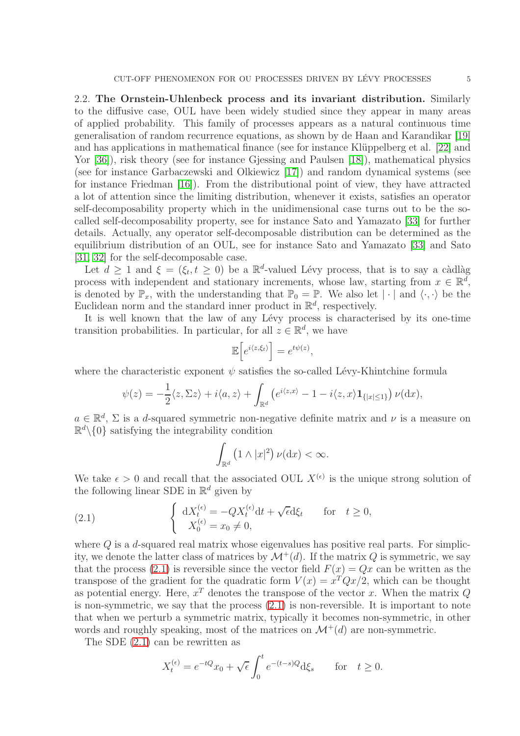**2.2. The Ornstein-Uhlenbeck process and its invariant distribution.** Similarly to the diffusive case, OUL have been widely studied since they appear in many areas of applied probability. This family of processes appears as a natural continuous time generalisation of random recurrence equations, as shown by de Haan and Karandikar [19] and has applications in mathematical finance (see for instance Klüppelberg et al. [22] and Yor [36]), risk theory (see for instance Gjessing and Paulsen [18]), mathematical physics (see for instance Garbaczewski and Olkiewicz [17]) and random dynamical systems (see for instance Friedman [16]). From the distributional point of view, they have attracted a lot of attention since the limiting distribution, whenever it exists, satisfies an operator self-decomposability property which in the unidimensional case turns out to be the so-called self-decomposability property, see for instance Sato and Yamazato [33] for further details. Actually, any operator self-decomposable distribution can be determined as the equilibrium distribution of an OUL, see for instance Sato and Yamazato [33] and Sato [31, 32] for the self-decomposable case.

Let $d \geq 1$ and $\xi = (\xi_t, t \geq 0)$ be a $\mathbb{R}^d$-valued Lévy process, that is to say a càdlàg process with independent and stationary increments, whose law, starting from $x \in \mathbb{R}^d$, is denoted by $\mathbb{P}_x$, with the understanding that $\mathbb{P}_0 = \mathbb{P}$. We also let $|\cdot|$ and $\langle \cdot, \cdot \rangle$ be the Euclidean norm and the standard inner product in $\mathbb{R}^d$, respectively.

It is well known that the law of any Lévy process is characterised by its one-time transition probabilities. In particular, for all $z \in \mathbb{R}^d$, we have

$$\mathbb{E}\Big[e^{i\langle z, \xi_t \rangle}\Big] = e^{t\psi(z)},$$

where the characteristic exponent $\psi$ satisfies the so-called Lévy-Khintchine formula

$$\psi(z) = -\frac{1}{2}\langle z, \Sigma z\rangle + i\langle a, z\rangle + \int_{\mathbb{R}^d} \left(e^{i\langle z, x\rangle} - 1 - i\langle z, x\rangle \mathbf{1}_{\{|x|\leq 1\}}\right) \nu(\mathrm{d}x),$$

$a \in \mathbb{R}^d$, $\Sigma$ is a $d$-squared symmetric non-negative definite matrix and $\nu$ is a measure on $\mathbb{R}^d \backslash \{0\}$ satisfying the integrability condition

$$\int_{\mathbb{R}^d} \left(1 \wedge |x|^2\right) \nu(\mathrm{d}x) < \infty.$$

We take $\epsilon > 0$ and recall that the associated OUL $X^{(\epsilon)}$ is the unique strong solution of the following linear SDE in $\mathbb{R}^d$ given by

$$\left\{ \begin{array}{l} \mathrm{d}X^{(\epsilon)}_t = -QX^{(\epsilon)}_t \mathrm{d}t + \sqrt{\epsilon}\mathrm{d}\xi_t \qquad \text{for} \quad t \geq 0, \\ \;\; X^{(\epsilon)}_0 = x_0 \neq 0, \end{array} \right. \tag{2.1}$$

where $Q$ is a $d$-squared real matrix whose eigenvalues has positive real parts. For simplicity, we denote the latter class of matrices by $\mathcal{M}^+(d)$. If the matrix $Q$ is symmetric, we say that the process (2.1) is reversible since the vector field $F(x) = Qx$ can be written as the transpose of the gradient for the quadratic form $V(x) = x^T Qx/2$, which can be thought as potential energy. Here, $x^T$ denotes the transpose of the vector $x$. When the matrix $Q$ is non-symmetric, we say that the process (2.1) is non-reversible. It is important to note that when we perturb a symmetric matrix, typically it becomes non-symmetric, in other words and roughly speaking, most of the matrices on $\mathcal{M}^+(d)$ are non-symmetric.

The SDE (2.1) can be rewritten as

$$X^{(\epsilon)}_t = e^{-tQ}x_0 + \sqrt{\epsilon}\int_0^t e^{-(t-s)Q}\mathrm{d}\xi_s \qquad \text{for} \quad t \geq 0.$$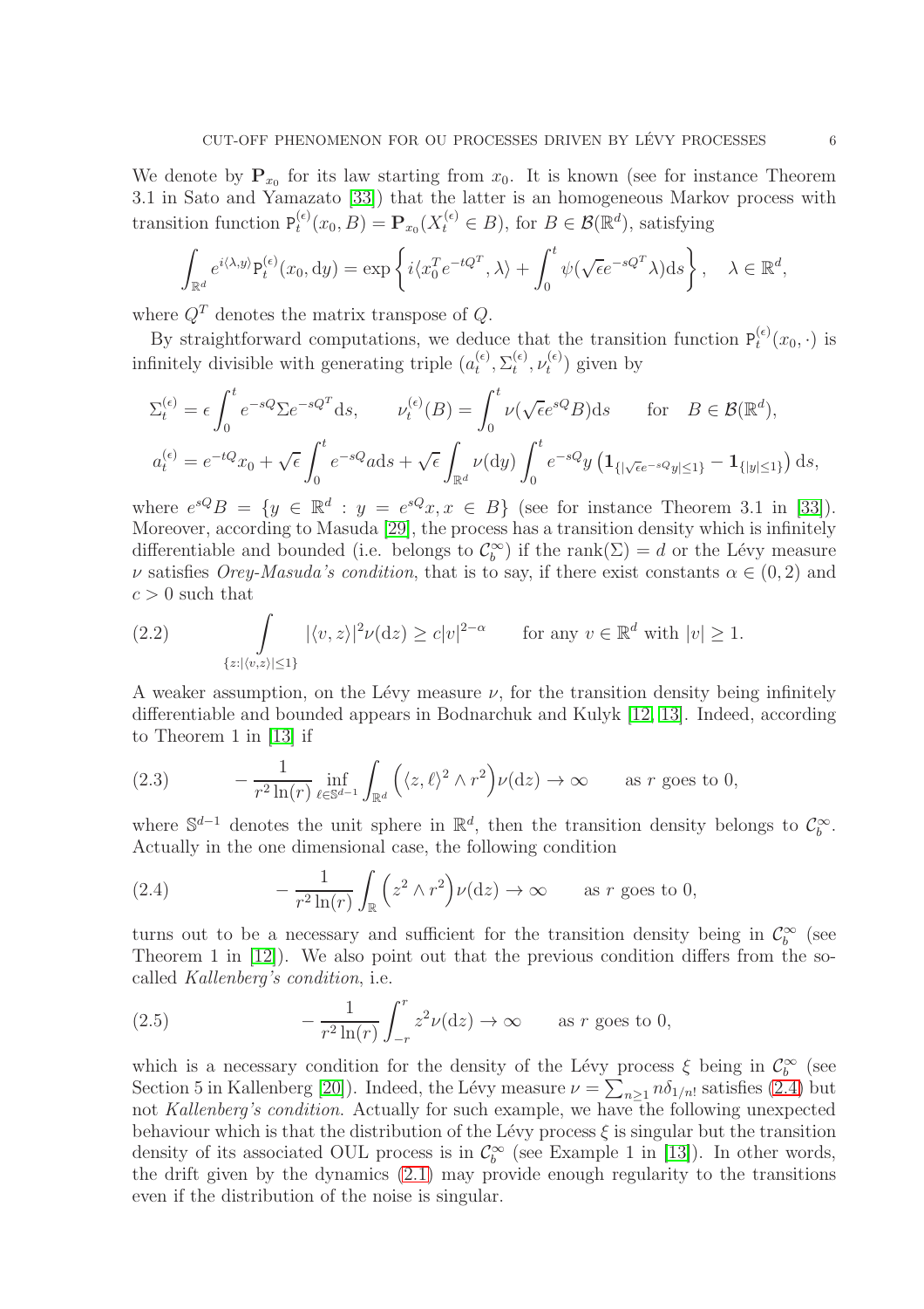We denote by $\mathbf{P}_{x_0}$ for its law starting from $x_0$. It is known (see for instance Theorem 3.1 in Sato and Yamazato [33]) that the latter is an homogeneous Markov process with transition function $\mathtt{P}^{(\epsilon)}_t(x_0, B) = \mathbf{P}_{x_0}(X^{(\epsilon)}_t \in B)$, for $B \in \mathcal{B}(\mathbb{R}^d)$, satisfying

$$
\int_{\mathbb{R}^d} e^{i\langle \lambda, y\rangle} \mathtt{P}^{(\epsilon)}_t(x_0, \mathrm{d}y) = \exp\left\{ i\langle x_0^T e^{-tQ^T}, \lambda\rangle + \int_0^t \psi(\sqrt{\epsilon} e^{-sQ^T}\lambda)\mathrm{d}s \right\}, \quad \lambda \in \mathbb{R}^d,
$$

where $Q^T$ denotes the matrix transpose of $Q$.

By straightforward computations, we deduce that the transition function $\mathtt{P}^{(\epsilon)}_t(x_0, \cdot)$ is infinitely divisible with generating triple $(a^{(\epsilon)}_t, \Sigma^{(\epsilon)}_t, \nu^{(\epsilon)}_t)$ given by

$$
\Sigma^{(\epsilon)}_t = \epsilon \int_0^t e^{-sQ} \Sigma e^{-sQ^T} \mathrm{d}s, \qquad \nu^{(\epsilon)}_t(B) = \int_0^t \nu(\sqrt{\epsilon} e^{sQ} B)\mathrm{d}s \qquad \text{for} \quad B \in \mathcal{B}(\mathbb{R}^d),
$$

$$
a^{(\epsilon)}_t = e^{-tQ} x_0 + \sqrt{\epsilon} \int_0^t e^{-sQ} a \mathrm{d}s + \sqrt{\epsilon} \int_{\mathbb{R}^d} \nu(\mathrm{d}y) \int_0^t e^{-sQ} y \left( \mathbf{1}_{\{|\sqrt{\epsilon} e^{-sQ} y| \le 1\}} - \mathbf{1}_{\{|y| \le 1\}} \right) \mathrm{d}s,
$$

where $e^{sQ}B = \{y \in \mathbb{R}^d : y = e^{sQ}x, x \in B\}$ (see for instance Theorem 3.1 in [33]). Moreover, according to Masuda [29], the process has a transition density which is infinitely differentiable and bounded (i.e. belongs to $\mathcal{C}^\infty_b$) if the $\mathrm{rank}(\Sigma) = d$ or the Lévy measure $\nu$ satisfies *Orey-Masuda's condition*, that is to say, if there exist constants $\alpha \in (0, 2)$ and $c > 0$ such that

$$
\int_{\{z : |\langle v, z\rangle| \le 1\}} |\langle v, z\rangle|^2 \nu(\mathrm{d}z) \ge c|v|^{2-\alpha} \qquad \text{for any } v \in \mathbb{R}^d \text{ with } |v| \ge 1. \tag{2.2}
$$

A weaker assumption, on the Lévy measure $\nu$, for the transition density being infinitely differentiable and bounded appears in Bodnarchuk and Kulyk [12, 13]. Indeed, according to Theorem 1 in [13] if

$$
-\frac{1}{r^2 \ln(r)} \inf_{\ell \in \mathbb{S}^{d-1}} \int_{\mathbb{R}^d} \left( \langle z, \ell\rangle^2 \wedge r^2 \right) \nu(\mathrm{d}z) \to \infty \qquad \text{as } r \text{ goes to } 0, \tag{2.3}
$$

where $\mathbb{S}^{d-1}$ denotes the unit sphere in $\mathbb{R}^d$, then the transition density belongs to $\mathcal{C}^\infty_b$. Actually in the one dimensional case, the following condition

$$
-\frac{1}{r^2 \ln(r)} \int_{\mathbb{R}} \left( z^2 \wedge r^2 \right) \nu(\mathrm{d}z) \to \infty \qquad \text{as } r \text{ goes to } 0, \tag{2.4}
$$

turns out to be a necessary and sufficient for the transition density being in $\mathcal{C}^\infty_b$ (see Theorem 1 in [12]). We also point out that the previous condition differs from the so-called *Kallenberg's condition*, i.e.

$$
-\frac{1}{r^2 \ln(r)} \int_{-r}^{r} z^2 \nu(\mathrm{d}z) \to \infty \qquad \text{as } r \text{ goes to } 0, \tag{2.5}
$$

which is a necessary condition for the density of the Lévy process $\xi$ being in $\mathcal{C}^\infty_b$ (see Section 5 in Kallenberg [20]). Indeed, the Lévy measure $\nu = \sum_{n \ge 1} n\delta_{1/n!}$ satisfies (2.4) but not *Kallenberg's condition*. Actually for such example, we have the following unexpected behaviour which is that the distribution of the Lévy process $\xi$ is singular but the transition density of its associated OUL process is in $\mathcal{C}^\infty_b$ (see Example 1 in [13]). In other words, the drift given by the dynamics (2.1) may provide enough regularity to the transitions even if the distribution of the noise is singular.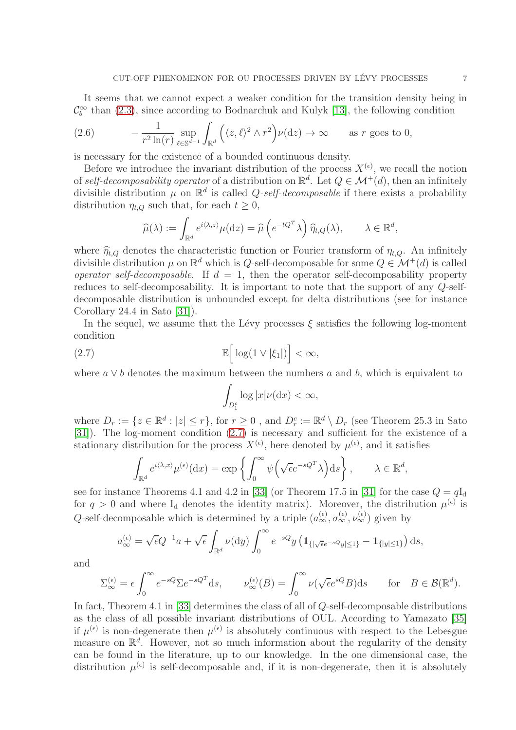It seems that we cannot expect a weaker condition for the transition density being in $\mathcal{C}_b^\infty$ than (2.3), since according to Bodnarchuk and Kulyk [13], the following condition

$$
-\frac{1}{r^2\ln(r)}\sup_{\ell\in\mathbb{S}^{d-1}}\int_{\mathbb{R}^d}\Big(\langle z,\ell\rangle^2\wedge r^2\Big)\nu(\mathrm{d}z)\to\infty \qquad \text{as } r \text{ goes to } 0, \tag{2.6}
$$

is necessary for the existence of a bounded continuous density.

Before we introduce the invariant distribution of the process $X^{(\epsilon)}$, we recall the notion of *self-decomposability operator* of a distribution on $\mathbb{R}^d$. Let $Q\in\mathcal{M}^+(d)$, then an infinitely divisible distribution $\mu$ on $\mathbb{R}^d$ is called *$Q$-self-decomposable* if there exists a probability distribution $\eta_{t,Q}$ such that, for each $t\geq 0$,

$$
\widehat{\mu}(\lambda):=\int_{\mathbb{R}^d}e^{i\langle\lambda,z\rangle}\mu(\mathrm{d}z)=\widehat{\mu}\left(e^{-tQ^T}\lambda\right)\widehat{\eta}_{t,Q}(\lambda),\qquad \lambda\in\mathbb{R}^d,
$$

where $\widehat{\eta}_{t,Q}$ denotes the characteristic function or Fourier transform of $\eta_{t,Q}$. An infinitely divisible distribution $\mu$ on $\mathbb{R}^d$ which is $Q$-self-decomposable for some $Q\in\mathcal{M}^+(d)$ is called *operator self-decomposable*. If $d=1$, then the operator self-decomposability property reduces to self-decomposability. It is important to note that the support of any $Q$-self-decomposable distribution is unbounded except for delta distributions (see for instance Corollary 24.4 in Sato [31]).

In the sequel, we assume that the Lévy processes $\xi$ satisfies the following log-moment condition

$$
\mathbb{E}\Big[\log(1\vee|\xi_1|)\Big]<\infty, \tag{2.7}
$$

where $a\vee b$ denotes the maximum between the numbers $a$ and $b$, which is equivalent to

$$
\int_{D_1^c}\log|x|\nu(\mathrm{d}x)<\infty,
$$

where $D_r:=\{z\in\mathbb{R}^d:|z|\leq r\}$, for $r\geq 0$ , and $D_r^c:=\mathbb{R}^d\setminus D_r$ (see Theorem 25.3 in Sato [31]). The log-moment condition (2.7) is necessary and sufficient for the existence of a stationary distribution for the process $X^{(\epsilon)}$, here denoted by $\mu^{(\epsilon)}$, and it satisfies

$$
\int_{\mathbb{R}^d}e^{i\langle\lambda,x\rangle}\mu^{(\epsilon)}(\mathrm{d}x)=\exp\left\{\int_0^\infty\psi\Big(\sqrt{\epsilon}e^{-sQ^T}\lambda\Big)\mathrm{d}s\right\},\qquad \lambda\in\mathbb{R}^d,
$$

see for instance Theorems 4.1 and 4.2 in [33] (or Theorem 17.5 in [31] for the case $Q=q\mathrm{I_d}$ for $q>0$ and where $\mathrm{I_d}$ denotes the identity matrix). Moreover, the distribution $\mu^{(\epsilon)}$ is $Q$-self-decomposable which is determined by a triple $(a_\infty^{(\epsilon)},\sigma_\infty^{(\epsilon)},\nu_\infty^{(\epsilon)})$ given by

$$
a_\infty^{(\epsilon)}=\sqrt{\epsilon}Q^{-1}a+\sqrt{\epsilon}\int_{\mathbb{R}^d}\nu(\mathrm{d}y)\int_0^\infty e^{-sQ}y\left(\mathbf{1}_{\{|\sqrt{\epsilon}e^{-sQ}y|\leq 1\}}-\mathbf{1}_{\{|y|\leq 1\}}\right)\mathrm{d}s,
$$

and

$$
\Sigma_\infty^{(\epsilon)}=\epsilon\int_0^\infty e^{-sQ}\Sigma e^{-sQ^T}\mathrm{d}s,\qquad \nu_\infty^{(\epsilon)}(B)=\int_0^\infty\nu(\sqrt{\epsilon}e^{sQ}B)\mathrm{d}s\qquad\text{for}\quad B\in\mathcal{B}(\mathbb{R}^d).
$$

In fact, Theorem 4.1 in [33] determines the class of all of $Q$-self-decomposable distributions as the class of all possible invariant distributions of OUL. According to Yamazato [35] if $\mu^{(\epsilon)}$ is non-degenerate then $\mu^{(\epsilon)}$ is absolutely continuous with respect to the Lebesgue measure on $\mathbb{R}^d$. However, not so much information about the regularity of the density can be found in the literature, up to our knowledge. In the one dimensional case, the distribution $\mu^{(\epsilon)}$ is self-decomposable and, if it is non-degenerate, then it is absolutely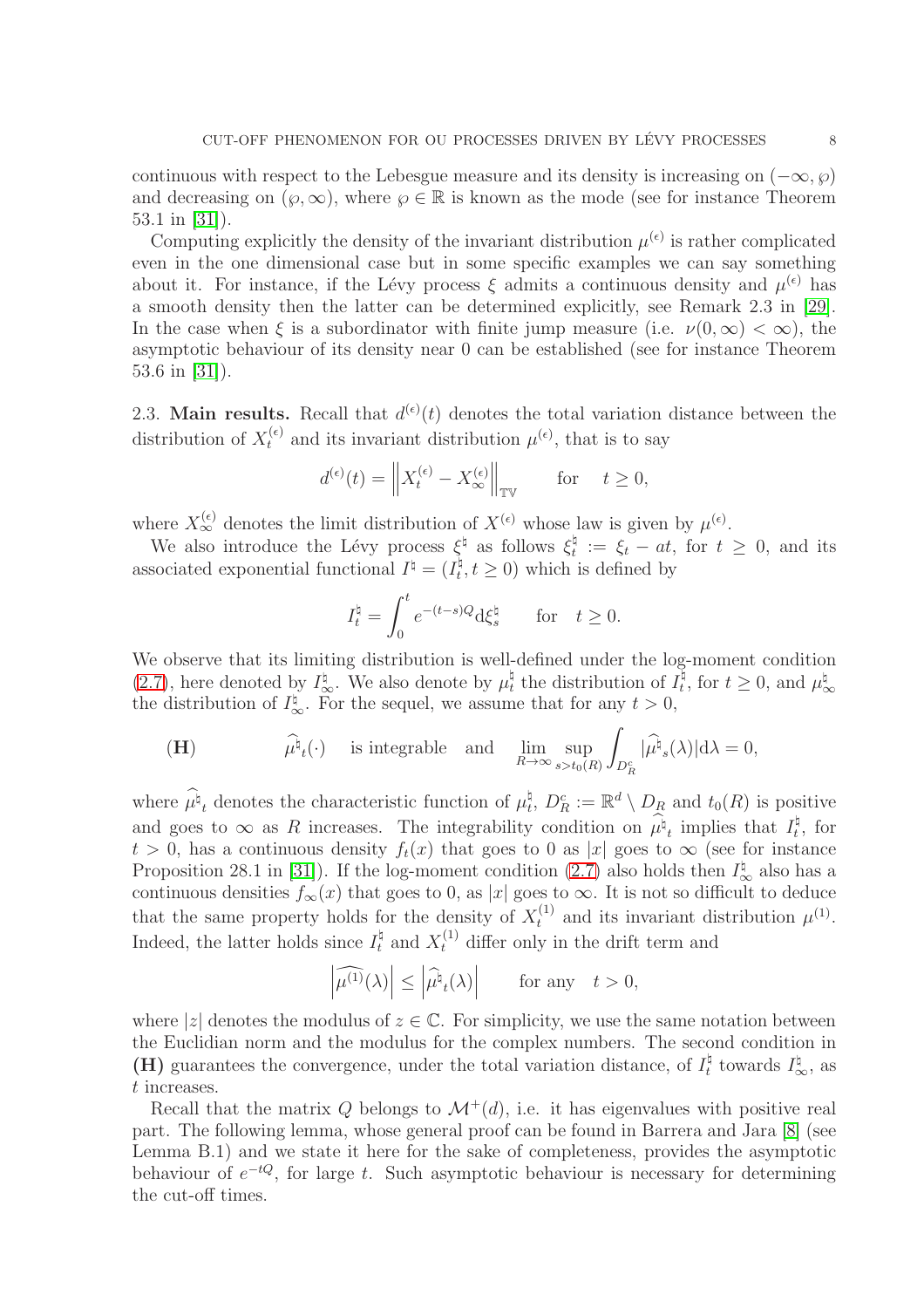continuous with respect to the Lebesgue measure and its density is increasing on $(-\infty, \wp)$ and decreasing on $(\wp, \infty)$, where $\wp \in \mathbb{R}$ is known as the mode (see for instance Theorem 53.1 in [31]).

Computing explicitly the density of the invariant distribution $\mu^{(\epsilon)}$ is rather complicated even in the one dimensional case but in some specific examples we can say something about it. For instance, if the Lévy process $\xi$ admits a continuous density and $\mu^{(\epsilon)}$ has a smooth density then the latter can be determined explicitly, see Remark 2.3 in [29]. In the case when $\xi$ is a subordinator with finite jump measure (i.e. $\nu(0,\infty) < \infty$), the asymptotic behaviour of its density near 0 can be established (see for instance Theorem 53.6 in [31]).

**2.3. Main results.** Recall that $d^{(\epsilon)}(t)$ denotes the total variation distance between the distribution of $X_t^{(\epsilon)}$ and its invariant distribution $\mu^{(\epsilon)}$, that is to say

$$d^{(\epsilon)}(t) = \left\| X_t^{(\epsilon)} - X_\infty^{(\epsilon)} \right\|_{\mathbb{TV}} \qquad \text{for} \quad t \geq 0,$$

where $X_\infty^{(\epsilon)}$ denotes the limit distribution of $X^{(\epsilon)}$ whose law is given by $\mu^{(\epsilon)}$.

We also introduce the Lévy process $\xi^\natural$ as follows $\xi_t^\natural := \xi_t - at$, for $t \geq 0$, and its associated exponential functional $I^\natural = (I_t^\natural, t \geq 0)$ which is defined by

$$I_t^\natural = \int_0^t e^{-(t-s)Q} \mathrm{d}\xi_s^\natural \qquad \text{for} \quad t \geq 0.$$

We observe that its limiting distribution is well-defined under the log-moment condition (2.7), here denoted by $I_\infty^\natural$. We also denote by $\mu_t^\natural$ the distribution of $I_t^\natural$, for $t \geq 0$, and $\mu_\infty^\natural$ the distribution of $I_\infty^\natural$. For the sequel, we assume that for any $t > 0$,

$$(\mathbf{H}) \qquad\qquad \widehat{\mu^\natural}_t(\cdot) \quad \text{is integrable} \quad \text{and} \quad \lim_{R\to\infty} \sup_{s>t_0(R)} \int_{D_R^c} |\widehat{\mu^\natural}_s(\lambda)| \mathrm{d}\lambda = 0,$$

where $\widehat{\mu^\natural}_t$ denotes the characteristic function of $\mu_t^\natural$, $D_R^c := \mathbb{R}^d \setminus D_R$ and $t_0(R)$ is positive and goes to $\infty$ as $R$ increases. The integrability condition on $\widehat{\mu^\natural}_t$ implies that $I_t^\natural$, for $t > 0$, has a continuous density $f_t(x)$ that goes to 0 as $|x|$ goes to $\infty$ (see for instance Proposition 28.1 in [31]). If the log-moment condition (2.7) also holds then $I_\infty^\natural$ also has a continuous densities $f_\infty(x)$ that goes to 0, as $|x|$ goes to $\infty$. It is not so difficult to deduce that the same property holds for the density of $X_t^{(1)}$ and its invariant distribution $\mu^{(1)}$. Indeed, the latter holds since $I_t^\natural$ and $X_t^{(1)}$ differ only in the drift term and

$$\left| \widehat{\mu^{(1)}}(\lambda) \right| \leq \left| \widehat{\mu^\natural}_t(\lambda) \right| \qquad \text{for any} \quad t > 0,$$

where $|z|$ denotes the modulus of $z \in \mathbb{C}$. For simplicity, we use the same notation between the Euclidian norm and the modulus for the complex numbers. The second condition in **(H)** guarantees the convergence, under the total variation distance, of $I_t^\natural$ towards $I_\infty^\natural$, as $t$ increases.

Recall that the matrix $Q$ belongs to $\mathcal{M}^+(d)$, i.e. it has eigenvalues with positive real part. The following lemma, whose general proof can be found in Barrera and Jara [8] (see Lemma B.1) and we state it here for the sake of completeness, provides the asymptotic behaviour of $e^{-tQ}$, for large $t$. Such asymptotic behaviour is necessary for determining the cut-off times.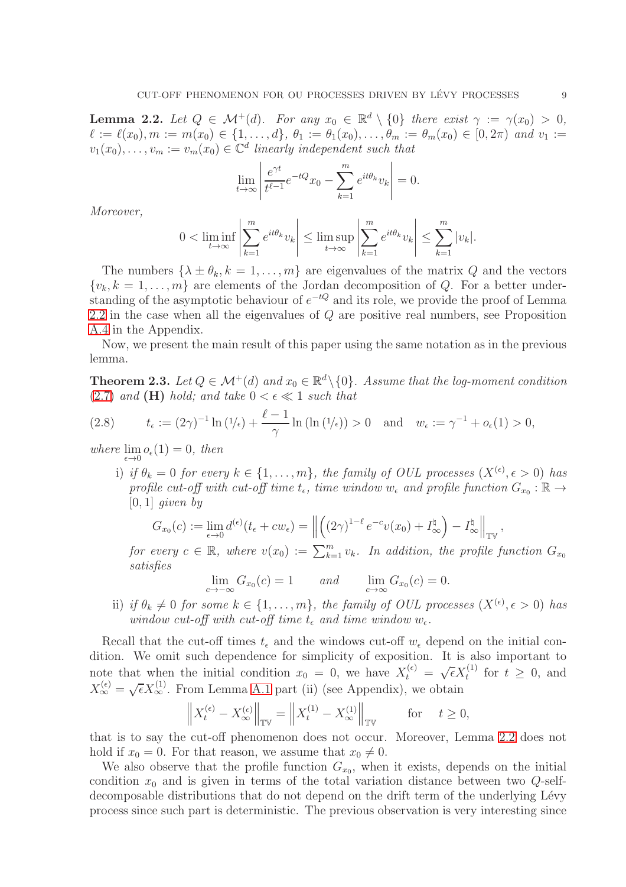**Lemma 2.2.** *Let $Q \in \mathcal{M}^+(d)$. For any $x_0 \in \mathbb{R}^d \setminus \{0\}$ there exist $\gamma := \gamma(x_0) > 0$, $\ell := \ell(x_0), m := m(x_0) \in \{1, \dots, d\}$, $\theta_1 := \theta_1(x_0), \dots, \theta_m := \theta_m(x_0) \in [0, 2\pi)$ and $v_1 := v_1(x_0), \dots, v_m := v_m(x_0) \in \mathbb{C}^d$ linearly independent such that*

$$\lim_{t\to\infty} \left| \frac{e^{\gamma t}}{t^{\ell-1}} e^{-tQ} x_0 - \sum_{k=1}^{m} e^{it\theta_k} v_k \right| = 0.$$

*Moreover,*

$$0 < \liminf_{t\to\infty} \left| \sum_{k=1}^{m} e^{it\theta_k} v_k \right| \leq \limsup_{t\to\infty} \left| \sum_{k=1}^{m} e^{it\theta_k} v_k \right| \leq \sum_{k=1}^{m} |v_k|.$$

The numbers $\{\lambda \pm \theta_k, k = 1, \dots, m\}$ are eigenvalues of the matrix $Q$ and the vectors $\{v_k, k = 1, \dots, m\}$ are elements of the Jordan decomposition of $Q$. For a better understanding of the asymptotic behaviour of $e^{-tQ}$ and its role, we provide the proof of Lemma 2.2 in the case when all the eigenvalues of $Q$ are positive real numbers, see Proposition A.4 in the Appendix.

Now, we present the main result of this paper using the same notation as in the previous lemma.

**Theorem 2.3.** *Let $Q \in \mathcal{M}^+(d)$ and $x_0 \in \mathbb{R}^d \setminus \{0\}$. Assume that the log-moment condition (2.7) and* **(H)** *hold; and take $0 < \epsilon \ll 1$ such that*

$$t_\epsilon := (2\gamma)^{-1} \ln\left({}^1\!/\!_\epsilon\right) + \frac{\ell - 1}{\gamma} \ln\left(\ln\left({}^1\!/\!_\epsilon\right)\right) > 0 \quad \text{and} \quad w_\epsilon := \gamma^{-1} + o_\epsilon(1) > 0, \tag{2.8}$$

*where $\lim\limits_{\epsilon\to 0} o_\epsilon(1) = 0$, then*

i) *if $\theta_k = 0$ for every $k \in \{1, \dots, m\}$, the family of OUL processes $(X^{(\epsilon)}, \epsilon > 0)$ has profile cut-off with cut-off time $t_\epsilon$, time window $w_\epsilon$ and profile function $G_{x_0} : \mathbb{R} \to [0, 1]$ given by*

$$G_{x_0}(c) := \lim_{\epsilon\to 0} d^{(\epsilon)}(t_\epsilon + c w_\epsilon) = \left\| \left( (2\gamma)^{1-\ell} e^{-c} v(x_0) + I_\infty^\natural \right) - I_\infty^\natural \right\|_{\mathbb{TV}},$$

*for every $c \in \mathbb{R}$, where $v(x_0) := \sum_{k=1}^m v_k$. In addition, the profile function $G_{x_0}$ satisfies*

$$\lim_{c\to -\infty} G_{x_0}(c) = 1 \qquad \text{and} \qquad \lim_{c\to\infty} G_{x_0}(c) = 0.$$

ii) *if $\theta_k \neq 0$ for some $k \in \{1, \dots, m\}$, the family of OUL processes $(X^{(\epsilon)}, \epsilon > 0)$ has window cut-off with cut-off time $t_\epsilon$ and time window $w_\epsilon$.*

Recall that the cut-off times $t_\epsilon$ and the windows cut-off $w_\epsilon$ depend on the initial condition. We omit such dependence for simplicity of exposition. It is also important to note that when the initial condition $x_0 = 0$, we have $X_t^{(\epsilon)} = \sqrt{\epsilon} X_t^{(1)}$ for $t \geq 0$, and $X_\infty^{(\epsilon)} = \sqrt{\epsilon} X_\infty^{(1)}$. From Lemma A.1 part (ii) (see Appendix), we obtain

$$\left\| X_t^{(\epsilon)} - X_\infty^{(\epsilon)} \right\|_{\mathbb{TV}} = \left\| X_t^{(1)} - X_\infty^{(1)} \right\|_{\mathbb{TV}} \qquad \text{for} \quad t \geq 0,$$

that is to say the cut-off phenomenon does not occur. Moreover, Lemma 2.2 does not hold if $x_0 = 0$. For that reason, we assume that $x_0 \neq 0$.

We also observe that the profile function $G_{x_0}$, when it exists, depends on the initial condition $x_0$ and is given in terms of the total variation distance between two $Q$-self-decomposable distributions that do not depend on the drift term of the underlying Lévy process since such part is deterministic. The previous observation is very interesting since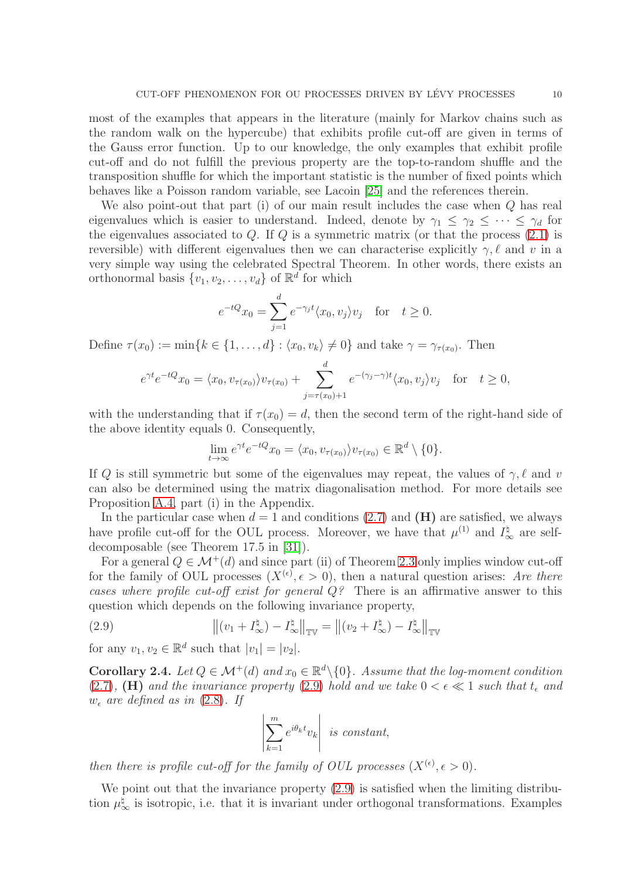most of the examples that appears in the literature (mainly for Markov chains such as the random walk on the hypercube) that exhibits profile cut-off are given in terms of the Gauss error function. Up to our knowledge, the only examples that exhibit profile cut-off and do not fulfill the previous property are the top-to-random shuffle and the transposition shuffle for which the important statistic is the number of fixed points which behaves like a Poisson random variable, see Lacoin [25] and the references therein.

We also point-out that part (i) of our main result includes the case when $Q$ has real eigenvalues which is easier to understand. Indeed, denote by $\gamma_1 \leq \gamma_2 \leq \cdots \leq \gamma_d$ for the eigenvalues associated to $Q$. If $Q$ is a symmetric matrix (or that the process (2.1) is reversible) with different eigenvalues then we can characterise explicitly $\gamma, \ell$ and $v$ in a very simple way using the celebrated Spectral Theorem. In other words, there exists an orthonormal basis $\{v_1, v_2, \ldots, v_d\}$ of $\mathbb{R}^d$ for which

$$e^{-tQ}x_0 = \sum_{j=1}^{d} e^{-\gamma_j t}\langle x_0, v_j\rangle v_j \quad \text{for} \quad t \geq 0.$$

Define $\tau(x_0) := \min\{k \in \{1, \ldots, d\} : \langle x_0, v_k\rangle \neq 0\}$ and take $\gamma = \gamma_{\tau(x_0)}$. Then

$$e^{\gamma t}e^{-tQ}x_0 = \langle x_0, v_{\tau(x_0)}\rangle v_{\tau(x_0)} + \sum_{j=\tau(x_0)+1}^{d} e^{-(\gamma_j-\gamma)t}\langle x_0, v_j\rangle v_j \quad \text{for} \quad t \geq 0,$$

with the understanding that if $\tau(x_0) = d$, then the second term of the right-hand side of the above identity equals 0. Consequently,

$$\lim_{t\to\infty} e^{\gamma t}e^{-tQ}x_0 = \langle x_0, v_{\tau(x_0)}\rangle v_{\tau(x_0)} \in \mathbb{R}^d \setminus \{0\}.$$

If $Q$ is still symmetric but some of the eigenvalues may repeat, the values of $\gamma, \ell$ and $v$ can also be determined using the matrix diagonalisation method. For more details see Proposition A.4, part (i) in the Appendix.

In the particular case when $d = 1$ and conditions (2.7) and **(H)** are satisfied, we always have profile cut-off for the OUL process. Moreover, we have that $\mu^{(1)}$ and $I^{\natural}_\infty$ are self-decomposable (see Theorem 17.5 in [31]).

For a general $Q \in \mathcal{M}^+(d)$ and since part (ii) of Theorem 2.3 only implies window cut-off for the family of OUL processes $(X^{(\epsilon)}, \epsilon > 0)$, then a natural question arises: *Are there cases where profile cut-off exist for general $Q$?* There is an affirmative answer to this question which depends on the following invariance property,

$$\left\|(v_1 + I^{\natural}_\infty) - I^{\natural}_\infty\right\|_{\mathbb{TV}} = \left\|(v_2 + I^{\natural}_\infty) - I^{\natural}_\infty\right\|_{\mathbb{TV}} \tag{2.9}$$

for any $v_1, v_2 \in \mathbb{R}^d$ such that $|v_1| = |v_2|$.

**Corollary 2.4.** *Let $Q \in \mathcal{M}^+(d)$ and $x_0 \in \mathbb{R}^d\setminus\{0\}$. Assume that the log-moment condition (2.7), **(H)** and the invariance property (2.9) hold and we take $0 < \epsilon \ll 1$ such that $t_\epsilon$ and $w_\epsilon$ are defined as in (2.8). If*

$$\left|\sum_{k=1}^{m} e^{i\theta_k t}v_k\right| \quad \textit{is constant,}$$

*then there is profile cut-off for the family of OUL processes $(X^{(\epsilon)}, \epsilon > 0)$.*

We point out that the invariance property (2.9) is satisfied when the limiting distribution $\mu^{\natural}_\infty$ is isotropic, i.e. that it is invariant under orthogonal transformations. Examples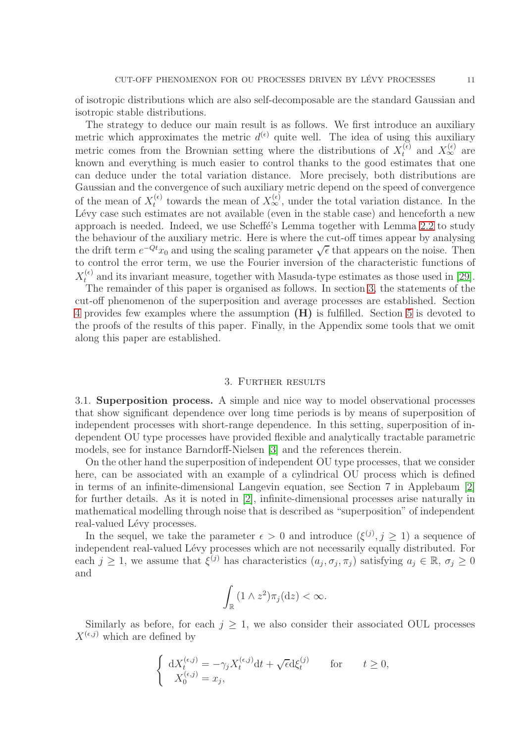of isotropic distributions which are also self-decomposable are the standard Gaussian and isotropic stable distributions.

The strategy to deduce our main result is as follows. We first introduce an auxiliary metric which approximates the metric $d^{(\epsilon)}$ quite well. The idea of using this auxiliary metric comes from the Brownian setting where the distributions of $X_t^{(\epsilon)}$ and $X_\infty^{(\epsilon)}$ are known and everything is much easier to control thanks to the good estimates that one can deduce under the total variation distance. More precisely, both distributions are Gaussian and the convergence of such auxiliary metric depend on the speed of convergence of the mean of $X_t^{(\epsilon)}$ towards the mean of $X_\infty^{(\epsilon)}$, under the total variation distance. In the Lévy case such estimates are not available (even in the stable case) and henceforth a new approach is needed. Indeed, we use Scheffé's Lemma together with Lemma 2.2 to study the behaviour of the auxiliary metric. Here is where the cut-off times appear by analysing the drift term $e^{-Qt}x_0$ and using the scaling parameter $\sqrt{\epsilon}$ that appears on the noise. Then to control the error term, we use the Fourier inversion of the characteristic functions of $X_t^{(\epsilon)}$ and its invariant measure, together with Masuda-type estimates as those used in [29].

The remainder of this paper is organised as follows. In section 3, the statements of the cut-off phenomenon of the superposition and average processes are established. Section 4 provides few examples where the assumption **(H)** is fulfilled. Section 5 is devoted to the proofs of the results of this paper. Finally, in the Appendix some tools that we omit along this paper are established.

## 3. Further results

**3.1. Superposition process.** A simple and nice way to model observational processes that show significant dependence over long time periods is by means of superposition of independent processes with short-range dependence. In this setting, superposition of independent OU type processes have provided flexible and analytically tractable parametric models, see for instance Barndorff-Nielsen [3] and the references therein.

On the other hand the superposition of independent OU type processes, that we consider here, can be associated with an example of a cylindrical OU process which is defined in terms of an infinite-dimensional Langevin equation, see Section 7 in Applebaum [2] for further details. As it is noted in [2], infinite-dimensional processes arise naturally in mathematical modelling through noise that is described as "superposition" of independent real-valued Lévy processes.

In the sequel, we take the parameter $\epsilon > 0$ and introduce $(\xi^{(j)}, j \geq 1)$ a sequence of independent real-valued Lévy processes which are not necessarily equally distributed. For each $j \geq 1$, we assume that $\xi^{(j)}$ has characteristics $(a_j, \sigma_j, \pi_j)$ satisfying $a_j \in \mathbb{R}$, $\sigma_j \geq 0$ and

$$\int_{\mathbb{R}} (1 \wedge z^2)\pi_j(\mathrm{d}z) < \infty.$$

Similarly as before, for each $j \geq 1$, we also consider their associated OUL processes $X^{(\epsilon,j)}$ which are defined by

$$\begin{cases} \mathrm{d}X_t^{(\epsilon,j)} = -\gamma_j X_t^{(\epsilon,j)}\mathrm{d}t + \sqrt{\epsilon}\mathrm{d}\xi_t^{(j)} & \text{for} \qquad t \geq 0, \\ X_0^{(\epsilon,j)} = x_j, \end{cases}$$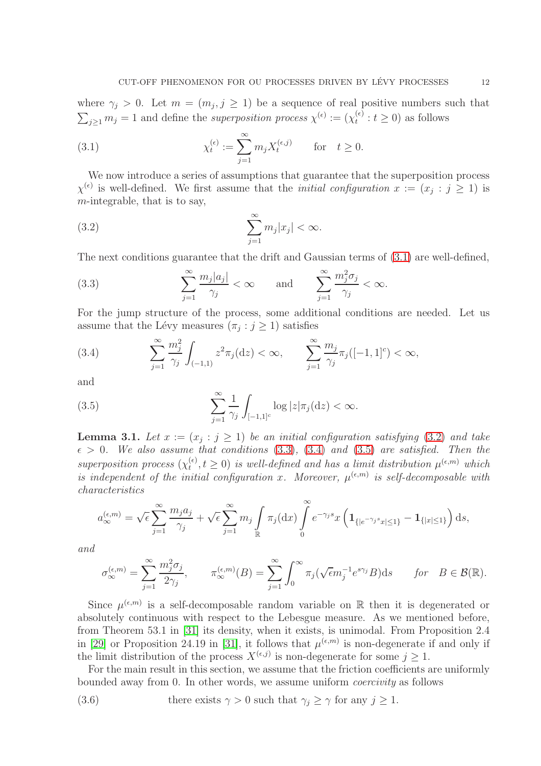where $\gamma_j > 0$. Let $m = (m_j, j \geq 1)$ be a sequence of real positive numbers such that $\sum_{j\geq 1} m_j = 1$ and define the *superposition process* $\chi^{(\epsilon)} := (\chi_t^{(\epsilon)} : t \geq 0)$ as follows

$$
\chi_t^{(\epsilon)} := \sum_{j=1}^{\infty} m_j X_t^{(\epsilon,j)} \qquad \text{for} \quad t \geq 0. \tag{3.1}
$$

We now introduce a series of assumptions that guarantee that the superposition process $\chi^{(\epsilon)}$ is well-defined. We first assume that the *initial configuration* $x := (x_j : j \geq 1)$ is $m$-integrable, that is to say,

$$
\sum_{j=1}^{\infty} m_j |x_j| < \infty. \tag{3.2}
$$

The next conditions guarantee that the drift and Gaussian terms of (3.1) are well-defined,

$$
\sum_{j=1}^{\infty} \frac{m_j |a_j|}{\gamma_j} < \infty \qquad \text{and} \qquad \sum_{j=1}^{\infty} \frac{m_j^2 \sigma_j}{\gamma_j} < \infty. \tag{3.3}
$$

For the jump structure of the process, some additional conditions are needed. Let us assume that the Lévy measures $(\pi_j : j \geq 1)$ satisfies

$$
\sum_{j=1}^{\infty} \frac{m_j^2}{\gamma_j} \int_{(-1,1)} z^2 \pi_j(\mathrm{d}z) < \infty, \qquad \sum_{j=1}^{\infty} \frac{m_j}{\gamma_j} \pi_j([-1,1]^c) < \infty, \tag{3.4}
$$

and

$$
\sum_{j=1}^{\infty} \frac{1}{\gamma_j} \int_{[-1,1]^c} \log |z| \pi_j(\mathrm{d}z) < \infty. \tag{3.5}
$$

**Lemma 3.1.** *Let $x := (x_j : j \geq 1)$ be an initial configuration satisfying (3.2) and take $\epsilon > 0$. We also assume that conditions (3.3), (3.4) and (3.5) are satisfied. Then the superposition process $(\chi_t^{(\epsilon)}, t \geq 0)$ is well-defined and has a limit distribution $\mu^{(\epsilon,m)}$ which is independent of the initial configuration $x$. Moreover, $\mu^{(\epsilon,m)}$ is self-decomposable with characteristics*

$$
a_{\infty}^{(\epsilon,m)} = \sqrt{\epsilon} \sum_{j=1}^{\infty} \frac{m_j a_j}{\gamma_j} + \sqrt{\epsilon} \sum_{j=1}^{\infty} m_j \int_{\mathbb{R}} \pi_j(\mathrm{d}x) \int_0^{\infty} e^{-\gamma_j s} x \left( \mathbf{1}_{\{|e^{-\gamma_j s} x| \leq 1\}} - \mathbf{1}_{\{|x| \leq 1\}} \right) \mathrm{d}s,
$$

*and*

$$
\sigma_{\infty}^{(\epsilon,m)} = \sum_{j=1}^{\infty} \frac{m_j^2 \sigma_j}{2\gamma_j}, \qquad \pi_{\infty}^{(\epsilon,m)}(B) = \sum_{j=1}^{\infty} \int_0^{\infty} \pi_j(\sqrt{\epsilon} m_j^{-1} e^{s\gamma_j} B) \mathrm{d}s \qquad \text{for} \quad B \in \mathcal{B}(\mathbb{R}).
$$

Since $\mu^{(\epsilon,m)}$ is a self-decomposable random variable on $\mathbb{R}$ then it is degenerated or absolutely continuous with respect to the Lebesgue measure. As we mentioned before, from Theorem 53.1 in [31] its density, when it exists, is unimodal. From Proposition 2.4 in [29] or Proposition 24.19 in [31], it follows that $\mu^{(\epsilon,m)}$ is non-degenerate if and only if the limit distribution of the process $X^{(\epsilon,j)}$ is non-degenerate for some $j \geq 1$.

For the main result in this section, we assume that the friction coefficients are uniformly bounded away from 0. In other words, we assume uniform *coercivity* as follows

$$
\text{there exists } \gamma > 0 \text{ such that } \gamma_j \geq \gamma \text{ for any } j \geq 1. \tag{3.6}
$$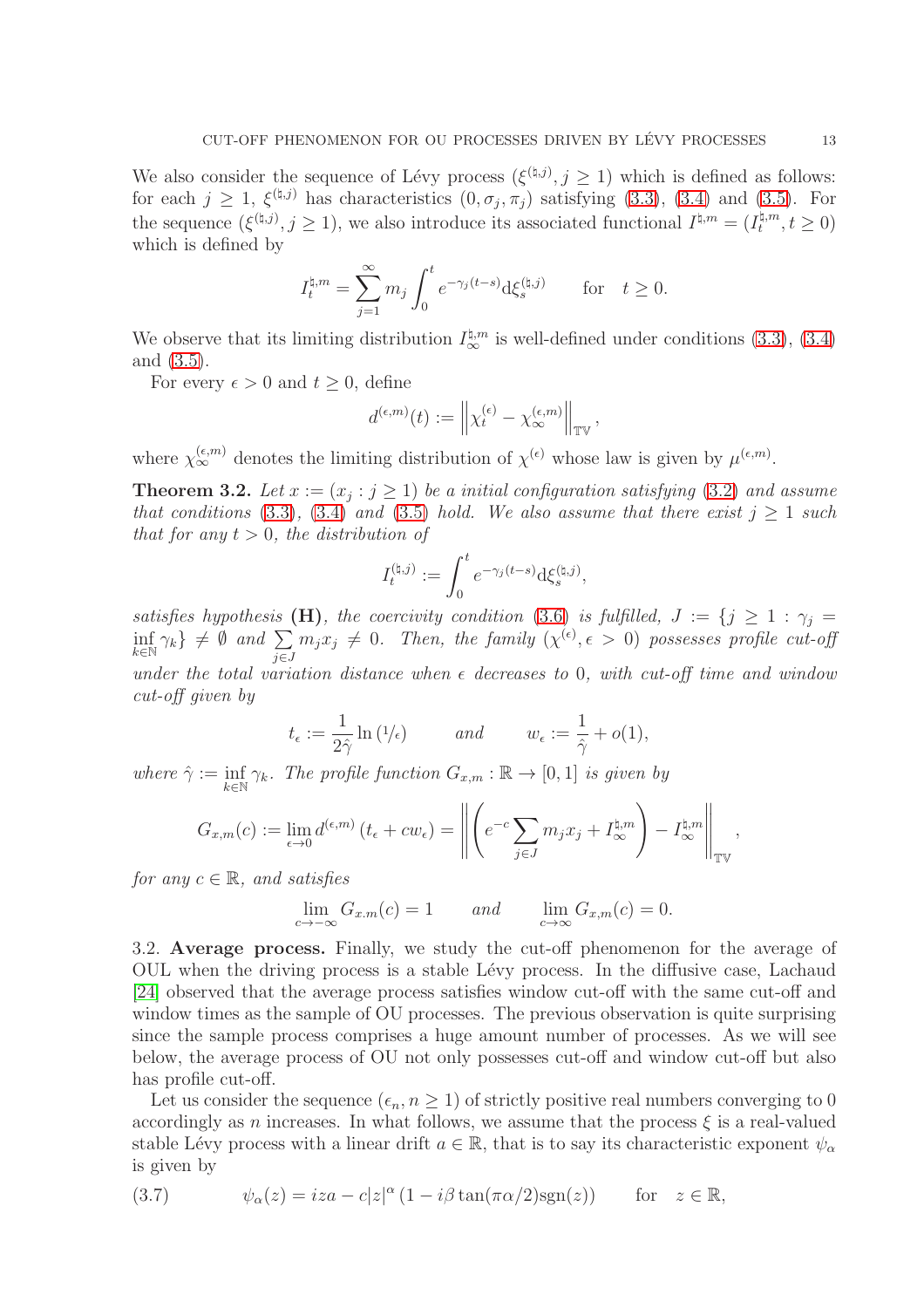We also consider the sequence of Lévy process $(\xi^{(\natural,j)}, j \geq 1)$ which is defined as follows: for each $j \geq 1$, $\xi^{(\natural,j)}$ has characteristics $(0, \sigma_j, \pi_j)$ satisfying (3.3), (3.4) and (3.5). For the sequence $(\xi^{(\natural,j)}, j \geq 1)$, we also introduce its associated functional $I^{\natural,m} = (I^{\natural,m}_t, t \geq 0)$ which is defined by

$$I^{\natural,m}_t = \sum_{j=1}^{\infty} m_j \int_0^t e^{-\gamma_j(t-s)} \mathrm{d}\xi^{(\natural,j)}_s \qquad \text{for} \quad t \geq 0.$$

We observe that its limiting distribution $I^{\natural,m}_\infty$ is well-defined under conditions (3.3), (3.4) and (3.5).

For every $\epsilon > 0$ and $t \geq 0$, define

$$d^{(\epsilon,m)}(t) := \left\| \chi^{(\epsilon)}_t - \chi^{(\epsilon,m)}_\infty \right\|_{\mathbb{TV}},$$

where $\chi^{(\epsilon,m)}_\infty$ denotes the limiting distribution of $\chi^{(\epsilon)}$ whose law is given by $\mu^{(\epsilon,m)}$.

**Theorem 3.2.** *Let $x := (x_j : j \geq 1)$ be a initial configuration satisfying (3.2) and assume that conditions (3.3), (3.4) and (3.5) hold. We also assume that there exist $j \geq 1$ such that for any $t > 0$, the distribution of*

$$I^{(\natural,j)}_t := \int_0^t e^{-\gamma_j(t-s)} \mathrm{d}\xi^{(\natural,j)}_s,$$

*satisfies hypothesis* **(H)**, *the coercivity condition (3.6) is fulfilled, $J := \{j \geq 1 : \gamma_j = \inf_{k \in \mathbb{N}} \gamma_k\} \neq \emptyset$ and $\sum_{j \in J} m_j x_j \neq 0$. Then, the family $(\chi^{(\epsilon)}, \epsilon > 0)$ possesses profile cut-off under the total variation distance when $\epsilon$ decreases to $0$, with cut-off time and window cut-off given by*

$$t_\epsilon := \frac{1}{2\hat{\gamma}} \ln\left(1/\epsilon\right) \qquad \text{and} \qquad w_\epsilon := \frac{1}{\hat{\gamma}} + o(1),$$

*where $\hat{\gamma} := \inf_{k \in \mathbb{N}} \gamma_k$. The profile function $G_{x,m} : \mathbb{R} \to [0,1]$ is given by*

$$G_{x,m}(c) := \lim_{\epsilon \to 0} d^{(\epsilon,m)}\left(t_\epsilon + c w_\epsilon\right) = \left\| \left( e^{-c} \sum_{j \in J} m_j x_j + I^{\natural,m}_\infty \right) - I^{\natural,m}_\infty \right\|_{\mathbb{TV}},$$

*for any $c \in \mathbb{R}$, and satisfies*

$$\lim_{c \to -\infty} G_{x,m}(c) = 1 \qquad \text{and} \qquad \lim_{c \to \infty} G_{x,m}(c) = 0.$$

3.2. **Average process.** Finally, we study the cut-off phenomenon for the average of OUL when the driving process is a stable Lévy process. In the diffusive case, Lachaud [24] observed that the average process satisfies window cut-off with the same cut-off and window times as the sample of OU processes. The previous observation is quite surprising since the sample process comprises a huge amount number of processes. As we will see below, the average process of OU not only possesses cut-off and window cut-off but also has profile cut-off.

Let us consider the sequence $(\epsilon_n, n \geq 1)$ of strictly positive real numbers converging to 0 accordingly as $n$ increases. In what follows, we assume that the process $\xi$ is a real-valued stable Lévy process with a linear drift $a \in \mathbb{R}$, that is to say its characteristic exponent $\psi_\alpha$ is given by

$$\psi_\alpha(z) = iza - c|z|^\alpha \left(1 - i\beta \tan(\pi\alpha/2)\mathrm{sgn}(z)\right) \qquad \text{for} \quad z \in \mathbb{R}, \tag{3.7}$$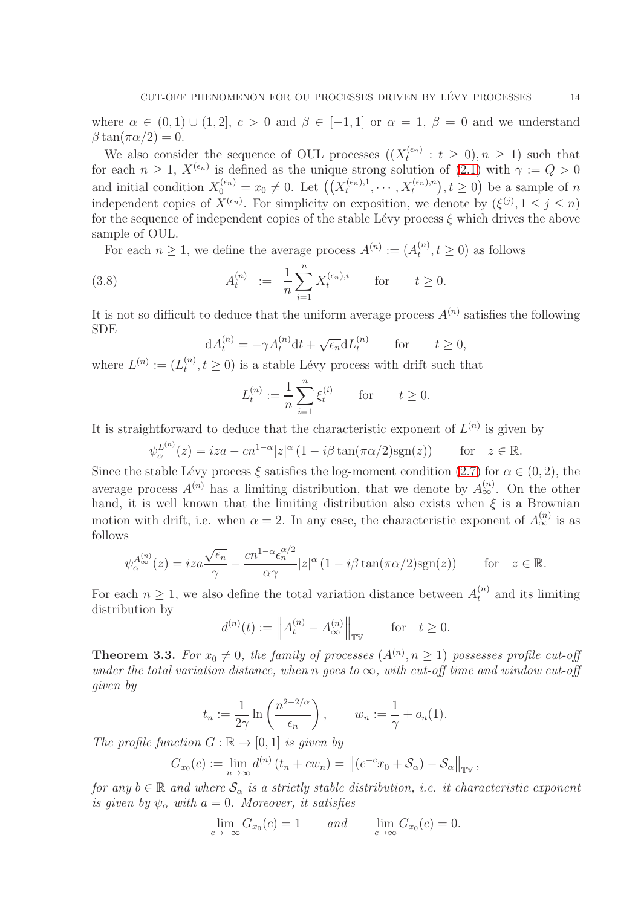where $\alpha \in (0,1) \cup (1,2]$, $c > 0$ and $\beta \in [-1,1]$ or $\alpha = 1$, $\beta = 0$ and we understand $\beta \tan(\pi\alpha/2) = 0$.

We also consider the sequence of OUL processes $((X_t^{(\epsilon_n)} : t \geq 0), n \geq 1)$ such that for each $n \geq 1$, $X^{(\epsilon_n)}$ is defined as the unique strong solution of (2.1) with $\gamma := Q > 0$ and initial condition $X_0^{(\epsilon_n)} = x_0 \neq 0$. Let $\left(\left(X_t^{(\epsilon_n),1}, \cdots, X_t^{(\epsilon_n),n}\right), t \geq 0\right)$ be a sample of $n$ independent copies of $X^{(\epsilon_n)}$. For simplicity on exposition, we denote by $(\xi^{(j)}, 1 \leq j \leq n)$ for the sequence of independent copies of the stable Lévy process $\xi$ which drives the above sample of OUL.

For each $n \geq 1$, we define the average process $A^{(n)} := (A_t^{(n)}, t \geq 0)$ as follows

$$A_t^{(n)} := \frac{1}{n} \sum_{i=1}^{n} X_t^{(\epsilon_n),i} \qquad \text{for} \qquad t \geq 0. \tag{3.8}$$

It is not so difficult to deduce that the uniform average process $A^{(n)}$ satisfies the following SDE

$$\mathrm{d}A_t^{(n)} = -\gamma A_t^{(n)} \mathrm{d}t + \sqrt{\epsilon_n} \mathrm{d}L_t^{(n)} \qquad \text{for} \qquad t \geq 0,$$

where $L^{(n)} := (L_t^{(n)}, t \geq 0)$ is a stable Lévy process with drift such that

$$L_t^{(n)} := \frac{1}{n} \sum_{i=1}^{n} \xi_t^{(i)} \qquad \text{for} \qquad t \geq 0.$$

It is straightforward to deduce that the characteristic exponent of $L^{(n)}$ is given by

$$\psi_\alpha^{L^{(n)}}(z) = iza - cn^{1-\alpha}|z|^\alpha \left(1 - i\beta \tan(\pi\alpha/2)\mathrm{sgn}(z)\right) \qquad \text{for} \quad z \in \mathbb{R}.$$

Since the stable Lévy process $\xi$ satisfies the log-moment condition (2.7) for $\alpha \in (0,2)$, the average process $A^{(n)}$ has a limiting distribution, that we denote by $A_\infty^{(n)}$. On the other hand, it is well known that the limiting distribution also exists when $\xi$ is a Brownian motion with drift, i.e. when $\alpha = 2$. In any case, the characteristic exponent of $A_\infty^{(n)}$ is as follows

$$\psi_\alpha^{A_\infty^{(n)}}(z) = iza\frac{\sqrt{\epsilon_n}}{\gamma} - \frac{cn^{1-\alpha}\epsilon_n^{\alpha/2}}{\alpha\gamma}|z|^\alpha \left(1 - i\beta \tan(\pi\alpha/2)\mathrm{sgn}(z)\right) \qquad \text{for} \quad z \in \mathbb{R}.$$

For each $n \geq 1$, we also define the total variation distance between $A_t^{(n)}$ and its limiting distribution by

$$d^{(n)}(t) := \left\| A_t^{(n)} - A_\infty^{(n)} \right\|_{\mathbb{TV}} \qquad \text{for} \quad t \geq 0.$$

**Theorem 3.3.** *For $x_0 \neq 0$, the family of processes $(A^{(n)}, n \geq 1)$ possesses profile cut-off under the total variation distance, when $n$ goes to $\infty$, with cut-off time and window cut-off given by*

$$t_n := \frac{1}{2\gamma} \ln\left(\frac{n^{2-2/\alpha}}{\epsilon_n}\right), \qquad w_n := \frac{1}{\gamma} + o_n(1).$$

*The profile function $G : \mathbb{R} \to [0,1]$ is given by*

$$G_{x_0}(c) := \lim_{n\to\infty} d^{(n)}\left(t_n + cw_n\right) = \left\|(e^{-c}x_0 + \mathcal{S}_\alpha) - \mathcal{S}_\alpha\right\|_{\mathbb{TV}},$$

*for any $b \in \mathbb{R}$ and where $\mathcal{S}_\alpha$ is a strictly stable distribution, i.e. it characteristic exponent is given by $\psi_\alpha$ with $a = 0$. Moreover, it satisfies*

$$\lim_{c\to-\infty} G_{x_0}(c) = 1 \qquad \text{and} \qquad \lim_{c\to\infty} G_{x_0}(c) = 0.$$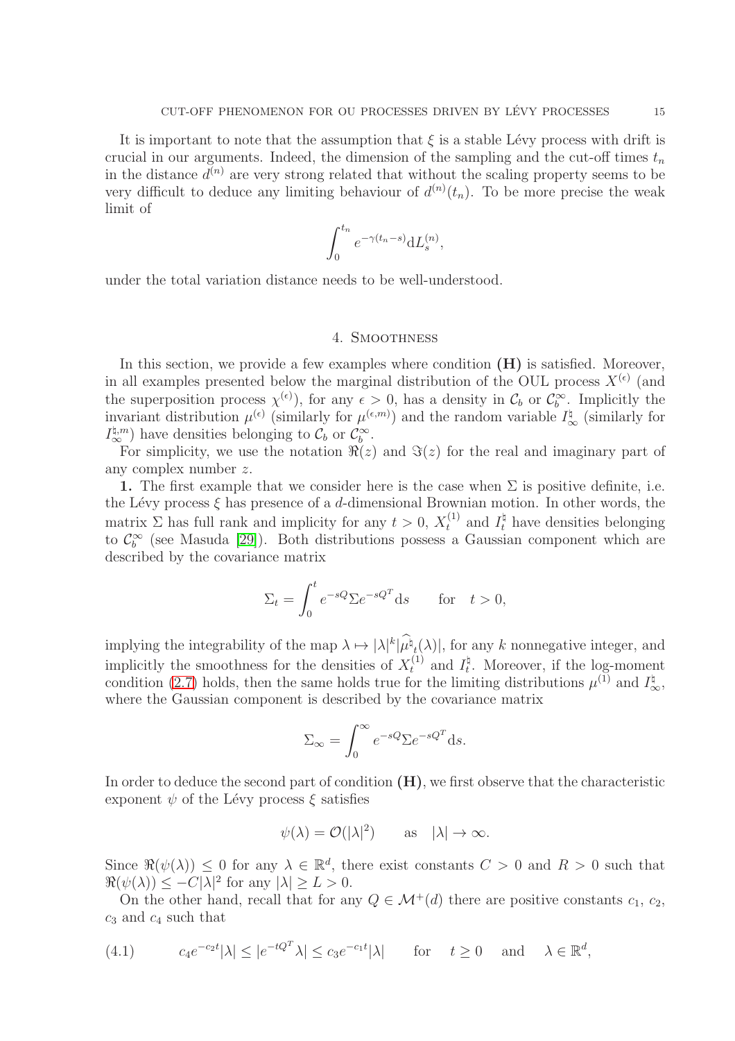It is important to note that the assumption that $\xi$ is a stable Lévy process with drift is crucial in our arguments. Indeed, the dimension of the sampling and the cut-off times $t_n$ in the distance $d^{(n)}$ are very strong related that without the scaling property seems to be very difficult to deduce any limiting behaviour of $d^{(n)}(t_n)$. To be more precise the weak limit of

$$
\int_0^{t_n} e^{-\gamma(t_n - s)} \mathrm{d}L_s^{(n)},
$$

under the total variation distance needs to be well-understood.

## 4. Smoothness

In this section, we provide a few examples where condition **(H)** is satisfied. Moreover, in all examples presented below the marginal distribution of the OUL process $X^{(\epsilon)}$ (and the superposition process $\chi^{(\epsilon)}$), for any $\epsilon > 0$, has a density in $\mathcal{C}_b$ or $\mathcal{C}_b^\infty$. Implicitly the invariant distribution $\mu^{(\epsilon)}$ (similarly for $\mu^{(\epsilon,m)}$) and the random variable $I_\infty^\natural$ (similarly for $I_\infty^{\natural,m}$) have densities belonging to $\mathcal{C}_b$ or $\mathcal{C}_b^\infty$.

For simplicity, we use the notation $\Re(z)$ and $\Im(z)$ for the real and imaginary part of any complex number $z$.

**1.** The first example that we consider here is the case when $\Sigma$ is positive definite, i.e. the Lévy process $\xi$ has presence of a $d$-dimensional Brownian motion. In other words, the matrix $\Sigma$ has full rank and implicity for any $t > 0$, $X_t^{(1)}$ and $I_t^\natural$ have densities belonging to $\mathcal{C}_b^\infty$ (see Masuda [29]). Both distributions possess a Gaussian component which are described by the covariance matrix

$$
\Sigma_t = \int_0^t e^{-sQ} \Sigma e^{-sQ^T} \mathrm{d}s \qquad \text{for} \quad t > 0,
$$

implying the integrability of the map $\lambda \mapsto |\lambda|^k |\widehat{\mu^\natural}_t(\lambda)|$, for any $k$ nonnegative integer, and implicitly the smoothness for the densities of $X_t^{(1)}$ and $I_t^\natural$. Moreover, if the log-moment condition (2.7) holds, then the same holds true for the limiting distributions $\mu^{(1)}$ and $I_\infty^\natural$, where the Gaussian component is described by the covariance matrix

$$
\Sigma_\infty = \int_0^\infty e^{-sQ} \Sigma e^{-sQ^T} \mathrm{d}s.
$$

In order to deduce the second part of condition **(H)**, we first observe that the characteristic exponent $\psi$ of the Lévy process $\xi$ satisfies

$$
\psi(\lambda) = \mathcal{O}(|\lambda|^2) \qquad \text{as} \quad |\lambda| \to \infty.
$$

Since $\Re(\psi(\lambda)) \leq 0$ for any $\lambda \in \mathbb{R}^d$, there exist constants $C > 0$ and $R > 0$ such that $\Re(\psi(\lambda)) \leq -C|\lambda|^2$ for any $|\lambda| \geq L > 0$.

On the other hand, recall that for any $Q \in \mathcal{M}^+(d)$ there are positive constants $c_1$, $c_2$, $c_3$ and $c_4$ such that

$$
c_4 e^{-c_2 t} |\lambda| \leq |e^{-tQ^T} \lambda| \leq c_3 e^{-c_1 t} |\lambda| \qquad \text{for} \quad t \geq 0 \quad \text{and} \quad \lambda \in \mathbb{R}^d, \tag{4.1}
$$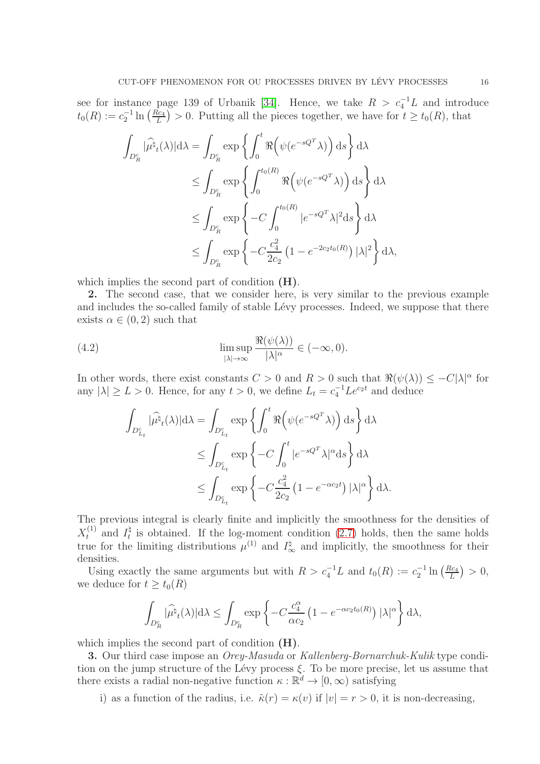see for instance page 139 of Urbanik [34]. Hence, we take $R > c_4^{-1}L$ and introduce $t_0(R) := c_2^{-1}\ln\left(\frac{Rc_4}{L}\right) > 0$. Putting all the pieces together, we have for $t \geq t_0(R)$, that

$$
\begin{aligned}
\int_{D_R^c} |\widehat{\mu^\natural}_t(\lambda)| \mathrm{d}\lambda &= \int_{D_R^c} \exp\left\{ \int_0^t \Re\Big(\psi(e^{-sQ^T}\lambda)\Big)\,\mathrm{d}s \right\} \mathrm{d}\lambda \\
&\leq \int_{D_R^c} \exp\left\{ \int_0^{t_0(R)} \Re\Big(\psi(e^{-sQ^T}\lambda)\Big)\,\mathrm{d}s \right\} \mathrm{d}\lambda \\
&\leq \int_{D_R^c} \exp\left\{ -C \int_0^{t_0(R)} |e^{-sQ^T}\lambda|^2 \mathrm{d}s \right\} \mathrm{d}\lambda \\
&\leq \int_{D_R^c} \exp\left\{ -C\frac{c_4^2}{2c_2}\left(1 - e^{-2c_2 t_0(R)}\right)|\lambda|^2 \right\} \mathrm{d}\lambda,
\end{aligned}
$$

which implies the second part of condition **(H)**.

**2.** The second case, that we consider here, is very similar to the previous example and includes the so-called family of stable Lévy processes. Indeed, we suppose that there exists $\alpha \in (0, 2)$ such that

$$
\limsup_{|\lambda|\to\infty} \frac{\Re(\psi(\lambda))}{|\lambda|^\alpha} \in (-\infty, 0). \tag{4.2}
$$

In other words, there exist constants $C > 0$ and $R > 0$ such that $\Re(\psi(\lambda)) \leq -C|\lambda|^\alpha$ for any $|\lambda| \geq L > 0$. Hence, for any $t > 0$, we define $L_t = c_4^{-1}Le^{c_2 t}$ and deduce

$$
\begin{aligned}
\int_{D_{L_t}^c} |\widehat{\mu^\natural}_t(\lambda)| \mathrm{d}\lambda &= \int_{D_{L_t}^c} \exp\left\{ \int_0^t \Re\Big(\psi(e^{-sQ^T}\lambda)\Big)\,\mathrm{d}s \right\} \mathrm{d}\lambda \\
&\leq \int_{D_{L_t}^c} \exp\left\{ -C \int_0^t |e^{-sQ^T}\lambda|^\alpha \mathrm{d}s \right\} \mathrm{d}\lambda \\
&\leq \int_{D_{L_t}^c} \exp\left\{ -C\frac{c_4^2}{2c_2}\left(1 - e^{-\alpha c_2 t}\right)|\lambda|^\alpha \right\} \mathrm{d}\lambda.
\end{aligned}
$$

The previous integral is clearly finite and implicitly the smoothness for the densities of $X_t^{(1)}$ and $I_t^\natural$ is obtained. If the log-moment condition (2.7) holds, then the same holds true for the limiting distributions $\mu^{(1)}$ and $I_\infty^\natural$ and implicitly, the smoothness for their densities.

Using exactly the same arguments but with $R > c_4^{-1}L$ and $t_0(R) := c_2^{-1}\ln\left(\frac{Rc_4}{L}\right) > 0$, we deduce for $t \geq t_0(R)$

$$
\int_{D_R^c} |\widehat{\mu^\natural}_t(\lambda)| \mathrm{d}\lambda \leq \int_{D_R^c} \exp\left\{ -C\frac{c_4^\alpha}{\alpha c_2}\left(1 - e^{-\alpha c_2 t_0(R)}\right)|\lambda|^\alpha \right\} \mathrm{d}\lambda,
$$

which implies the second part of condition **(H)**.

**3.** Our third case impose an *Orey-Masuda* or *Kallenberg-Bornarchuk-Kulik* type condition on the jump structure of the Lévy process $\xi$. To be more precise, let us assume that there exists a radial non-negative function $\kappa : \mathbb{R}^d \to [0, \infty)$ satisfying

i) as a function of the radius, i.e. $\tilde{\kappa}(r) = \kappa(v)$ if $|v| = r > 0$, it is non-decreasing,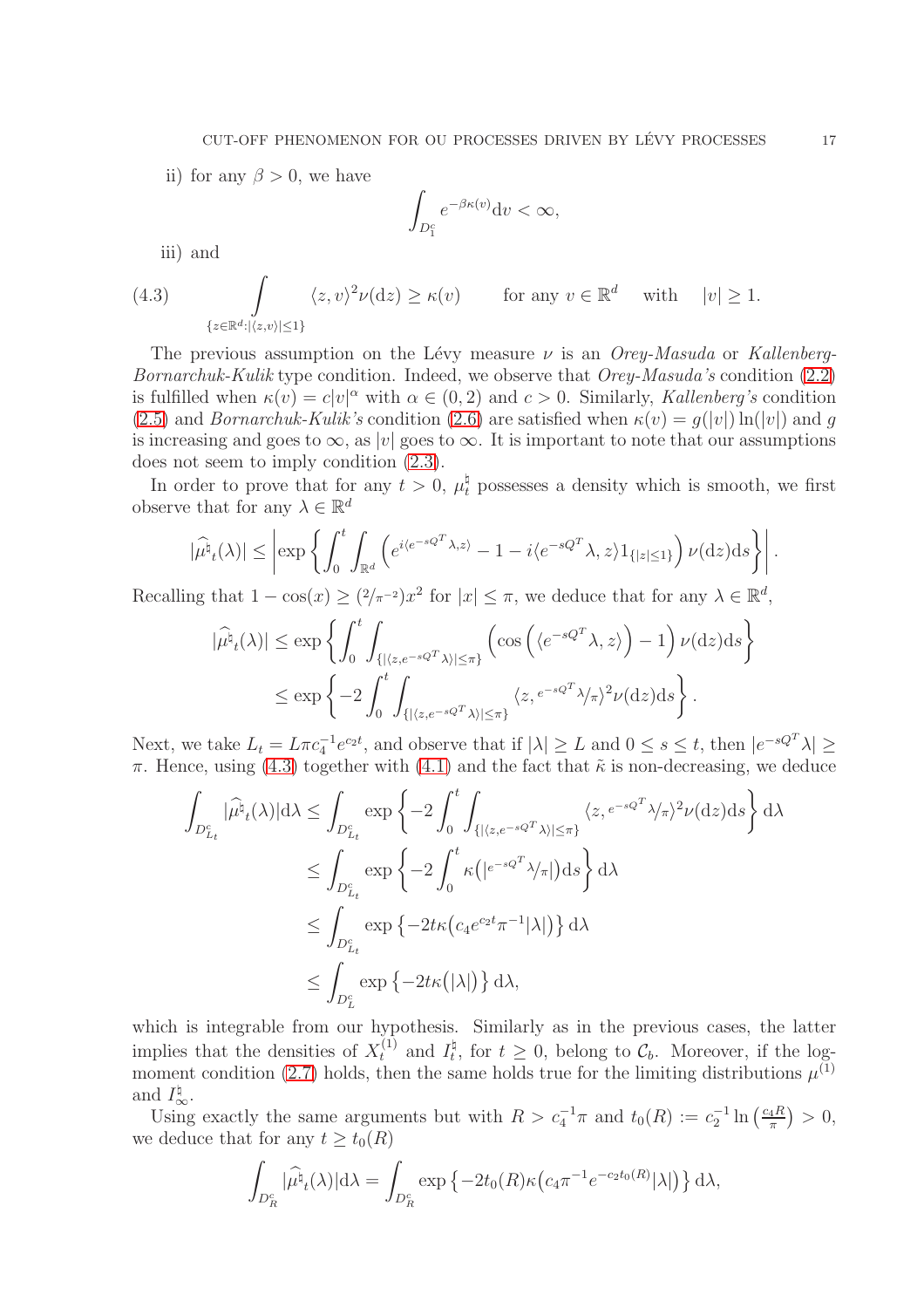ii) for any $\beta > 0$, we have

$$\int_{D_1^c} e^{-\beta\kappa(v)} \mathrm{d}v < \infty,$$

iii) and

$$\int_{\{z\in\mathbb{R}^d : |\langle z,v\rangle|\leq 1\}} \langle z, v\rangle^2 \nu(\mathrm{d}z) \geq \kappa(v) \qquad \text{for any } v \in \mathbb{R}^d \quad \text{with} \quad |v| \geq 1. \tag{4.3}$$

The previous assumption on the Lévy measure $\nu$ is an *Orey-Masuda* or *Kallenberg-Bornarchuk-Kulik* type condition. Indeed, we observe that *Orey-Masuda's* condition (2.2) is fulfilled when $\kappa(v) = c|v|^\alpha$ with $\alpha \in (0, 2)$ and $c > 0$. Similarly, *Kallenberg's* condition (2.5) and *Bornarchuk-Kulik's* condition (2.6) are satisfied when $\kappa(v) = g(|v|)\ln(|v|)$ and $g$ is increasing and goes to $\infty$, as $|v|$ goes to $\infty$. It is important to note that our assumptions does not seem to imply condition (2.3).

In order to prove that for any $t > 0$, $\mu_t^\natural$ possesses a density which is smooth, we first observe that for any $\lambda \in \mathbb{R}^d$

$$|\widehat{\mu^\natural}_t(\lambda)| \leq \left| \exp\left\{ \int_0^t \int_{\mathbb{R}^d} \left( e^{i\langle e^{-sQ^T}\lambda, z\rangle} - 1 - i\langle e^{-sQ^T}\lambda, z\rangle 1_{\{|z|\leq 1\}} \right) \nu(\mathrm{d}z)\mathrm{d}s \right\} \right|.$$

Recalling that $1 - \cos(x) \geq (2/\pi^{-2})x^2$ for $|x| \leq \pi$, we deduce that for any $\lambda \in \mathbb{R}^d$,

$$\begin{aligned}
|\widehat{\mu^\natural}_t(\lambda)| &\leq \exp\left\{ \int_0^t \int_{\{|\langle z, e^{-sQ^T}\lambda\rangle|\leq\pi\}} \left( \cos\left( \langle e^{-sQ^T}\lambda, z\rangle \right) - 1 \right) \nu(\mathrm{d}z)\mathrm{d}s \right\} \\
&\leq \exp\left\{ -2 \int_0^t \int_{\{|\langle z, e^{-sQ^T}\lambda\rangle|\leq\pi\}} \langle z, {}^{e^{-sQ^T}\lambda}/_{\pi}\rangle^2 \nu(\mathrm{d}z)\mathrm{d}s \right\}.
\end{aligned}$$

Next, we take $L_t = L\pi c_4^{-1} e^{c_2 t}$, and observe that if $|\lambda| \geq L$ and $0 \leq s \leq t$, then $|e^{-sQ^T}\lambda| \geq \pi$. Hence, using (4.3) together with (4.1) and the fact that $\tilde{\kappa}$ is non-decreasing, we deduce

$$\begin{aligned}
\int_{D_{L_t}^c} |\widehat{\mu^\natural}_t(\lambda)|\mathrm{d}\lambda &\leq \int_{D_{L_t}^c} \exp\left\{ -2 \int_0^t \int_{\{|\langle z, e^{-sQ^T}\lambda\rangle|\leq\pi\}} \langle z, {}^{e^{-sQ^T}\lambda}/_{\pi}\rangle^2 \nu(\mathrm{d}z)\mathrm{d}s \right\} \mathrm{d}\lambda \\
&\leq \int_{D_{L_t}^c} \exp\left\{ -2 \int_0^t \kappa\left( |{}^{e^{-sQ^T}\lambda}/_{\pi}| \right) \mathrm{d}s \right\} \mathrm{d}\lambda \\
&\leq \int_{D_{L_t}^c} \exp\left\{ -2t\kappa\left( c_4 e^{c_2 t}\pi^{-1}|\lambda| \right) \right\} \mathrm{d}\lambda \\
&\leq \int_{D_L^c} \exp\left\{ -2t\kappa\left( |\lambda| \right) \right\} \mathrm{d}\lambda,
\end{aligned}$$

which is integrable from our hypothesis. Similarly as in the previous cases, the latter implies that the densities of $X_t^{(1)}$ and $I_t^\natural$, for $t \geq 0$, belong to $\mathcal{C}_b$. Moreover, if the log-moment condition (2.7) holds, then the same holds true for the limiting distributions $\mu^{(1)}$ and $I_\infty^\natural$.

Using exactly the same arguments but with $R > c_4^{-1}\pi$ and $t_0(R) := c_2^{-1}\ln\left(\frac{c_4 R}{\pi}\right) > 0$, we deduce that for any $t \geq t_0(R)$

$$\int_{D_R^c} |\widehat{\mu^\natural}_t(\lambda)|\mathrm{d}\lambda = \int_{D_R^c} \exp\left\{ -2t_0(R)\kappa\left( c_4\pi^{-1}e^{-c_2 t_0(R)}|\lambda| \right) \right\} \mathrm{d}\lambda,$$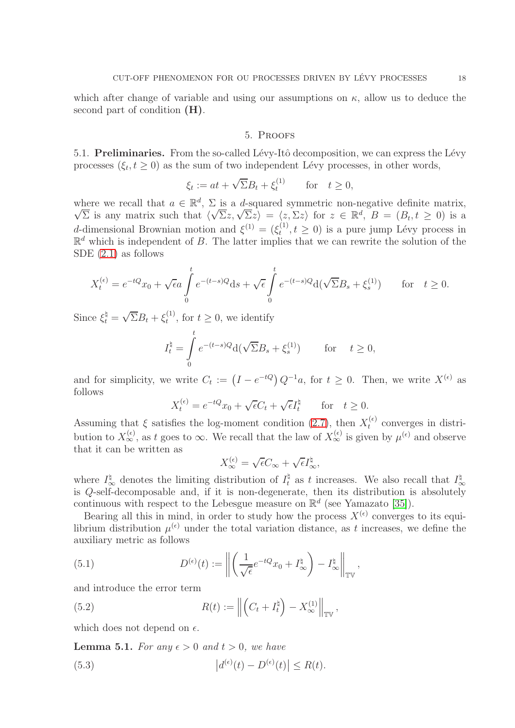which after change of variable and using our assumptions on $\kappa$, allow us to deduce the second part of condition **(H)**.

## 5. Proofs

**5.1. Preliminaries.** From the so-called Lévy-Itô decomposition, we can express the Lévy processes $(\xi_t, t \geq 0)$ as the sum of two independent Lévy processes, in other words,

$$\xi_t := at + \sqrt{\Sigma} B_t + \xi_t^{(1)} \qquad \text{for} \quad t \geq 0,$$

where we recall that $a \in \mathbb{R}^d$, $\Sigma$ is a $d$-squared symmetric non-negative definite matrix, $\sqrt{\Sigma}$ is any matrix such that $\langle \sqrt{\Sigma} z, \sqrt{\Sigma} z \rangle = \langle z, \Sigma z \rangle$ for $z \in \mathbb{R}^d$, $B = (B_t, t \geq 0)$ is a $d$-dimensional Brownian motion and $\xi^{(1)} = (\xi_t^{(1)}, t \geq 0)$ is a pure jump Lévy process in $\mathbb{R}^d$ which is independent of $B$. The latter implies that we can rewrite the solution of the SDE (2.1) as follows

$$X_t^{(\epsilon)} = e^{-tQ} x_0 + \sqrt{\epsilon} a \int_0^t e^{-(t-s)Q} \mathrm{d}s + \sqrt{\epsilon} \int_0^t e^{-(t-s)Q} \mathrm{d}(\sqrt{\Sigma} B_s + \xi_s^{(1)}) \qquad \text{for} \quad t \geq 0.$$

Since $\xi_t^{\natural} = \sqrt{\Sigma} B_t + \xi_t^{(1)}$, for $t \geq 0$, we identify

$$I_t^{\natural} = \int_0^t e^{-(t-s)Q} \mathrm{d}(\sqrt{\Sigma} B_s + \xi_s^{(1)}) \qquad \text{for} \quad t \geq 0,$$

and for simplicity, we write $C_t := \left(I - e^{-tQ}\right) Q^{-1} a$, for $t \geq 0$. Then, we write $X^{(\epsilon)}$ as follows

$$X_t^{(\epsilon)} = e^{-tQ} x_0 + \sqrt{\epsilon} C_t + \sqrt{\epsilon} I_t^{\natural} \qquad \text{for} \quad t \geq 0.$$

Assuming that $\xi$ satisfies the log-moment condition (2.7), then $X_t^{(\epsilon)}$ converges in distribution to $X_\infty^{(\epsilon)}$, as $t$ goes to $\infty$. We recall that the law of $X_\infty^{(\epsilon)}$ is given by $\mu^{(\epsilon)}$ and observe that it can be written as

$$X_\infty^{(\epsilon)} = \sqrt{\epsilon} C_\infty + \sqrt{\epsilon} I_\infty^{\natural},$$

where $I_\infty^{\natural}$ denotes the limiting distribution of $I_t^{\natural}$ as $t$ increases. We also recall that $I_\infty^{\natural}$ is $Q$-self-decomposable and, if it is non-degenerate, then its distribution is absolutely continuous with respect to the Lebesgue measure on $\mathbb{R}^d$ (see Yamazato [35]).

Bearing all this in mind, in order to study how the process $X^{(\epsilon)}$ converges to its equilibrium distribution $\mu^{(\epsilon)}$ under the total variation distance, as $t$ increases, we define the auxiliary metric as follows

$$D^{(\epsilon)}(t) := \left\| \left( \frac{1}{\sqrt{\epsilon}} e^{-tQ} x_0 + I_\infty^{\natural} \right) - I_\infty^{\natural} \right\|_{\mathbb{TV}}, \tag{5.1}$$

and introduce the error term

$$R(t) := \left\| \left( C_t + I_t^{\natural} \right) - X_\infty^{(1)} \right\|_{\mathbb{TV}}, \tag{5.2}$$

which does not depend on $\epsilon$.

**Lemma 5.1.** *For any $\epsilon > 0$ and $t > 0$, we have*

$$\left| d^{(\epsilon)}(t) - D^{(\epsilon)}(t) \right| \leq R(t). \tag{5.3}$$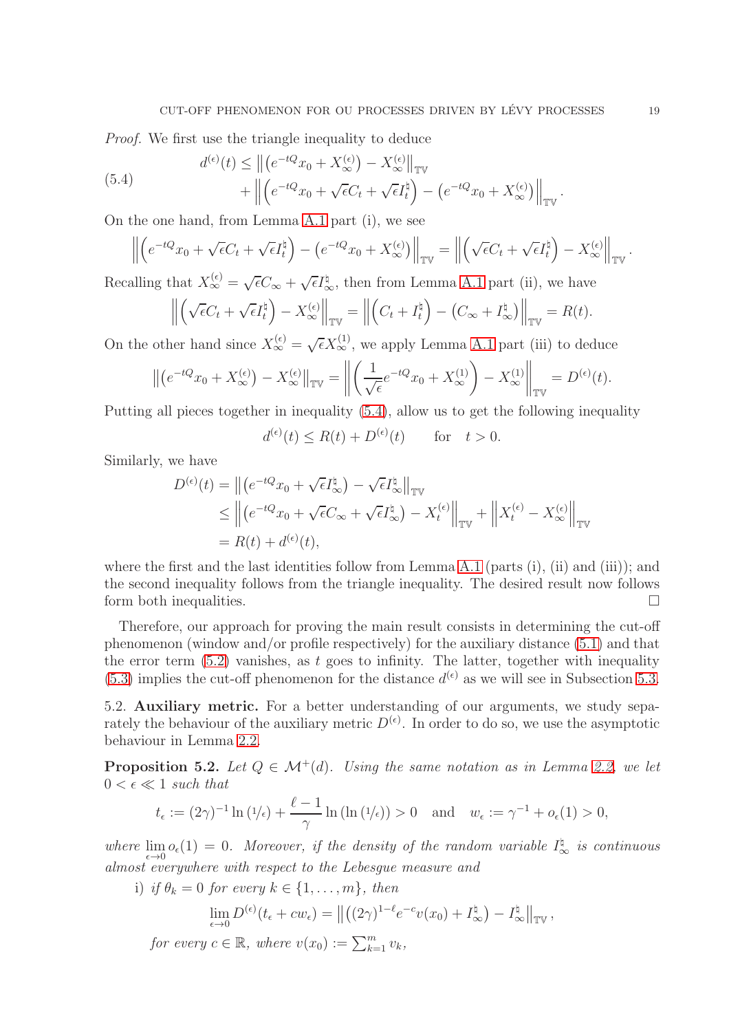*Proof.* We first use the triangle inequality to deduce

$$
\begin{aligned}
d^{(\epsilon)}(t) \leq & \left\| \left(e^{-tQ}x_0 + X_\infty^{(\epsilon)}\right) - X_\infty^{(\epsilon)} \right\|_{\mathbb{TV}} \\
& + \left\| \left(e^{-tQ}x_0 + \sqrt{\epsilon}C_t + \sqrt{\epsilon}I_t^{\natural}\right) - \left(e^{-tQ}x_0 + X_\infty^{(\epsilon)}\right) \right\|_{\mathbb{TV}}.
\end{aligned}
\tag{5.4}
$$

On the one hand, from Lemma A.1 part (i), we see

$$
\left\| \left(e^{-tQ}x_0 + \sqrt{\epsilon}C_t + \sqrt{\epsilon}I_t^{\natural}\right) - \left(e^{-tQ}x_0 + X_\infty^{(\epsilon)}\right) \right\|_{\mathbb{TV}} = \left\| \left(\sqrt{\epsilon}C_t + \sqrt{\epsilon}I_t^{\natural}\right) - X_\infty^{(\epsilon)} \right\|_{\mathbb{TV}}.
$$

Recalling that $X_\infty^{(\epsilon)} = \sqrt{\epsilon}C_\infty + \sqrt{\epsilon}I_\infty^{\natural}$, then from Lemma A.1 part (ii), we have

$$
\left\| \left(\sqrt{\epsilon}C_t + \sqrt{\epsilon}I_t^{\natural}\right) - X_\infty^{(\epsilon)} \right\|_{\mathbb{TV}} = \left\| \left(C_t + I_t^{\natural}\right) - \left(C_\infty + I_\infty^{\natural}\right) \right\|_{\mathbb{TV}} = R(t).
$$

On the other hand since $X_\infty^{(\epsilon)} = \sqrt{\epsilon}X_\infty^{(1)}$, we apply Lemma A.1 part (iii) to deduce

$$
\left\| \left(e^{-tQ}x_0 + X_\infty^{(\epsilon)}\right) - X_\infty^{(\epsilon)} \right\|_{\mathbb{TV}} = \left\| \left(\frac{1}{\sqrt{\epsilon}}e^{-tQ}x_0 + X_\infty^{(1)}\right) - X_\infty^{(1)} \right\|_{\mathbb{TV}} = D^{(\epsilon)}(t).
$$

Putting all pieces together in inequality (5.4), allow us to get the following inequality

$$
d^{(\epsilon)}(t) \leq R(t) + D^{(\epsilon)}(t) \qquad \text{for} \quad t > 0.
$$

Similarly, we have

$$
\begin{aligned}
D^{(\epsilon)}(t) &= \left\| \left(e^{-tQ}x_0 + \sqrt{\epsilon}I_\infty^{\natural}\right) - \sqrt{\epsilon}I_\infty^{\natural} \right\|_{\mathbb{TV}} \\
&\leq \left\| \left(e^{-tQ}x_0 + \sqrt{\epsilon}C_\infty + \sqrt{\epsilon}I_\infty^{\natural}\right) - X_t^{(\epsilon)} \right\|_{\mathbb{TV}} + \left\| X_t^{(\epsilon)} - X_\infty^{(\epsilon)} \right\|_{\mathbb{TV}} \\
&= R(t) + d^{(\epsilon)}(t),
\end{aligned}
$$

where the first and the last identities follow from Lemma A.1 (parts (i), (ii) and (iii)); and the second inequality follows from the triangle inequality. The desired result now follows form both inequalities. $\square$

Therefore, our approach for proving the main result consists in determining the cut-off phenomenon (window and/or profile respectively) for the auxiliary distance (5.1) and that the error term (5.2) vanishes, as $t$ goes to infinity. The latter, together with inequality (5.3) implies the cut-off phenomenon for the distance $d^{(\epsilon)}$ as we will see in Subsection 5.3.

5.2. **Auxiliary metric.** For a better understanding of our arguments, we study separately the behaviour of the auxiliary metric $D^{(\epsilon)}$. In order to do so, we use the asymptotic behaviour in Lemma 2.2.

**Proposition 5.2.** *Let $Q \in \mathcal{M}^+(d)$. Using the same notation as in Lemma 2.2, we let $0 < \epsilon \ll 1$ such that*

$$
t_\epsilon := (2\gamma)^{-1}\ln(1/\epsilon) + \frac{\ell - 1}{\gamma}\ln(\ln(1/\epsilon)) > 0 \quad \text{and} \quad w_\epsilon := \gamma^{-1} + o_\epsilon(1) > 0,
$$

*where $\lim\limits_{\epsilon \to 0} o_\epsilon(1) = 0$. Moreover, if the density of the random variable $I_\infty^{\natural}$ is continuous almost everywhere with respect to the Lebesgue measure and*

i) *if $\theta_k = 0$ for every $k \in \{1, \ldots, m\}$, then*

$$
\lim_{\epsilon \to 0} D^{(\epsilon)}(t_\epsilon + cw_\epsilon) = \left\| \left((2\gamma)^{1-\ell}e^{-c}v(x_0) + I_\infty^{\natural}\right) - I_\infty^{\natural} \right\|_{\mathbb{TV}},
$$

*for every $c \in \mathbb{R}$, where $v(x_0) := \sum_{k=1}^m v_k$,*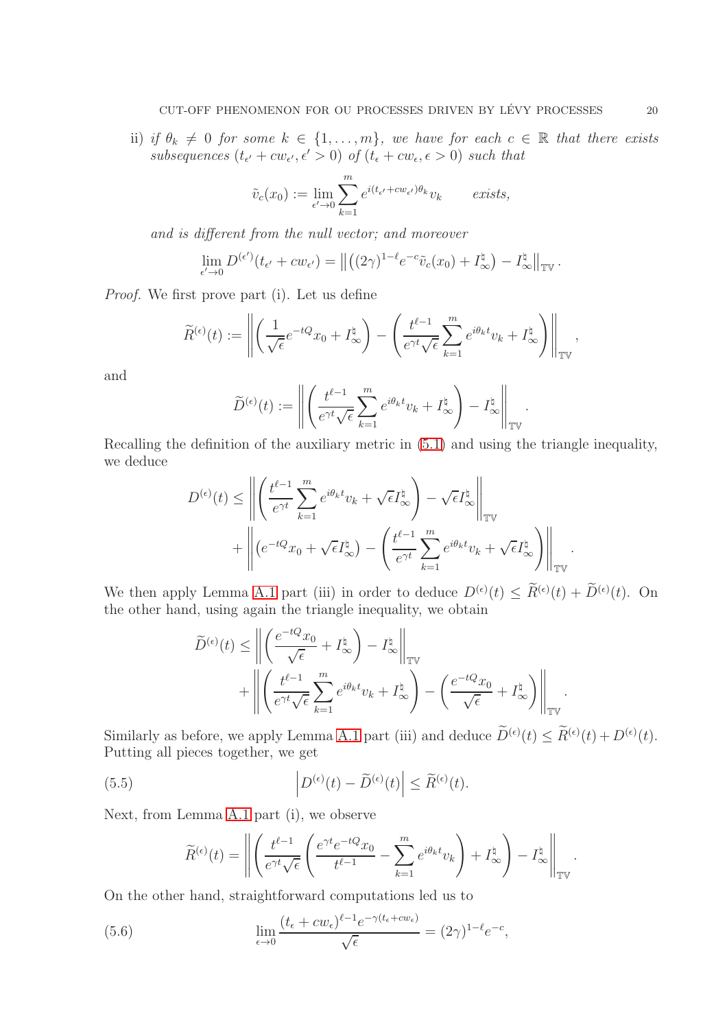ii) *if $\theta_k \neq 0$ for some $k \in \{1, \ldots, m\}$, we have for each $c \in \mathbb{R}$ that there exists subsequences $(t_{\epsilon'} + cw_{\epsilon'}, \epsilon' > 0)$ of $(t_\epsilon + cw_\epsilon, \epsilon > 0)$ such that*

$$\tilde{v}_c(x_0) := \lim_{\epsilon' \to 0} \sum_{k=1}^{m} e^{i(t_{\epsilon'} + cw_{\epsilon'})\theta_k} v_k \qquad \textit{exists,}$$

*and is different from the null vector; and moreover*

$$\lim_{\epsilon' \to 0} D^{(\epsilon')}(t_{\epsilon'} + cw_{\epsilon'}) = \left\| \left( (2\gamma)^{1-\ell} e^{-c} \tilde{v}_c(x_0) + I^{\natural}_{\infty} \right) - I^{\natural}_{\infty} \right\|_{\mathbb{TV}}.$$

*Proof.* We first prove part (i). Let us define

$$\widetilde{R}^{(\epsilon)}(t) := \left\| \left( \frac{1}{\sqrt{\epsilon}} e^{-tQ} x_0 + I^{\natural}_{\infty} \right) - \left( \frac{t^{\ell-1}}{e^{\gamma t} \sqrt{\epsilon}} \sum_{k=1}^{m} e^{i\theta_k t} v_k + I^{\natural}_{\infty} \right) \right\|_{\mathbb{TV}},$$

and

$$\widetilde{D}^{(\epsilon)}(t) := \left\| \left( \frac{t^{\ell-1}}{e^{\gamma t} \sqrt{\epsilon}} \sum_{k=1}^{m} e^{i\theta_k t} v_k + I^{\natural}_{\infty} \right) - I^{\natural}_{\infty} \right\|_{\mathbb{TV}}.$$

Recalling the definition of the auxiliary metric in (5.1) and using the triangle inequality, we deduce

$$\begin{aligned} D^{(\epsilon)}(t) \leq & \left\| \left( \frac{t^{\ell-1}}{e^{\gamma t}} \sum_{k=1}^{m} e^{i\theta_k t} v_k + \sqrt{\epsilon} I^{\natural}_{\infty} \right) - \sqrt{\epsilon} I^{\natural}_{\infty} \right\|_{\mathbb{TV}} \\ & + \left\| \left( e^{-tQ} x_0 + \sqrt{\epsilon} I^{\natural}_{\infty} \right) - \left( \frac{t^{\ell-1}}{e^{\gamma t}} \sum_{k=1}^{m} e^{i\theta_k t} v_k + \sqrt{\epsilon} I^{\natural}_{\infty} \right) \right\|_{\mathbb{TV}}. \end{aligned}$$

We then apply Lemma A.1 part (iii) in order to deduce $D^{(\epsilon)}(t) \leq \widetilde{R}^{(\epsilon)}(t) + \widetilde{D}^{(\epsilon)}(t)$. On the other hand, using again the triangle inequality, we obtain

$$\begin{aligned} \widetilde{D}^{(\epsilon)}(t) \leq & \left\| \left( \frac{e^{-tQ} x_0}{\sqrt{\epsilon}} + I^{\natural}_{\infty} \right) - I^{\natural}_{\infty} \right\|_{\mathbb{TV}} \\ & + \left\| \left( \frac{t^{\ell-1}}{e^{\gamma t} \sqrt{\epsilon}} \sum_{k=1}^{m} e^{i\theta_k t} v_k + I^{\natural}_{\infty} \right) - \left( \frac{e^{-tQ} x_0}{\sqrt{\epsilon}} + I^{\natural}_{\infty} \right) \right\|_{\mathbb{TV}}. \end{aligned}$$

Similarly as before, we apply Lemma A.1 part (iii) and deduce $\widetilde{D}^{(\epsilon)}(t) \leq \widetilde{R}^{(\epsilon)}(t) + D^{(\epsilon)}(t)$. Putting all pieces together, we get

$$\left| D^{(\epsilon)}(t) - \widetilde{D}^{(\epsilon)}(t) \right| \leq \widetilde{R}^{(\epsilon)}(t). \tag{5.5}$$

Next, from Lemma A.1 part (i), we observe

$$\widetilde{R}^{(\epsilon)}(t) = \left\| \left( \frac{t^{\ell-1}}{e^{\gamma t} \sqrt{\epsilon}} \left( \frac{e^{\gamma t} e^{-tQ} x_0}{t^{\ell-1}} - \sum_{k=1}^{m} e^{i\theta_k t} v_k \right) + I^{\natural}_{\infty} \right) - I^{\natural}_{\infty} \right\|_{\mathbb{TV}}.$$

On the other hand, straightforward computations led us to

$$\lim_{\epsilon \to 0} \frac{(t_\epsilon + cw_\epsilon)^{\ell-1} e^{-\gamma(t_\epsilon + cw_\epsilon)}}{\sqrt{\epsilon}} = (2\gamma)^{1-\ell} e^{-c}, \tag{5.6}$$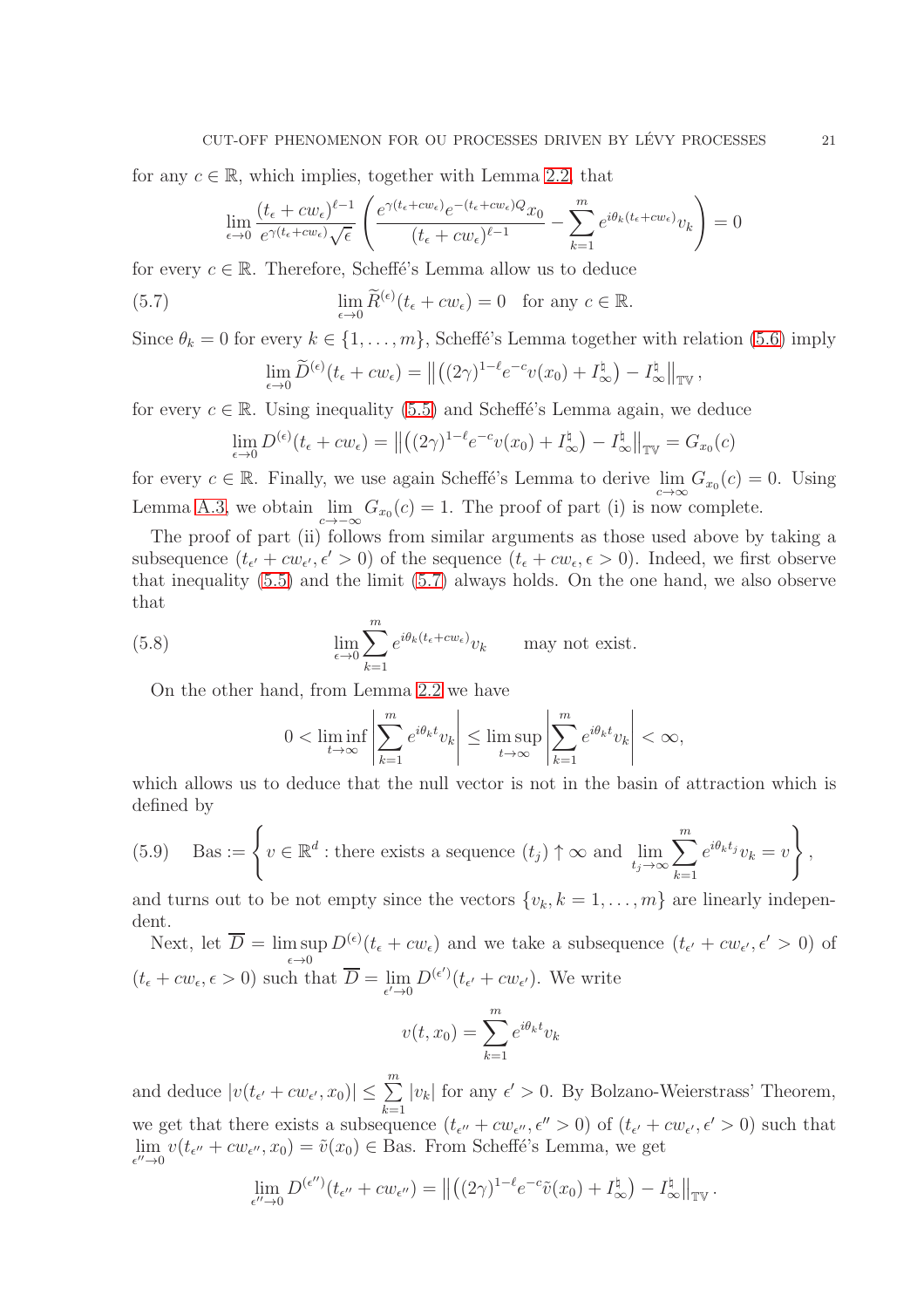for any $c \in \mathbb{R}$, which implies, together with Lemma 2.2, that

$$\lim_{\epsilon \to 0} \frac{(t_\epsilon + cw_\epsilon)^{\ell-1}}{e^{\gamma(t_\epsilon + cw_\epsilon)}\sqrt{\epsilon}} \left( \frac{e^{\gamma(t_\epsilon+cw_\epsilon)} e^{-(t_\epsilon+cw_\epsilon)Q} x_0}{(t_\epsilon + cw_\epsilon)^{\ell-1}} - \sum_{k=1}^{m} e^{i\theta_k (t_\epsilon + cw_\epsilon)} v_k \right) = 0$$

for every $c \in \mathbb{R}$. Therefore, Scheffé's Lemma allow us to deduce

$$\lim_{\epsilon \to 0} \widetilde{R}^{(\epsilon)}(t_\epsilon + cw_\epsilon) = 0 \quad \text{for any } c \in \mathbb{R}. \tag{5.7}$$

Since $\theta_k = 0$ for every $k \in \{1, \ldots, m\}$, Scheffé's Lemma together with relation (5.6) imply

$$\lim_{\epsilon \to 0} \widetilde{D}^{(\epsilon)}(t_\epsilon + cw_\epsilon) = \left\| \left( (2\gamma)^{1-\ell} e^{-c} v(x_0) + I^{\natural}_{\infty} \right) - I^{\natural}_{\infty} \right\|_{\mathbb{TV}},$$

for every $c \in \mathbb{R}$. Using inequality (5.5) and Scheffé's Lemma again, we deduce

$$\lim_{\epsilon \to 0} D^{(\epsilon)}(t_\epsilon + cw_\epsilon) = \left\| \left( (2\gamma)^{1-\ell} e^{-c} v(x_0) + I^{\natural}_{\infty} \right) - I^{\natural}_{\infty} \right\|_{\mathbb{TV}} = G_{x_0}(c)$$

for every $c \in \mathbb{R}$. Finally, we use again Scheffé's Lemma to derive $\lim\limits_{c \to \infty} G_{x_0}(c) = 0$. Using Lemma A.3, we obtain $\lim\limits_{c \to -\infty} G_{x_0}(c) = 1$. The proof of part (i) is now complete.

The proof of part (ii) follows from similar arguments as those used above by taking a subsequence $(t_{\epsilon'} + cw_{\epsilon'}, \epsilon' > 0)$ of the sequence $(t_\epsilon + cw_\epsilon, \epsilon > 0)$. Indeed, we first observe that inequality (5.5) and the limit (5.7) always holds. On the one hand, we also observe that

$$\lim_{\epsilon \to 0} \sum_{k=1}^{m} e^{i\theta_k (t_\epsilon + cw_\epsilon)} v_k \qquad \text{may not exist.} \tag{5.8}$$

On the other hand, from Lemma 2.2 we have

$$0 < \liminf_{t \to \infty} \left| \sum_{k=1}^{m} e^{i\theta_k t} v_k \right| \leq \limsup_{t \to \infty} \left| \sum_{k=1}^{m} e^{i\theta_k t} v_k \right| < \infty,$$

which allows us to deduce that the null vector is not in the basin of attraction which is defined by

$$\text{Bas} := \left\{ v \in \mathbb{R}^d : \text{there exists a sequence } (t_j) \uparrow \infty \text{ and } \lim_{t_j \to \infty} \sum_{k=1}^{m} e^{i\theta_k t_j} v_k = v \right\}, \tag{5.9}$$

and turns out to be not empty since the vectors $\{v_k, k = 1, \ldots, m\}$ are linearly independent.

Next, let $\overline{D} = \limsup\limits_{\epsilon \to 0} D^{(\epsilon)}(t_\epsilon + cw_\epsilon)$ and we take a subsequence $(t_{\epsilon'} + cw_{\epsilon'}, \epsilon' > 0)$ of $(t_\epsilon + cw_\epsilon, \epsilon > 0)$ such that $\overline{D} = \lim\limits_{\epsilon' \to 0} D^{(\epsilon')}(t_{\epsilon'} + cw_{\epsilon'})$. We write

$$v(t, x_0) = \sum_{k=1}^{m} e^{i\theta_k t} v_k$$

and deduce $|v(t_{\epsilon'} + cw_{\epsilon'}, x_0)| \leq \sum\limits_{k=1}^{m} |v_k|$ for any $\epsilon' > 0$. By Bolzano-Weierstrass' Theorem, we get that there exists a subsequence $(t_{\epsilon''} + cw_{\epsilon''}, \epsilon'' > 0)$ of $(t_{\epsilon'} + cw_{\epsilon'}, \epsilon' > 0)$ such that $\lim\limits_{\epsilon'' \to 0} v(t_{\epsilon''} + cw_{\epsilon''}, x_0) = \tilde{v}(x_0) \in \text{Bas}$. From Scheffé's Lemma, we get

$$\lim_{\epsilon'' \to 0} D^{(\epsilon'')}(t_{\epsilon''} + cw_{\epsilon''}) = \left\| \left( (2\gamma)^{1-\ell} e^{-c} \tilde{v}(x_0) + I^{\natural}_{\infty} \right) - I^{\natural}_{\infty} \right\|_{\mathbb{TV}}.$$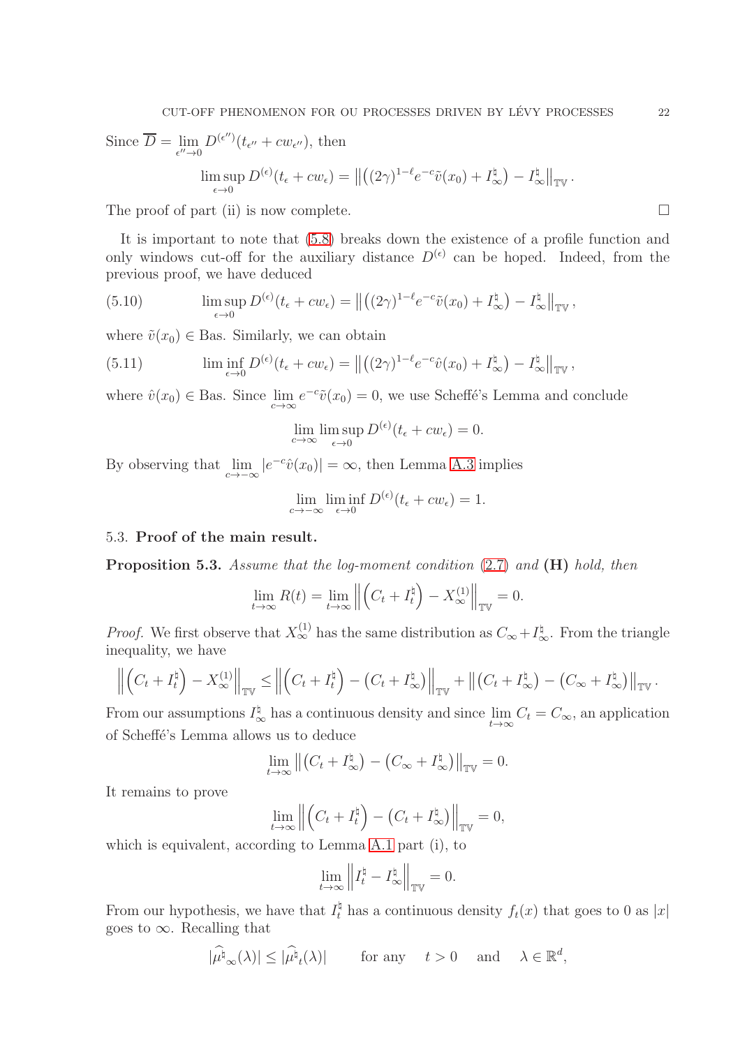Since $\overline{D} = \lim\limits_{\epsilon''\to 0} D^{(\epsilon'')}(t_{\epsilon''} + cw_{\epsilon''})$, then

$$\limsup_{\epsilon\to 0} D^{(\epsilon)}(t_\epsilon + cw_\epsilon) = \left\| \left((2\gamma)^{1-\ell} e^{-c}\tilde{v}(x_0) + I^\natural_\infty\right) - I^\natural_\infty \right\|_{\mathbb{TV}}.$$

The proof of part (ii) is now complete. $\square$

It is important to note that (5.8) breaks down the existence of a profile function and only windows cut-off for the auxiliary distance $D^{(\epsilon)}$ can be hoped. Indeed, from the previous proof, we have deduced

$$\limsup_{\epsilon\to 0} D^{(\epsilon)}(t_\epsilon + cw_\epsilon) = \left\| \left((2\gamma)^{1-\ell} e^{-c}\tilde{v}(x_0) + I^\natural_\infty\right) - I^\natural_\infty \right\|_{\mathbb{TV}}, \tag{5.10}$$

where $\tilde{v}(x_0) \in \mathrm{Bas}$. Similarly, we can obtain

$$\liminf_{\epsilon\to 0} D^{(\epsilon)}(t_\epsilon + cw_\epsilon) = \left\| \left((2\gamma)^{1-\ell} e^{-c}\hat{v}(x_0) + I^\natural_\infty\right) - I^\natural_\infty \right\|_{\mathbb{TV}}, \tag{5.11}$$

where $\hat{v}(x_0) \in \mathrm{Bas}$. Since $\lim\limits_{c\to\infty} e^{-c}\tilde{v}(x_0) = 0$, we use Scheffé's Lemma and conclude

$$\lim_{c\to\infty} \limsup_{\epsilon\to 0} D^{(\epsilon)}(t_\epsilon + cw_\epsilon) = 0.$$

By observing that $\lim\limits_{c\to -\infty} |e^{-c}\hat{v}(x_0)| = \infty$, then Lemma A.3 implies

$$\lim_{c\to -\infty} \liminf_{\epsilon\to 0} D^{(\epsilon)}(t_\epsilon + cw_\epsilon) = 1.$$

### 5.3. Proof of the main result.

**Proposition 5.3.** *Assume that the log-moment condition* (2.7) *and* **(H)** *hold, then*

$$\lim_{t\to\infty} R(t) = \lim_{t\to\infty} \left\| \left(C_t + I^\natural_t\right) - X^{(1)}_\infty \right\|_{\mathbb{TV}} = 0.$$

*Proof.* We first observe that $X^{(1)}_\infty$ has the same distribution as $C_\infty + I^\natural_\infty$. From the triangle inequality, we have

$$\left\| \left(C_t + I^\natural_t\right) - X^{(1)}_\infty \right\|_{\mathbb{TV}} \leq \left\| \left(C_t + I^\natural_t\right) - \left(C_t + I^\natural_\infty\right) \right\|_{\mathbb{TV}} + \left\| \left(C_t + I^\natural_\infty\right) - \left(C_\infty + I^\natural_\infty\right) \right\|_{\mathbb{TV}}.$$

From our assumptions $I^\natural_\infty$ has a continuous density and since $\lim\limits_{t\to\infty} C_t = C_\infty$, an application of Scheffé's Lemma allows us to deduce

$$\lim_{t\to\infty} \left\| \left(C_t + I^\natural_\infty\right) - \left(C_\infty + I^\natural_\infty\right) \right\|_{\mathbb{TV}} = 0.$$

It remains to prove

$$\lim_{t\to\infty} \left\| \left(C_t + I^\natural_t\right) - \left(C_t + I^\natural_\infty\right) \right\|_{\mathbb{TV}} = 0,$$

which is equivalent, according to Lemma A.1 part (i), to

$$\lim_{t\to\infty} \left\| I^\natural_t - I^\natural_\infty \right\|_{\mathbb{TV}} = 0.$$

From our hypothesis, we have that $I^\natural_t$ has a continuous density $f_t(x)$ that goes to 0 as $|x|$ goes to $\infty$. Recalling that

$$|\widehat{\mu^\natural}_\infty(\lambda)| \leq |\widehat{\mu^\natural}_t(\lambda)| \qquad \text{for any} \quad t > 0 \quad \text{and} \quad \lambda \in \mathbb{R}^d,$$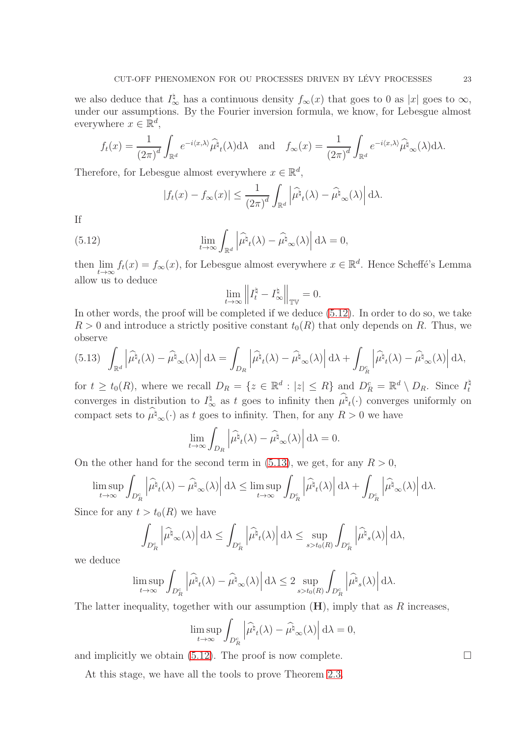we also deduce that $I_\infty^\natural$ has a continuous density $f_\infty(x)$ that goes to 0 as $|x|$ goes to $\infty$, under our assumptions. By the Fourier inversion formula, we know, for Lebesgue almost everywhere $x \in \mathbb{R}^d$,

$$f_t(x) = \frac{1}{(2\pi)^d} \int_{\mathbb{R}^d} e^{-i\langle x, \lambda\rangle} \widehat{\mu^\natural}_t(\lambda) \mathrm{d}\lambda \quad \text{and} \quad f_\infty(x) = \frac{1}{(2\pi)^d} \int_{\mathbb{R}^d} e^{-i\langle x, \lambda\rangle} \widehat{\mu^\natural}_\infty(\lambda) \mathrm{d}\lambda.$$

Therefore, for Lebesgue almost everywhere $x \in \mathbb{R}^d$,

$$|f_t(x) - f_\infty(x)| \leq \frac{1}{(2\pi)^d} \int_{\mathbb{R}^d} \left| \widehat{\mu^\natural}_t(\lambda) - \widehat{\mu^\natural}_\infty(\lambda) \right| \mathrm{d}\lambda.$$

If

$$\lim_{t\to\infty} \int_{\mathbb{R}^d} \left| \widehat{\mu^\natural}_t(\lambda) - \widehat{\mu^\natural}_\infty(\lambda) \right| \mathrm{d}\lambda = 0, \tag{5.12}$$

then $\lim\limits_{t\to\infty} f_t(x) = f_\infty(x)$, for Lebesgue almost everywhere $x \in \mathbb{R}^d$. Hence Scheffé's Lemma allow us to deduce

$$\lim_{t\to\infty} \left\| I_t^\natural - I_\infty^\natural \right\|_{\mathbb{TV}} = 0.$$

In other words, the proof will be completed if we deduce (5.12). In order to do so, we take $R > 0$ and introduce a strictly positive constant $t_0(R)$ that only depends on $R$. Thus, we observe

$$\int_{\mathbb{R}^d} \left| \widehat{\mu^\natural}_t(\lambda) - \widehat{\mu^\natural}_\infty(\lambda) \right| \mathrm{d}\lambda = \int_{D_R} \left| \widehat{\mu^\natural}_t(\lambda) - \widehat{\mu^\natural}_\infty(\lambda) \right| \mathrm{d}\lambda + \int_{D_R^c} \left| \widehat{\mu^\natural}_t(\lambda) - \widehat{\mu^\natural}_\infty(\lambda) \right| \mathrm{d}\lambda, \tag{5.13}$$

for $t \geq t_0(R)$, where we recall $D_R = \{z \in \mathbb{R}^d : |z| \leq R\}$ and $D_R^c = \mathbb{R}^d \setminus D_R$. Since $I_t^\natural$ converges in distribution to $I_\infty^\natural$ as $t$ goes to infinity then $\widehat{\mu^\natural}_t(\cdot)$ converges uniformly on compact sets to $\widehat{\mu^\natural}_\infty(\cdot)$ as $t$ goes to infinity. Then, for any $R > 0$ we have

$$\lim_{t\to\infty} \int_{D_R} \left| \widehat{\mu^\natural}_t(\lambda) - \widehat{\mu^\natural}_\infty(\lambda) \right| \mathrm{d}\lambda = 0.$$

On the other hand for the second term in (5.13), we get, for any $R > 0$,

$$\limsup_{t\to\infty} \int_{D_R^c} \left| \widehat{\mu^\natural}_t(\lambda) - \widehat{\mu^\natural}_\infty(\lambda) \right| \mathrm{d}\lambda \leq \limsup_{t\to\infty} \int_{D_R^c} \left| \widehat{\mu^\natural}_t(\lambda) \right| \mathrm{d}\lambda + \int_{D_R^c} \left| \widehat{\mu^\natural}_\infty(\lambda) \right| \mathrm{d}\lambda.$$

Since for any $t > t_0(R)$ we have

$$\int_{D_R^c} \left| \widehat{\mu^\natural}_\infty(\lambda) \right| \mathrm{d}\lambda \leq \int_{D_R^c} \left| \widehat{\mu^\natural}_t(\lambda) \right| \mathrm{d}\lambda \leq \sup_{s > t_0(R)} \int_{D_R^c} \left| \widehat{\mu^\natural}_s(\lambda) \right| \mathrm{d}\lambda,$$

we deduce

$$\limsup_{t\to\infty} \int_{D_R^c} \left| \widehat{\mu^\natural}_t(\lambda) - \widehat{\mu^\natural}_\infty(\lambda) \right| \mathrm{d}\lambda \leq 2 \sup_{s > t_0(R)} \int_{D_R^c} \left| \widehat{\mu^\natural}_s(\lambda) \right| \mathrm{d}\lambda.$$

The latter inequality, together with our assumption (**H**), imply that as $R$ increases,

$$\limsup_{t\to\infty} \int_{D_R^c} \left| \widehat{\mu^\natural}_t(\lambda) - \widehat{\mu^\natural}_\infty(\lambda) \right| \mathrm{d}\lambda = 0,$$

and implicitly we obtain (5.12). The proof is now complete. $\square$

At this stage, we have all the tools to prove Theorem 2.3.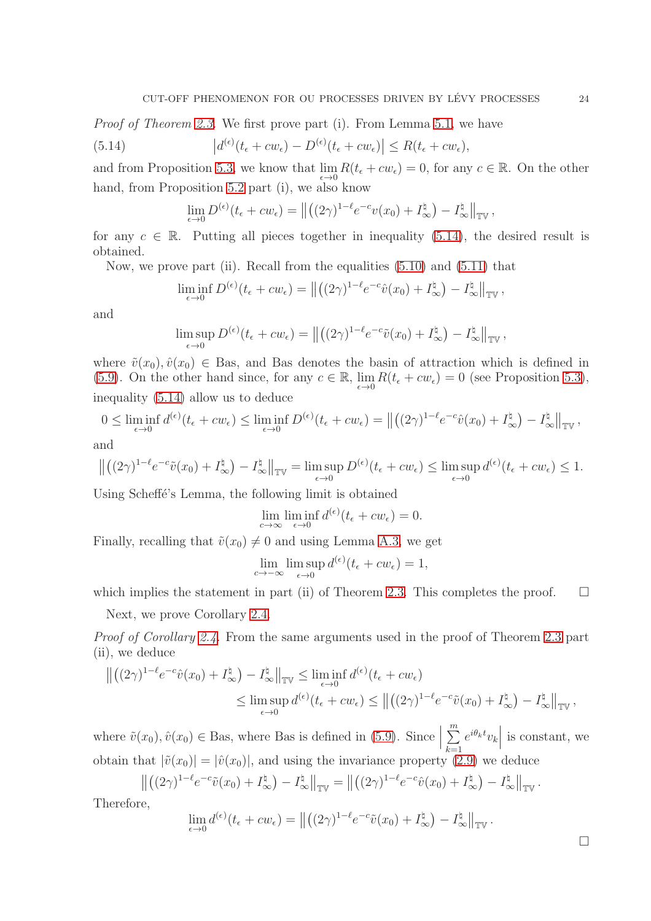*Proof of Theorem 2.3.* We first prove part (i). From Lemma 5.1, we have

$$\left|d^{(\epsilon)}(t_\epsilon + cw_\epsilon) - D^{(\epsilon)}(t_\epsilon + cw_\epsilon)\right| \leq R(t_\epsilon + cw_\epsilon), \tag{5.14}$$

and from Proposition 5.3, we know that $\lim\limits_{\epsilon\to 0} R(t_\epsilon + cw_\epsilon) = 0$, for any $c \in \mathbb{R}$. On the other hand, from Proposition 5.2 part (i), we also know

$$\lim_{\epsilon\to 0} D^{(\epsilon)}(t_\epsilon + cw_\epsilon) = \left\|\left((2\gamma)^{1-\ell}e^{-c}v(x_0) + I^{\natural}_{\infty}\right) - I^{\natural}_{\infty}\right\|_{\mathbb{TV}},$$

for any $c \in \mathbb{R}$. Putting all pieces together in inequality (5.14), the desired result is obtained.

Now, we prove part (ii). Recall from the equalities (5.10) and (5.11) that

$$\liminf_{\epsilon\to 0} D^{(\epsilon)}(t_\epsilon + cw_\epsilon) = \left\|\left((2\gamma)^{1-\ell}e^{-c}\hat{v}(x_0) + I^{\natural}_{\infty}\right) - I^{\natural}_{\infty}\right\|_{\mathbb{TV}},$$

and

$$\limsup_{\epsilon\to 0} D^{(\epsilon)}(t_\epsilon + cw_\epsilon) = \left\|\left((2\gamma)^{1-\ell}e^{-c}\tilde{v}(x_0) + I^{\natural}_{\infty}\right) - I^{\natural}_{\infty}\right\|_{\mathbb{TV}},$$

where $\tilde{v}(x_0), \hat{v}(x_0) \in \mathrm{Bas}$, and Bas denotes the basin of attraction which is defined in (5.9). On the other hand since, for any $c \in \mathbb{R}$, $\lim\limits_{\epsilon\to 0} R(t_\epsilon + cw_\epsilon) = 0$ (see Proposition 5.3), inequality (5.14) allow us to deduce

$$0 \leq \liminf_{\epsilon\to 0} d^{(\epsilon)}(t_\epsilon + cw_\epsilon) \leq \liminf_{\epsilon\to 0} D^{(\epsilon)}(t_\epsilon + cw_\epsilon) = \left\|\left((2\gamma)^{1-\ell}e^{-c}\hat{v}(x_0) + I^{\natural}_{\infty}\right) - I^{\natural}_{\infty}\right\|_{\mathbb{TV}},$$

and

$$\left\|\left((2\gamma)^{1-\ell}e^{-c}\tilde{v}(x_0) + I^{\natural}_{\infty}\right) - I^{\natural}_{\infty}\right\|_{\mathbb{TV}} = \limsup_{\epsilon\to 0} D^{(\epsilon)}(t_\epsilon + cw_\epsilon) \leq \limsup_{\epsilon\to 0} d^{(\epsilon)}(t_\epsilon + cw_\epsilon) \leq 1.$$

Using Scheffé's Lemma, the following limit is obtained

$$\lim_{c\to\infty}\liminf_{\epsilon\to 0} d^{(\epsilon)}(t_\epsilon + cw_\epsilon) = 0.$$

Finally, recalling that $\tilde{v}(x_0) \neq 0$ and using Lemma A.3, we get

$$\lim_{c\to-\infty}\limsup_{\epsilon\to 0} d^{(\epsilon)}(t_\epsilon + cw_\epsilon) = 1,$$

which implies the statement in part (ii) of Theorem 2.3. This completes the proof. $\square$

Next, we prove Corollary 2.4.

*Proof of Corollary 2.4.* From the same arguments used in the proof of Theorem 2.3 part (ii), we deduce

$$\begin{aligned}\left\|\left((2\gamma)^{1-\ell}e^{-c}\hat{v}(x_0) + I^{\natural}_{\infty}\right) - I^{\natural}_{\infty}\right\|_{\mathbb{TV}} &\leq \liminf_{\epsilon\to 0} d^{(\epsilon)}(t_\epsilon + cw_\epsilon)\\ &\leq \limsup_{\epsilon\to 0} d^{(\epsilon)}(t_\epsilon + cw_\epsilon) \leq \left\|\left((2\gamma)^{1-\ell}e^{-c}\tilde{v}(x_0) + I^{\natural}_{\infty}\right) - I^{\natural}_{\infty}\right\|_{\mathbb{TV}},\end{aligned}$$

where $\tilde{v}(x_0), \hat{v}(x_0) \in \mathrm{Bas}$, where Bas is defined in (5.9). Since $\left|\sum\limits_{k=1}^{m} e^{i\theta_k t}v_k\right|$ is constant, we obtain that $|\tilde{v}(x_0)| = |\hat{v}(x_0)|$, and using the invariance property (2.9) we deduce

$$\left\|\left((2\gamma)^{1-\ell}e^{-c}\tilde{v}(x_0) + I^{\natural}_{\infty}\right) - I^{\natural}_{\infty}\right\|_{\mathbb{TV}} = \left\|\left((2\gamma)^{1-\ell}e^{-c}\hat{v}(x_0) + I^{\natural}_{\infty}\right) - I^{\natural}_{\infty}\right\|_{\mathbb{TV}}.$$

Therefore,

$$\lim_{\epsilon\to 0} d^{(\epsilon)}(t_\epsilon + cw_\epsilon) = \left\|\left((2\gamma)^{1-\ell}e^{-c}\tilde{v}(x_0) + I^{\natural}_{\infty}\right) - I^{\natural}_{\infty}\right\|_{\mathbb{TV}}.$$

$\square$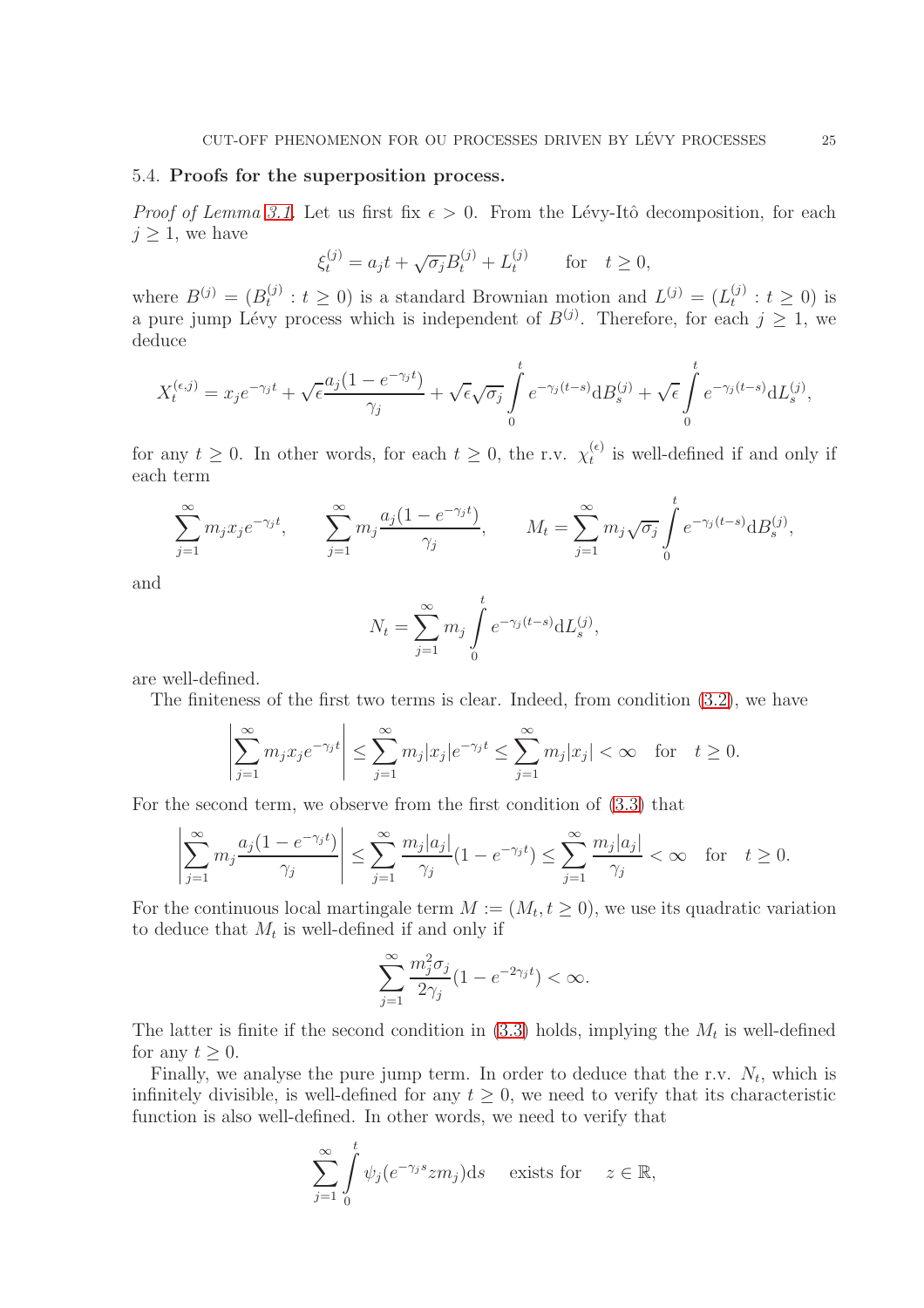### 5.4. **Proofs for the superposition process.**

*Proof of Lemma 3.1.* Let us first fix $\epsilon > 0$. From the Lévy-Itô decomposition, for each $j \geq 1$, we have

$$\xi_t^{(j)} = a_j t + \sqrt{\sigma_j} B_t^{(j)} + L_t^{(j)} \qquad \text{for} \quad t \geq 0,$$

where $B^{(j)} = (B_t^{(j)} : t \geq 0)$ is a standard Brownian motion and $L^{(j)} = (L_t^{(j)} : t \geq 0)$ is a pure jump Lévy process which is independent of $B^{(j)}$. Therefore, for each $j \geq 1$, we deduce

$$X_t^{(\epsilon,j)} = x_j e^{-\gamma_j t} + \sqrt{\epsilon}\frac{a_j(1-e^{-\gamma_j t})}{\gamma_j} + \sqrt{\epsilon}\sqrt{\sigma_j}\int_0^t e^{-\gamma_j(t-s)}\mathrm{d}B_s^{(j)} + \sqrt{\epsilon}\int_0^t e^{-\gamma_j(t-s)}\mathrm{d}L_s^{(j)},$$

for any $t \geq 0$. In other words, for each $t \geq 0$, the r.v. $\chi_t^{(\epsilon)}$ is well-defined if and only if each term

$$\sum_{j=1}^{\infty} m_j x_j e^{-\gamma_j t}, \qquad \sum_{j=1}^{\infty} m_j \frac{a_j(1-e^{-\gamma_j t})}{\gamma_j}, \qquad M_t = \sum_{j=1}^{\infty} m_j \sqrt{\sigma_j}\int_0^t e^{-\gamma_j(t-s)}\mathrm{d}B_s^{(j)},$$

and

$$N_t = \sum_{j=1}^{\infty} m_j \int_0^t e^{-\gamma_j(t-s)}\mathrm{d}L_s^{(j)},$$

are well-defined.

The finiteness of the first two terms is clear. Indeed, from condition (3.2), we have

$$\left|\sum_{j=1}^{\infty} m_j x_j e^{-\gamma_j t}\right| \leq \sum_{j=1}^{\infty} m_j |x_j| e^{-\gamma_j t} \leq \sum_{j=1}^{\infty} m_j |x_j| < \infty \quad \text{for} \quad t \geq 0.$$

For the second term, we observe from the first condition of (3.3) that

$$\left|\sum_{j=1}^{\infty} m_j \frac{a_j(1-e^{-\gamma_j t})}{\gamma_j}\right| \leq \sum_{j=1}^{\infty} \frac{m_j |a_j|}{\gamma_j}(1-e^{-\gamma_j t}) \leq \sum_{j=1}^{\infty} \frac{m_j |a_j|}{\gamma_j} < \infty \quad \text{for} \quad t \geq 0.$$

For the continuous local martingale term $M := (M_t, t \geq 0)$, we use its quadratic variation to deduce that $M_t$ is well-defined if and only if

$$\sum_{j=1}^{\infty} \frac{m_j^2 \sigma_j}{2\gamma_j}(1-e^{-2\gamma_j t}) < \infty.$$

The latter is finite if the second condition in (3.3) holds, implying the $M_t$ is well-defined for any $t \geq 0$.

Finally, we analyse the pure jump term. In order to deduce that the r.v. $N_t$, which is infinitely divisible, is well-defined for any $t \geq 0$, we need to verify that its characteristic function is also well-defined. In other words, we need to verify that

$$\sum_{j=1}^{\infty} \int_0^t \psi_j(e^{-\gamma_j s} z m_j)\mathrm{d}s \quad \text{exists for} \quad z \in \mathbb{R},$$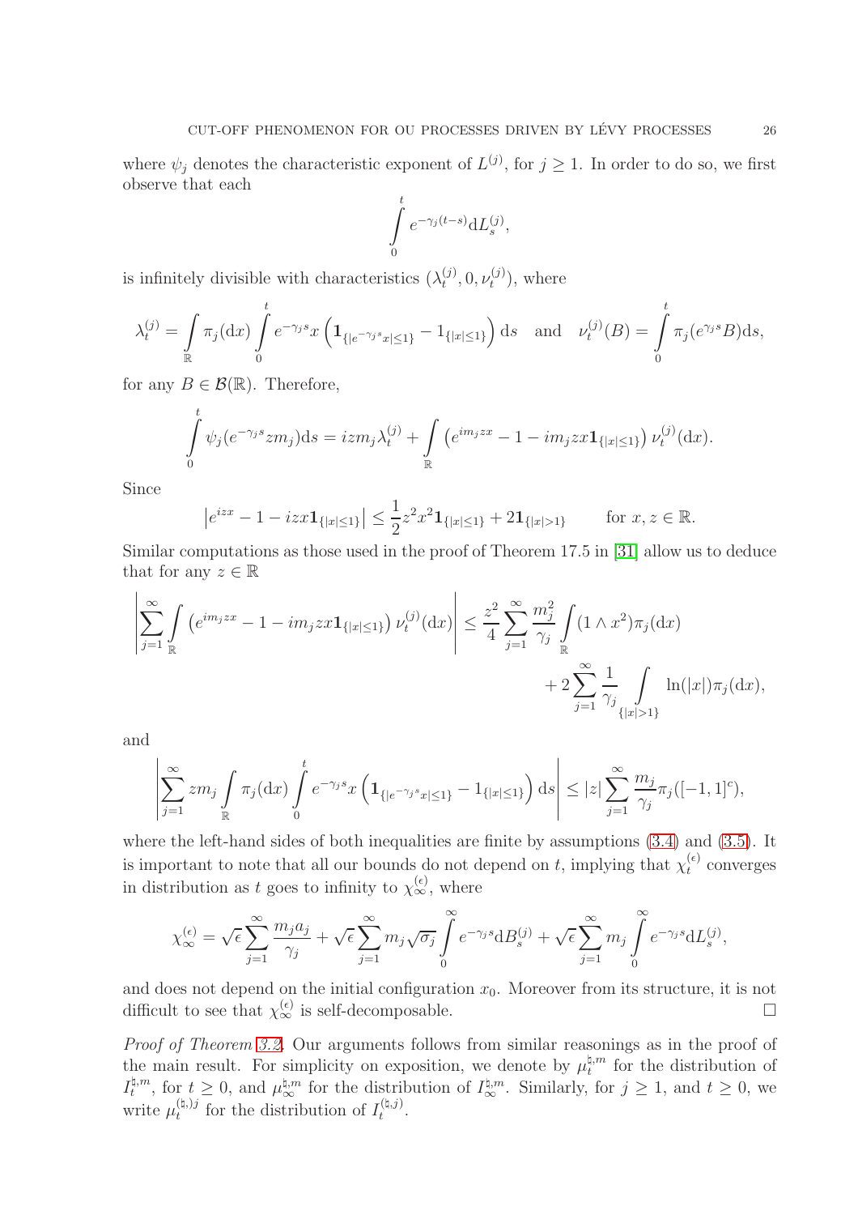where $\psi_j$ denotes the characteristic exponent of $L^{(j)}$, for $j \geq 1$. In order to do so, we first observe that each

$$\int_0^t e^{-\gamma_j(t-s)} \mathrm{d}L_s^{(j)},$$

is infinitely divisible with characteristics $(\lambda_t^{(j)}, 0, \nu_t^{(j)})$, where

$$\lambda_t^{(j)} = \int_{\mathbb{R}} \pi_j(\mathrm{d}x) \int_0^t e^{-\gamma_j s} x \left( \mathbf{1}_{\{|e^{-\gamma_j s} x| \leq 1\}} - 1_{\{|x| \leq 1\}} \right) \mathrm{d}s \quad \text{and} \quad \nu_t^{(j)}(B) = \int_0^t \pi_j(e^{\gamma_j s} B) \mathrm{d}s,$$

for any $B \in \mathcal{B}(\mathbb{R})$. Therefore,

$$\int_0^t \psi_j(e^{-\gamma_j s} z m_j) \mathrm{d}s = i z m_j \lambda_t^{(j)} + \int_{\mathbb{R}} \left( e^{i m_j z x} - 1 - i m_j z x \mathbf{1}_{\{|x| \leq 1\}} \right) \nu_t^{(j)}(\mathrm{d}x).$$

Since

$$\left| e^{izx} - 1 - izx \mathbf{1}_{\{|x| \leq 1\}} \right| \leq \frac{1}{2} z^2 x^2 \mathbf{1}_{\{|x| \leq 1\}} + 2 \mathbf{1}_{\{|x| > 1\}} \qquad \text{for } x, z \in \mathbb{R}.$$

Similar computations as those used in the proof of Theorem 17.5 in [31] allow us to deduce that for any $z \in \mathbb{R}$

$$\left| \sum_{j=1}^{\infty} \int_{\mathbb{R}} \left( e^{i m_j z x} - 1 - i m_j z x \mathbf{1}_{\{|x| \leq 1\}} \right) \nu_t^{(j)}(\mathrm{d}x) \right| \leq \frac{z^2}{4} \sum_{j=1}^{\infty} \frac{m_j^2}{\gamma_j} \int_{\mathbb{R}} (1 \wedge x^2) \pi_j(\mathrm{d}x) + 2 \sum_{j=1}^{\infty} \frac{1}{\gamma_j} \int_{\{|x| > 1\}} \ln(|x|) \pi_j(\mathrm{d}x),$$

and

$$\left| \sum_{j=1}^{\infty} z m_j \int_{\mathbb{R}} \pi_j(\mathrm{d}x) \int_0^t e^{-\gamma_j s} x \left( \mathbf{1}_{\{|e^{-\gamma_j s} x| \leq 1\}} - 1_{\{|x| \leq 1\}} \right) \mathrm{d}s \right| \leq |z| \sum_{j=1}^{\infty} \frac{m_j}{\gamma_j} \pi_j([-1, 1]^c),$$

where the left-hand sides of both inequalities are finite by assumptions (3.4) and (3.5). It is important to note that all our bounds do not depend on $t$, implying that $\chi_t^{(\epsilon)}$ converges in distribution as $t$ goes to infinity to $\chi_\infty^{(\epsilon)}$, where

$$\chi_\infty^{(\epsilon)} = \sqrt{\epsilon} \sum_{j=1}^{\infty} \frac{m_j a_j}{\gamma_j} + \sqrt{\epsilon} \sum_{j=1}^{\infty} m_j \sqrt{\sigma_j} \int_0^{\infty} e^{-\gamma_j s} \mathrm{d}B_s^{(j)} + \sqrt{\epsilon} \sum_{j=1}^{\infty} m_j \int_0^{\infty} e^{-\gamma_j s} \mathrm{d}L_s^{(j)},$$

and does not depend on the initial configuration $x_0$. Moreover from its structure, it is not difficult to see that $\chi_\infty^{(\epsilon)}$ is self-decomposable. $\square$

*Proof of Theorem 3.2.* Our arguments follows from similar reasonings as in the proof of the main result. For simplicity on exposition, we denote by $\mu_t^{\natural, m}$ for the distribution of $I_t^{\natural, m}$, for $t \geq 0$, and $\mu_\infty^{\natural, m}$ for the distribution of $I_\infty^{\natural, m}$. Similarly, for $j \geq 1$, and $t \geq 0$, we write $\mu_t^{(\natural, )j}$ for the distribution of $I_t^{(\natural, j)}$.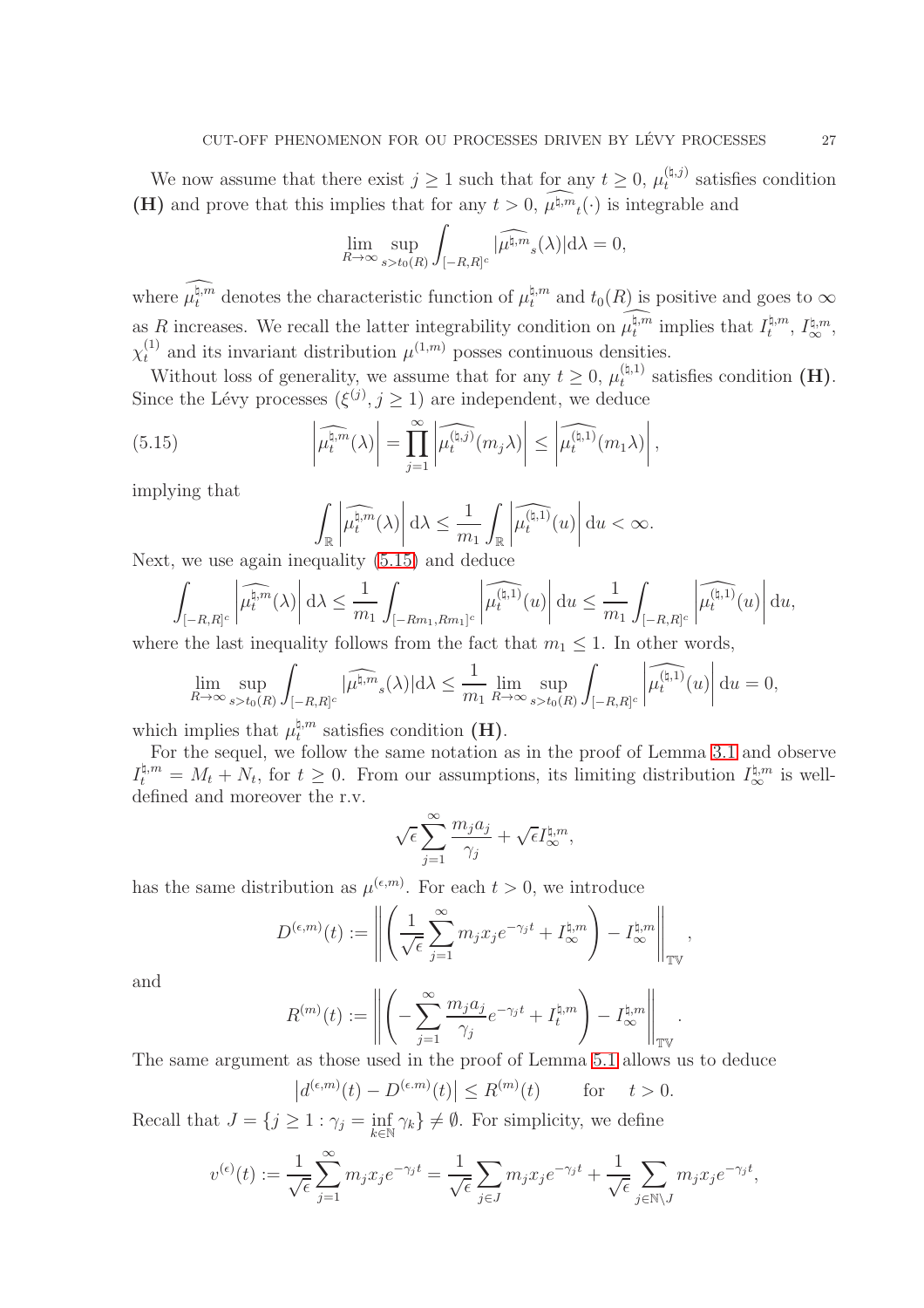We now assume that there exist $j \geq 1$ such that for any $t \geq 0$, $\mu_t^{(\natural,j)}$ satisfies condition **(H)** and prove that this implies that for any $t > 0$, $\widehat{\mu^{\natural,m}}_t(\cdot)$ is integrable and

$$\lim_{R\to\infty} \sup_{s>t_0(R)} \int_{[-R,R]^c} |\widehat{\mu^{\natural,m}}_s(\lambda)| \mathrm{d}\lambda = 0,$$

where $\widehat{\mu_t^{\natural,m}}$ denotes the characteristic function of $\mu_t^{\natural,m}$ and $t_0(R)$ is positive and goes to $\infty$ as $R$ increases. We recall the latter integrability condition on $\widehat{\mu_t^{\natural,m}}$ implies that $I_t^{\natural,m}$, $I_\infty^{\natural,m}$, $\chi_t^{(1)}$ and its invariant distribution $\mu^{(1,m)}$ posses continuous densities.

Without loss of generality, we assume that for any $t \geq 0$, $\mu_t^{(\natural,1)}$ satisfies condition **(H)**. Since the Lévy processes $(\xi^{(j)}, j \geq 1)$ are independent, we deduce

$$\left|\widehat{\mu_t^{\natural,m}}(\lambda)\right| = \prod_{j=1}^{\infty} \left|\widehat{\mu_t^{(\natural,j)}}(m_j \lambda)\right| \leq \left|\widehat{\mu_t^{(\natural,1)}}(m_1 \lambda)\right|, \tag{5.15}$$

implying that

$$\int_{\mathbb{R}} \left|\widehat{\mu_t^{\natural,m}}(\lambda)\right| \mathrm{d}\lambda \leq \frac{1}{m_1} \int_{\mathbb{R}} \left|\widehat{\mu_t^{(\natural,1)}}(u)\right| \mathrm{d}u < \infty.$$

Next, we use again inequality (5.15) and deduce

$$\int_{[-R,R]^c} \left|\widehat{\mu_t^{\natural,m}}(\lambda)\right| \mathrm{d}\lambda \leq \frac{1}{m_1} \int_{[-Rm_1,Rm_1]^c} \left|\widehat{\mu_t^{(\natural,1)}}(u)\right| \mathrm{d}u \leq \frac{1}{m_1} \int_{[-R,R]^c} \left|\widehat{\mu_t^{(\natural,1)}}(u)\right| \mathrm{d}u,$$

where the last inequality follows from the fact that $m_1 \leq 1$. In other words,

$$\lim_{R\to\infty} \sup_{s>t_0(R)} \int_{[-R,R]^c} |\widehat{\mu^{\natural,m}}_s(\lambda)| \mathrm{d}\lambda \leq \frac{1}{m_1} \lim_{R\to\infty} \sup_{s>t_0(R)} \int_{[-R,R]^c} \left|\widehat{\mu_t^{(\natural,1)}}(u)\right| \mathrm{d}u = 0,$$

which implies that $\mu_t^{\natural,m}$ satisfies condition **(H)**.

For the sequel, we follow the same notation as in the proof of Lemma 3.1 and observe $I_t^{\natural,m} = M_t + N_t$, for $t \geq 0$. From our assumptions, its limiting distribution $I_\infty^{\natural,m}$ is well-defined and moreover the r.v.

$$\sqrt{\epsilon} \sum_{j=1}^{\infty} \frac{m_j a_j}{\gamma_j} + \sqrt{\epsilon} I_\infty^{\natural,m},$$

has the same distribution as $\mu^{(\epsilon,m)}$. For each $t > 0$, we introduce

$$D^{(\epsilon,m)}(t) := \left\| \left( \frac{1}{\sqrt{\epsilon}} \sum_{j=1}^{\infty} m_j x_j e^{-\gamma_j t} + I_\infty^{\natural,m} \right) - I_\infty^{\natural,m} \right\|_{\mathbb{TV}},$$

and

$$R^{(m)}(t) := \left\| \left( -\sum_{j=1}^{\infty} \frac{m_j a_j}{\gamma_j} e^{-\gamma_j t} + I_t^{\natural,m} \right) - I_\infty^{\natural,m} \right\|_{\mathbb{TV}}.$$

The same argument as those used in the proof of Lemma 5.1 allows us to deduce

$$\left| d^{(\epsilon,m)}(t) - D^{(\epsilon.m)}(t) \right| \leq R^{(m)}(t) \qquad \text{for} \quad t > 0.$$

Recall that $J = \{j \geq 1 : \gamma_j = \inf_{k\in\mathbb{N}} \gamma_k\} \neq \emptyset$. For simplicity, we define

$$v^{(\epsilon)}(t) := \frac{1}{\sqrt{\epsilon}} \sum_{j=1}^{\infty} m_j x_j e^{-\gamma_j t} = \frac{1}{\sqrt{\epsilon}} \sum_{j\in J} m_j x_j e^{-\gamma_j t} + \frac{1}{\sqrt{\epsilon}} \sum_{j\in\mathbb{N}\setminus J} m_j x_j e^{-\gamma_j t},$$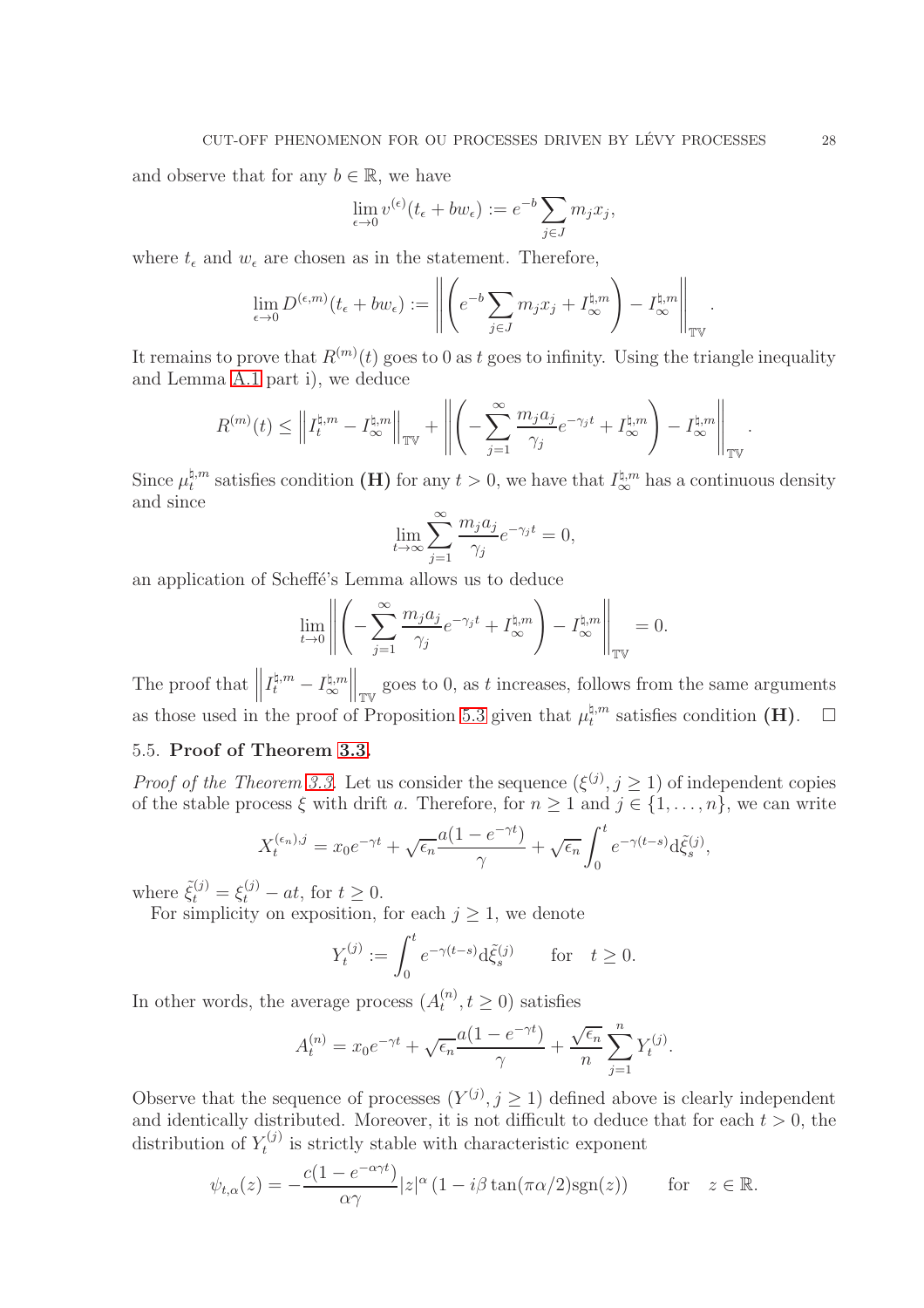and observe that for any $b \in \mathbb{R}$, we have

$$\lim_{\epsilon \to 0} v^{(\epsilon)}(t_\epsilon + bw_\epsilon) := e^{-b} \sum_{j \in J} m_j x_j,$$

where $t_\epsilon$ and $w_\epsilon$ are chosen as in the statement. Therefore,

$$\lim_{\epsilon \to 0} D^{(\epsilon,m)}(t_\epsilon + bw_\epsilon) := \left\| \left( e^{-b} \sum_{j \in J} m_j x_j + I_\infty^{\natural,m} \right) - I_\infty^{\natural,m} \right\|_{\mathbb{TV}}.$$

It remains to prove that $R^{(m)}(t)$ goes to 0 as $t$ goes to infinity. Using the triangle inequality and Lemma A.1 part i), we deduce

$$R^{(m)}(t) \leq \left\| I_t^{\natural,m} - I_\infty^{\natural,m} \right\|_{\mathbb{TV}} + \left\| \left( - \sum_{j=1}^{\infty} \frac{m_j a_j}{\gamma_j} e^{-\gamma_j t} + I_\infty^{\natural,m} \right) - I_\infty^{\natural,m} \right\|_{\mathbb{TV}}.$$

Since $\mu_t^{\natural,m}$ satisfies condition **(H)** for any $t > 0$, we have that $I_\infty^{\natural,m}$ has a continuous density and since

$$\lim_{t \to \infty} \sum_{j=1}^{\infty} \frac{m_j a_j}{\gamma_j} e^{-\gamma_j t} = 0,$$

an application of Scheffé's Lemma allows us to deduce

$$\lim_{t \to 0} \left\| \left( - \sum_{j=1}^{\infty} \frac{m_j a_j}{\gamma_j} e^{-\gamma_j t} + I_\infty^{\natural,m} \right) - I_\infty^{\natural,m} \right\|_{\mathbb{TV}} = 0.$$

The proof that $\left\| I_t^{\natural,m} - I_\infty^{\natural,m} \right\|_{\mathbb{TV}}$ goes to 0, as $t$ increases, follows from the same arguments as those used in the proof of Proposition 5.3 given that $\mu_t^{\natural,m}$ satisfies condition **(H)**. $\square$

## 5.5. Proof of Theorem 3.3.

*Proof of the Theorem 3.3.* Let us consider the sequence $(\xi^{(j)}, j \geq 1)$ of independent copies of the stable process $\xi$ with drift $a$. Therefore, for $n \geq 1$ and $j \in \{1, \ldots, n\}$, we can write

$$X_t^{(\epsilon_n),j} = x_0 e^{-\gamma t} + \sqrt{\epsilon_n} \frac{a(1 - e^{-\gamma t})}{\gamma} + \sqrt{\epsilon_n} \int_0^t e^{-\gamma(t-s)} \mathrm{d}\tilde{\xi}_s^{(j)},$$

where $\tilde{\xi}_t^{(j)} = \xi_t^{(j)} - at$, for $t \geq 0$.

For simplicity on exposition, for each $j \geq 1$, we denote

$$Y_t^{(j)} := \int_0^t e^{-\gamma(t-s)} \mathrm{d}\tilde{\xi}_s^{(j)} \qquad \text{for} \quad t \geq 0.$$

In other words, the average process $(A_t^{(n)}, t \geq 0)$ satisfies

$$A_t^{(n)} = x_0 e^{-\gamma t} + \sqrt{\epsilon_n} \frac{a(1 - e^{-\gamma t})}{\gamma} + \frac{\sqrt{\epsilon_n}}{n} \sum_{j=1}^{n} Y_t^{(j)}.$$

Observe that the sequence of processes $(Y^{(j)}, j \geq 1)$ defined above is clearly independent and identically distributed. Moreover, it is not difficult to deduce that for each $t > 0$, the distribution of $Y_t^{(j)}$ is strictly stable with characteristic exponent

$$\psi_{t,\alpha}(z) = -\frac{c(1 - e^{-\alpha\gamma t})}{\alpha\gamma} |z|^\alpha \left(1 - i\beta \tan(\pi\alpha/2) \mathrm{sgn}(z)\right) \qquad \text{for} \quad z \in \mathbb{R}.$$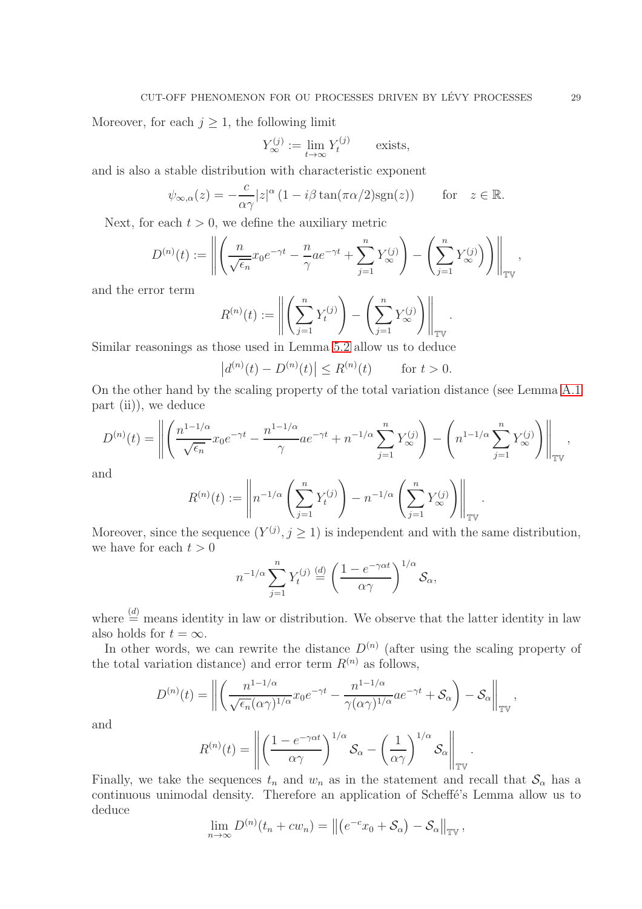Moreover, for each $j \geq 1$, the following limit

$$Y_\infty^{(j)} := \lim_{t\to\infty} Y_t^{(j)} \qquad \text{exists,}$$

and is also a stable distribution with characteristic exponent

$$\psi_{\infty,\alpha}(z) = -\frac{c}{\alpha\gamma}|z|^\alpha \left(1 - i\beta\tan(\pi\alpha/2)\mathrm{sgn}(z)\right) \qquad \text{for} \quad z \in \mathbb{R}.$$

Next, for each $t > 0$, we define the auxiliary metric

$$D^{(n)}(t) := \left\| \left( \frac{n}{\sqrt{\epsilon_n}} x_0 e^{-\gamma t} - \frac{n}{\gamma} a e^{-\gamma t} + \sum_{j=1}^n Y_\infty^{(j)} \right) - \left( \sum_{j=1}^n Y_\infty^{(j)} \right) \right\|_{\mathbb{TV}},$$

and the error term

$$R^{(n)}(t) := \left\| \left( \sum_{j=1}^n Y_t^{(j)} \right) - \left( \sum_{j=1}^n Y_\infty^{(j)} \right) \right\|_{\mathbb{TV}}.$$

Similar reasonings as those used in Lemma 5.2 allow us to deduce

$$\left| d^{(n)}(t) - D^{(n)}(t) \right| \leq R^{(n)}(t) \qquad \text{for } t > 0.$$

On the other hand by the scaling property of the total variation distance (see Lemma A.1 part (ii)), we deduce

$$D^{(n)}(t) = \left\| \left( \frac{n^{1-1/\alpha}}{\sqrt{\epsilon_n}} x_0 e^{-\gamma t} - \frac{n^{1-1/\alpha}}{\gamma} a e^{-\gamma t} + n^{-1/\alpha} \sum_{j=1}^n Y_\infty^{(j)} \right) - \left( n^{1-1/\alpha} \sum_{j=1}^n Y_\infty^{(j)} \right) \right\|_{\mathbb{TV}},$$

and

$$R^{(n)}(t) := \left\| n^{-1/\alpha} \left( \sum_{j=1}^n Y_t^{(j)} \right) - n^{-1/\alpha} \left( \sum_{j=1}^n Y_\infty^{(j)} \right) \right\|_{\mathbb{TV}}.$$

Moreover, since the sequence $(Y^{(j)}, j \geq 1)$ is independent and with the same distribution, we have for each $t > 0$

$$n^{-1/\alpha} \sum_{j=1}^n Y_t^{(j)} \overset{(d)}{=} \left( \frac{1 - e^{-\gamma\alpha t}}{\alpha\gamma} \right)^{1/\alpha} \mathcal{S}_\alpha,$$

where $\overset{(d)}{=}$ means identity in law or distribution. We observe that the latter identity in law also holds for $t = \infty$.

In other words, we can rewrite the distance $D^{(n)}$ (after using the scaling property of the total variation distance) and error term $R^{(n)}$ as follows,

$$D^{(n)}(t) = \left\| \left( \frac{n^{1-1/\alpha}}{\sqrt{\epsilon_n}(\alpha\gamma)^{1/\alpha}} x_0 e^{-\gamma t} - \frac{n^{1-1/\alpha}}{\gamma(\alpha\gamma)^{1/\alpha}} a e^{-\gamma t} + \mathcal{S}_\alpha \right) - \mathcal{S}_\alpha \right\|_{\mathbb{TV}},$$

and

$$R^{(n)}(t) = \left\| \left( \frac{1 - e^{-\gamma\alpha t}}{\alpha\gamma} \right)^{1/\alpha} \mathcal{S}_\alpha - \left( \frac{1}{\alpha\gamma} \right)^{1/\alpha} \mathcal{S}_\alpha \right\|_{\mathbb{TV}}.$$

Finally, we take the sequences $t_n$ and $w_n$ as in the statement and recall that $\mathcal{S}_\alpha$ has a continuous unimodal density. Therefore an application of Scheffé's Lemma allow us to deduce

$$\lim_{n\to\infty} D^{(n)}(t_n + cw_n) = \left\| \left( e^{-c} x_0 + \mathcal{S}_\alpha \right) - \mathcal{S}_\alpha \right\|_{\mathbb{TV}},$$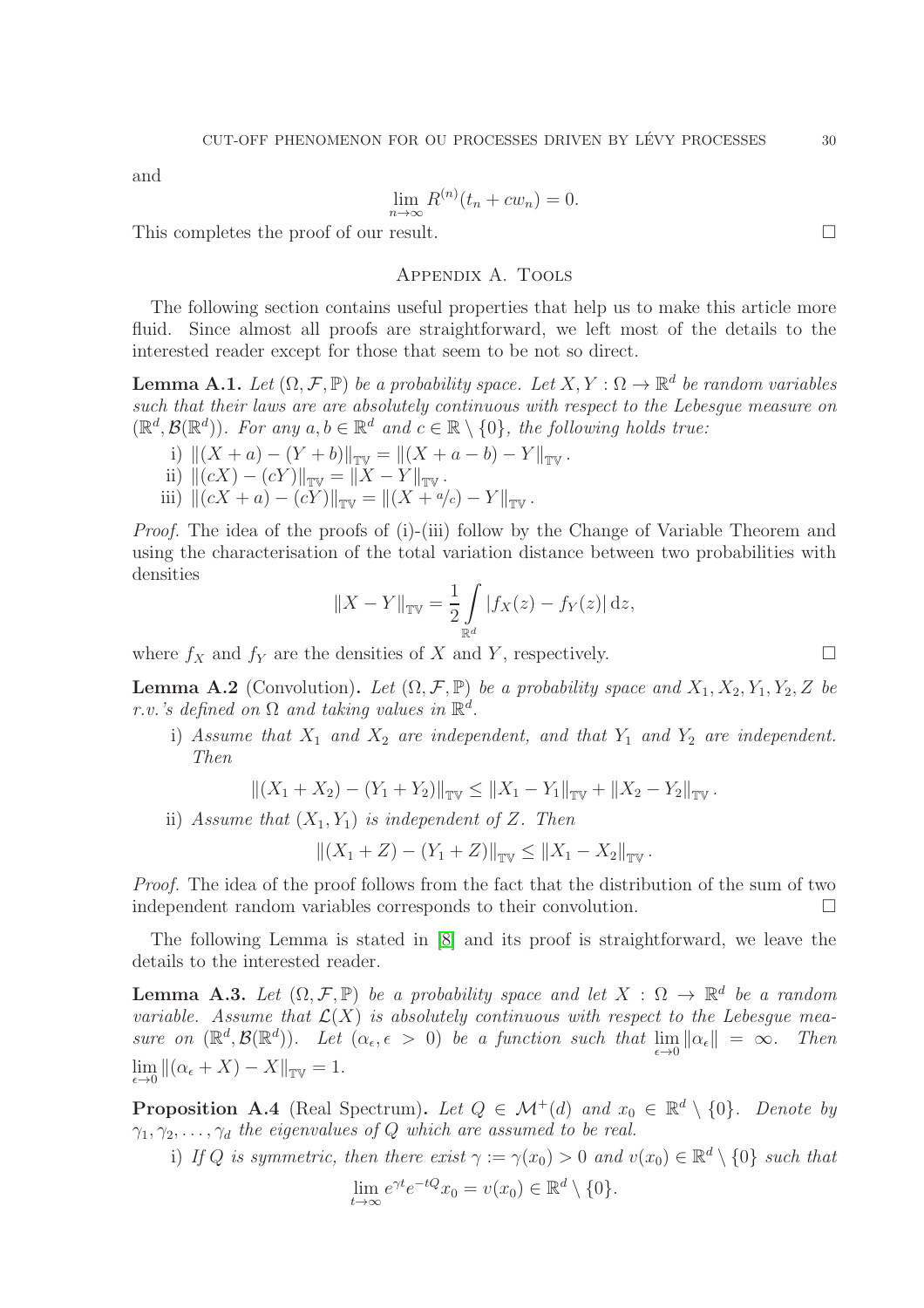and

$$\lim_{n\to\infty} R^{(n)}(t_n + cw_n) = 0.$$

This completes the proof of our result. $\square$

## Appendix A. Tools

The following section contains useful properties that help us to make this article more fluid. Since almost all proofs are straightforward, we left most of the details to the interested reader except for those that seem to be not so direct.

**Lemma A.1.** *Let $(\Omega, \mathcal{F}, \mathbb{P})$ be a probability space. Let $X, Y : \Omega \to \mathbb{R}^d$ be random variables such that their laws are are absolutely continuous with respect to the Lebesgue measure on $(\mathbb{R}^d, \mathcal{B}(\mathbb{R}^d))$. For any $a, b \in \mathbb{R}^d$ and $c \in \mathbb{R} \setminus \{0\}$, the following holds true:*

i) $\|(X + a) - (Y + b)\|_{\mathbb{TV}} = \|(X + a - b) - Y\|_{\mathbb{TV}}$.
ii) $\|(cX) - (cY)\|_{\mathbb{TV}} = \|X - Y\|_{\mathbb{TV}}$.
iii) $\|(cX + a) - (cY)\|_{\mathbb{TV}} = \|(X + a/c) - Y\|_{\mathbb{TV}}$.

*Proof.* The idea of the proofs of (i)-(iii) follow by the Change of Variable Theorem and using the characterisation of the total variation distance between two probabilities with densities

$$\|X - Y\|_{\mathbb{TV}} = \frac{1}{2} \int_{\mathbb{R}^d} |f_X(z) - f_Y(z)| \, \mathrm{d}z,$$

where $f_X$ and $f_Y$ are the densities of $X$ and $Y$, respectively. $\square$

**Lemma A.2** (Convolution)**.** *Let $(\Omega, \mathcal{F}, \mathbb{P})$ be a probability space and $X_1, X_2, Y_1, Y_2, Z$ be r.v.'s defined on $\Omega$ and taking values in $\mathbb{R}^d$.*

i) *Assume that $X_1$ and $X_2$ are independent, and that $Y_1$ and $Y_2$ are independent. Then*

$$\|(X_1 + X_2) - (Y_1 + Y_2)\|_{\mathbb{TV}} \leq \|X_1 - Y_1\|_{\mathbb{TV}} + \|X_2 - Y_2\|_{\mathbb{TV}}.$$

ii) *Assume that $(X_1, Y_1)$ is independent of $Z$. Then*

$$\|(X_1 + Z) - (Y_1 + Z)\|_{\mathbb{TV}} \leq \|X_1 - X_2\|_{\mathbb{TV}}.$$

*Proof.* The idea of the proof follows from the fact that the distribution of the sum of two independent random variables corresponds to their convolution. $\square$

The following Lemma is stated in [8] and its proof is straightforward, we leave the details to the interested reader.

**Lemma A.3.** *Let $(\Omega, \mathcal{F}, \mathbb{P})$ be a probability space and let $X : \Omega \to \mathbb{R}^d$ be a random variable. Assume that $\mathcal{L}(X)$ is absolutely continuous with respect to the Lebesgue measure on $(\mathbb{R}^d, \mathcal{B}(\mathbb{R}^d))$. Let $(\alpha_\epsilon, \epsilon > 0)$ be a function such that $\lim_{\epsilon\to 0} \|\alpha_\epsilon\| = \infty$. Then $\lim_{\epsilon\to 0} \|(\alpha_\epsilon + X) - X\|_{\mathbb{TV}} = 1$.*

**Proposition A.4** (Real Spectrum)**.** *Let $Q \in \mathcal{M}^+(d)$ and $x_0 \in \mathbb{R}^d \setminus \{0\}$. Denote by $\gamma_1, \gamma_2, \ldots, \gamma_d$ the eigenvalues of $Q$ which are assumed to be real.*

i) *If $Q$ is symmetric, then there exist $\gamma := \gamma(x_0) > 0$ and $v(x_0) \in \mathbb{R}^d \setminus \{0\}$ such that*

$$\lim_{t\to\infty} e^{\gamma t} e^{-tQ} x_0 = v(x_0) \in \mathbb{R}^d \setminus \{0\}.$$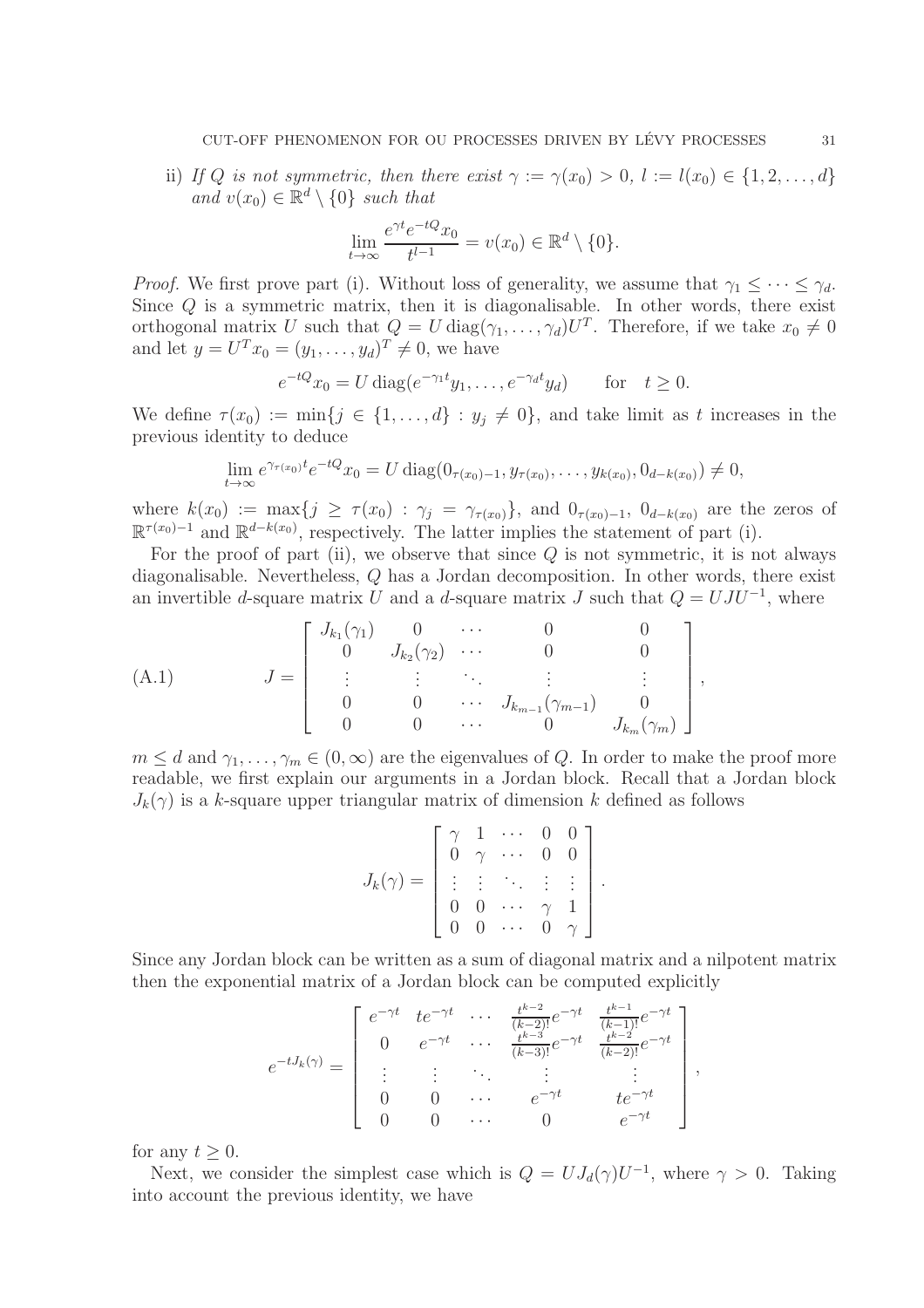ii) *If $Q$ is not symmetric, then there exist $\gamma := \gamma(x_0) > 0$, $l := l(x_0) \in \{1, 2, \dots, d\}$ and $v(x_0) \in \mathbb{R}^d \setminus \{0\}$ such that*

$$\lim_{t\to\infty} \frac{e^{\gamma t} e^{-tQ} x_0}{t^{l-1}} = v(x_0) \in \mathbb{R}^d \setminus \{0\}.$$

*Proof.* We first prove part (i). Without loss of generality, we assume that $\gamma_1 \leq \cdots \leq \gamma_d$. Since $Q$ is a symmetric matrix, then it is diagonalisable. In other words, there exist orthogonal matrix $U$ such that $Q = U \operatorname{diag}(\gamma_1, \dots, \gamma_d) U^T$. Therefore, if we take $x_0 \neq 0$ and let $y = U^T x_0 = (y_1, \dots, y_d)^T \neq 0$, we have

$$e^{-tQ} x_0 = U \operatorname{diag}(e^{-\gamma_1 t} y_1, \dots, e^{-\gamma_d t} y_d) \qquad \text{for} \quad t \geq 0.$$

We define $\tau(x_0) := \min\{j \in \{1, \dots, d\} : y_j \neq 0\}$, and take limit as $t$ increases in the previous identity to deduce

$$\lim_{t\to\infty} e^{\gamma_{\tau(x_0)} t} e^{-tQ} x_0 = U \operatorname{diag}(0_{\tau(x_0)-1}, y_{\tau(x_0)}, \dots, y_{k(x_0)}, 0_{d-k(x_0)}) \neq 0,$$

where $k(x_0) := \max\{j \geq \tau(x_0) : \gamma_j = \gamma_{\tau(x_0)}\}$, and $0_{\tau(x_0)-1}$, $0_{d-k(x_0)}$ are the zeros of $\mathbb{R}^{\tau(x_0)-1}$ and $\mathbb{R}^{d-k(x_0)}$, respectively. The latter implies the statement of part (i).

For the proof of part (ii), we observe that since $Q$ is not symmetric, it is not always diagonalisable. Nevertheless, $Q$ has a Jordan decomposition. In other words, there exist an invertible $d$-square matrix $U$ and a $d$-square matrix $J$ such that $Q = UJU^{-1}$, where

$$J = \begin{bmatrix} J_{k_1}(\gamma_1) & 0 & \cdots & 0 & 0 \\ 0 & J_{k_2}(\gamma_2) & \cdots & 0 & 0 \\ \vdots & \vdots & \ddots & \vdots & \vdots \\ 0 & 0 & \cdots & J_{k_{m-1}}(\gamma_{m-1}) & 0 \\ 0 & 0 & \cdots & 0 & J_{k_m}(\gamma_m) \end{bmatrix}, \tag{A.1}$$

$m \leq d$ and $\gamma_1, \dots, \gamma_m \in (0, \infty)$ are the eigenvalues of $Q$. In order to make the proof more readable, we first explain our arguments in a Jordan block. Recall that a Jordan block $J_k(\gamma)$ is a $k$-square upper triangular matrix of dimension $k$ defined as follows

$$J_k(\gamma) = \begin{bmatrix} \gamma & 1 & \cdots & 0 & 0 \\ 0 & \gamma & \cdots & 0 & 0 \\ \vdots & \vdots & \ddots & \vdots & \vdots \\ 0 & 0 & \cdots & \gamma & 1 \\ 0 & 0 & \cdots & 0 & \gamma \end{bmatrix}.$$

Since any Jordan block can be written as a sum of diagonal matrix and a nilpotent matrix then the exponential matrix of a Jordan block can be computed explicitly

$$e^{-tJ_k(\gamma)} = \begin{bmatrix} e^{-\gamma t} & te^{-\gamma t} & \cdots & \frac{t^{k-2}}{(k-2)!} e^{-\gamma t} & \frac{t^{k-1}}{(k-1)!} e^{-\gamma t} \\ 0 & e^{-\gamma t} & \cdots & \frac{t^{k-3}}{(k-3)!} e^{-\gamma t} & \frac{t^{k-2}}{(k-2)!} e^{-\gamma t} \\ \vdots & \vdots & \ddots & \vdots & \vdots \\ 0 & 0 & \cdots & e^{-\gamma t} & te^{-\gamma t} \\ 0 & 0 & \cdots & 0 & e^{-\gamma t} \end{bmatrix},$$

for any $t \geq 0$.

Next, we consider the simplest case which is $Q = UJ_d(\gamma)U^{-1}$, where $\gamma > 0$. Taking into account the previous identity, we have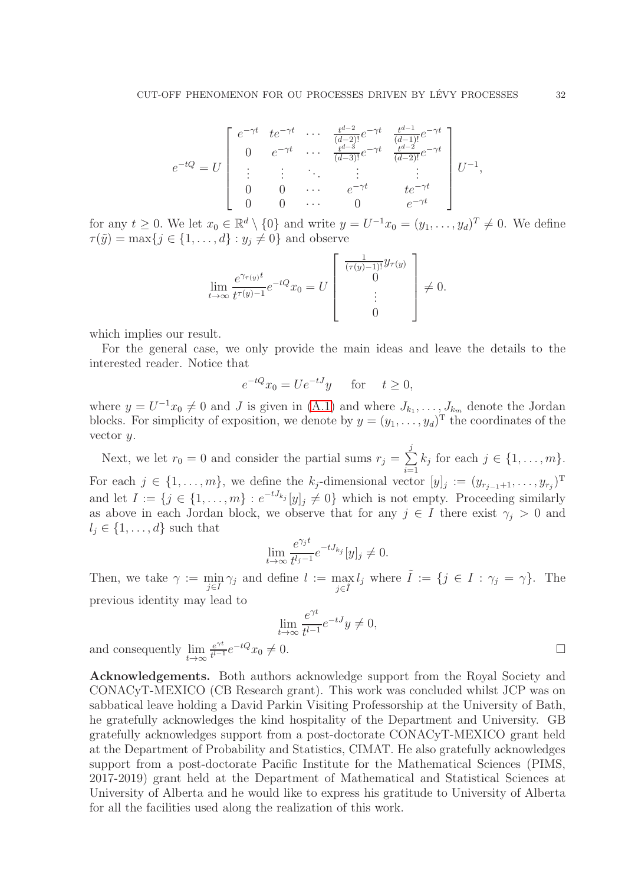$$
e^{-tQ} = U \begin{bmatrix} e^{-\gamma t} & te^{-\gamma t} & \cdots & \frac{t^{d-2}}{(d-2)!}e^{-\gamma t} & \frac{t^{d-1}}{(d-1)!}e^{-\gamma t} \\ 0 & e^{-\gamma t} & \cdots & \frac{t^{d-3}}{(d-3)!}e^{-\gamma t} & \frac{t^{d-2}}{(d-2)!}e^{-\gamma t} \\ \vdots & \vdots & \ddots & \vdots & \vdots \\ 0 & 0 & \cdots & e^{-\gamma t} & te^{-\gamma t} \\ 0 & 0 & \cdots & 0 & e^{-\gamma t} \end{bmatrix} U^{-1},
$$

for any $t \geq 0$. We let $x_0 \in \mathbb{R}^d \setminus \{0\}$ and write $y = U^{-1}x_0 = (y_1, \dots, y_d)^T \neq 0$. We define $\tau(\tilde{y}) = \max\{j \in \{1, \dots, d\} : y_j \neq 0\}$ and observe

$$
\lim_{t\to\infty} \frac{e^{\gamma_{\tau(y)}t}}{t^{\tau(y)-1}} e^{-tQ}x_0 = U \begin{bmatrix} \frac{1}{(\tau(y)-1)!}y_{\tau(y)} \\ 0 \\ \vdots \\ 0 \end{bmatrix} \neq 0.
$$

which implies our result.

For the general case, we only provide the main ideas and leave the details to the interested reader. Notice that

$$
e^{-tQ}x_0 = Ue^{-tJ}y \quad \text{ for } \quad t \geq 0,
$$

where $y = U^{-1}x_0 \neq 0$ and $J$ is given in (A.1) and where $J_{k_1}, \dots, J_{k_m}$ denote the Jordan blocks. For simplicity of exposition, we denote by $y = (y_1, \dots, y_d)^{\mathrm{T}}$ the coordinates of the vector $y$.

Next, we let $r_0 = 0$ and consider the partial sums $r_j = \sum_{i=1}^{j} k_j$ for each $j \in \{1, \dots, m\}$. For each $j \in \{1, \dots, m\}$, we define the $k_j$-dimensional vector $[y]_j := (y_{r_{j-1}+1}, \dots, y_{r_j})^{\mathrm{T}}$ and let $I := \{j \in \{1, \dots, m\} : e^{-tJ_{k_j}}[y]_j \neq 0\}$ which is not empty. Proceeding similarly as above in each Jordan block, we observe that for any $j \in I$ there exist $\gamma_j > 0$ and $l_j \in \{1, \dots, d\}$ such that

$$
\lim_{t\to\infty} \frac{e^{\gamma_j t}}{t^{l_j - 1}} e^{-tJ_{k_j}}[y]_j \neq 0.
$$

Then, we take $\gamma := \min_{j\in I} \gamma_j$ and define $l := \max_{j\in \tilde{I}} l_j$ where $\tilde{I} := \{j \in I : \gamma_j = \gamma\}$. The previous identity may lead to

$$
\lim_{t\to\infty} \frac{e^{\gamma t}}{t^{l-1}} e^{-tJ}y \neq 0,
$$

and consequently $\lim_{t\to\infty} \frac{e^{\gamma t}}{t^{l-1}} e^{-tQ}x_0 \neq 0$. $\square$

**Acknowledgements.** Both authors acknowledge support from the Royal Society and CONACyT-MEXICO (CB Research grant). This work was concluded whilst JCP was on sabbatical leave holding a David Parkin Visiting Professorship at the University of Bath, he gratefully acknowledges the kind hospitality of the Department and University. GB gratefully acknowledges support from a post-doctorate CONACyT-MEXICO grant held at the Department of Probability and Statistics, CIMAT. He also gratefully acknowledges support from a post-doctorate Pacific Institute for the Mathematical Sciences (PIMS, 2017-2019) grant held at the Department of Mathematical and Statistical Sciences at University of Alberta and he would like to express his gratitude to University of Alberta for all the facilities used along the realization of this work.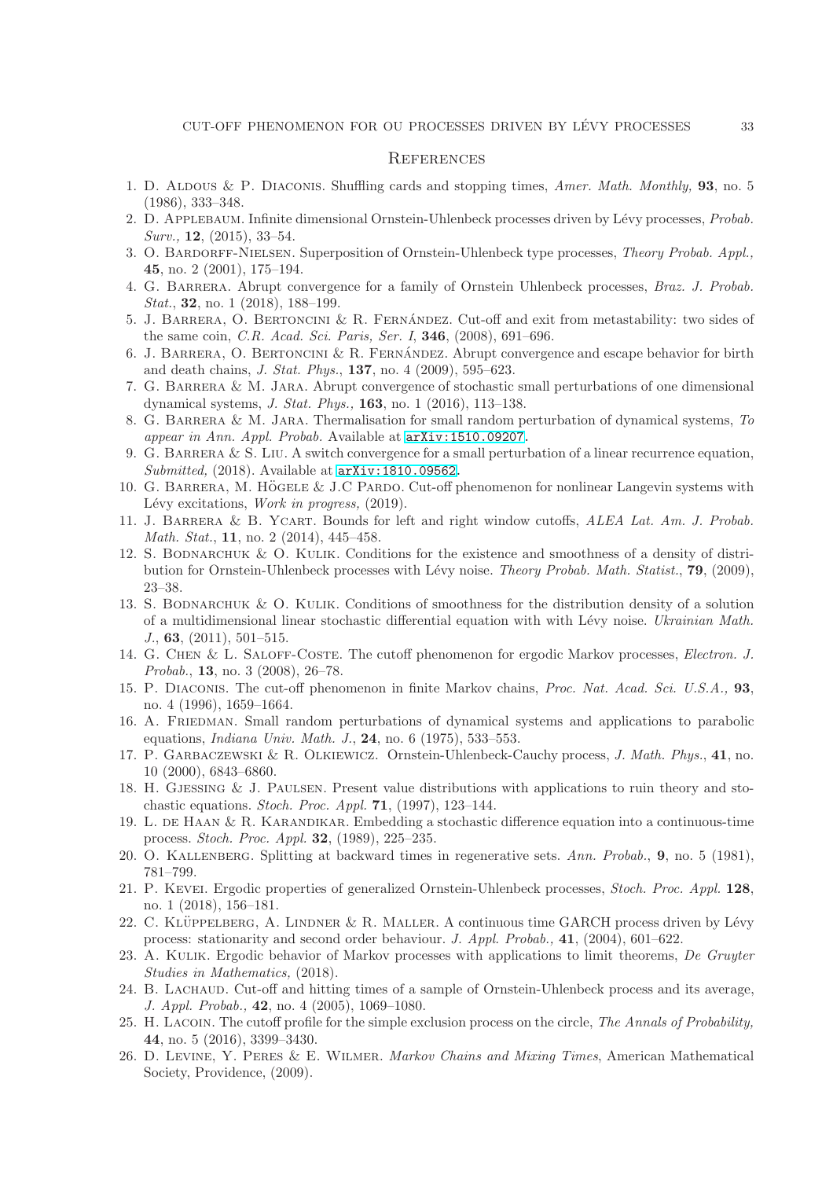## References

1. D. Aldous & P. Diaconis. Shuffling cards and stopping times, *Amer. Math. Monthly,* **93**, no. 5 (1986), 333–348.
2. D. Applebaum. Infinite dimensional Ornstein-Uhlenbeck processes driven by Lévy processes, *Probab. Surv.,* **12**, (2015), 33–54.
3. O. Bardorff-Nielsen. Superposition of Ornstein-Uhlenbeck type processes, *Theory Probab. Appl.,* **45**, no. 2 (2001), 175–194.
4. G. Barrera. Abrupt convergence for a family of Ornstein Uhlenbeck processes, *Braz. J. Probab. Stat.*, **32**, no. 1 (2018), 188–199.
5. J. Barrera, O. Bertoncini & R. Fernández. Cut-off and exit from metastability: two sides of the same coin, *C.R. Acad. Sci. Paris, Ser. I*, **346**, (2008), 691–696.
6. J. Barrera, O. Bertoncini & R. Fernández. Abrupt convergence and escape behavior for birth and death chains, *J. Stat. Phys.*, **137**, no. 4 (2009), 595–623.
7. G. Barrera & M. Jara. Abrupt convergence of stochastic small perturbations of one dimensional dynamical systems, *J. Stat. Phys.,* **163**, no. 1 (2016), 113–138.
8. G. Barrera & M. Jara. Thermalisation for small random perturbation of dynamical systems, *To appear in Ann. Appl. Probab.* Available at arXiv:1510.09207.
9. G. Barrera & S. Liu. A switch convergence for a small perturbation of a linear recurrence equation, *Submitted,* (2018). Available at arXiv:1810.09562.
10. G. Barrera, M. Högele & J.C Pardo. Cut-off phenomenon for nonlinear Langevin systems with Lévy excitations, *Work in progress,* (2019).
11. J. Barrera & B. Ycart. Bounds for left and right window cutoffs, *ALEA Lat. Am. J. Probab. Math. Stat.*, **11**, no. 2 (2014), 445–458.
12. S. Bodnarchuk & O. Kulik. Conditions for the existence and smoothness of a density of distribution for Ornstein-Uhlenbeck processes with Lévy noise. *Theory Probab. Math. Statist.*, **79**, (2009), 23–38.
13. S. Bodnarchuk & O. Kulik. Conditions of smoothness for the distribution density of a solution of a multidimensional linear stochastic differential equation with with Lévy noise. *Ukrainian Math. J.*, **63**, (2011), 501–515.
14. G. Chen & L. Saloff-Coste. The cutoff phenomenon for ergodic Markov processes, *Electron. J. Probab.*, **13**, no. 3 (2008), 26–78.
15. P. Diaconis. The cut-off phenomenon in finite Markov chains, *Proc. Nat. Acad. Sci. U.S.A.,* **93**, no. 4 (1996), 1659–1664.
16. A. Friedman. Small random perturbations of dynamical systems and applications to parabolic equations, *Indiana Univ. Math. J.*, **24**, no. 6 (1975), 533–553.
17. P. Garbaczewski & R. Olkiewicz. Ornstein-Uhlenbeck-Cauchy process, *J. Math. Phys.*, **41**, no. 10 (2000), 6843–6860.
18. H. Gjessing & J. Paulsen. Present value distributions with applications to ruin theory and stochastic equations. *Stoch. Proc. Appl.* **71**, (1997), 123–144.
19. L. de Haan & R. Karandikar. Embedding a stochastic difference equation into a continuous-time process. *Stoch. Proc. Appl.* **32**, (1989), 225–235.
20. O. Kallenberg. Splitting at backward times in regenerative sets. *Ann. Probab.*, **9**, no. 5 (1981), 781–799.
21. P. Kevei. Ergodic properties of generalized Ornstein-Uhlenbeck processes, *Stoch. Proc. Appl.* **128**, no. 1 (2018), 156–181.
22. C. Klüppelberg, A. Lindner & R. Maller. A continuous time GARCH process driven by Lévy process: stationarity and second order behaviour. *J. Appl. Probab.,* **41**, (2004), 601–622.
23. A. Kulik. Ergodic behavior of Markov processes with applications to limit theorems, *De Gruyter Studies in Mathematics,* (2018).
24. B. Lachaud. Cut-off and hitting times of a sample of Ornstein-Uhlenbeck process and its average, *J. Appl. Probab.,* **42**, no. 4 (2005), 1069–1080.
25. H. Lacoin. The cutoff profile for the simple exclusion process on the circle, *The Annals of Probability,* **44**, no. 5 (2016), 3399–3430.
26. D. Levine, Y. Peres & E. Wilmer. *Markov Chains and Mixing Times*, American Mathematical Society, Providence, (2009).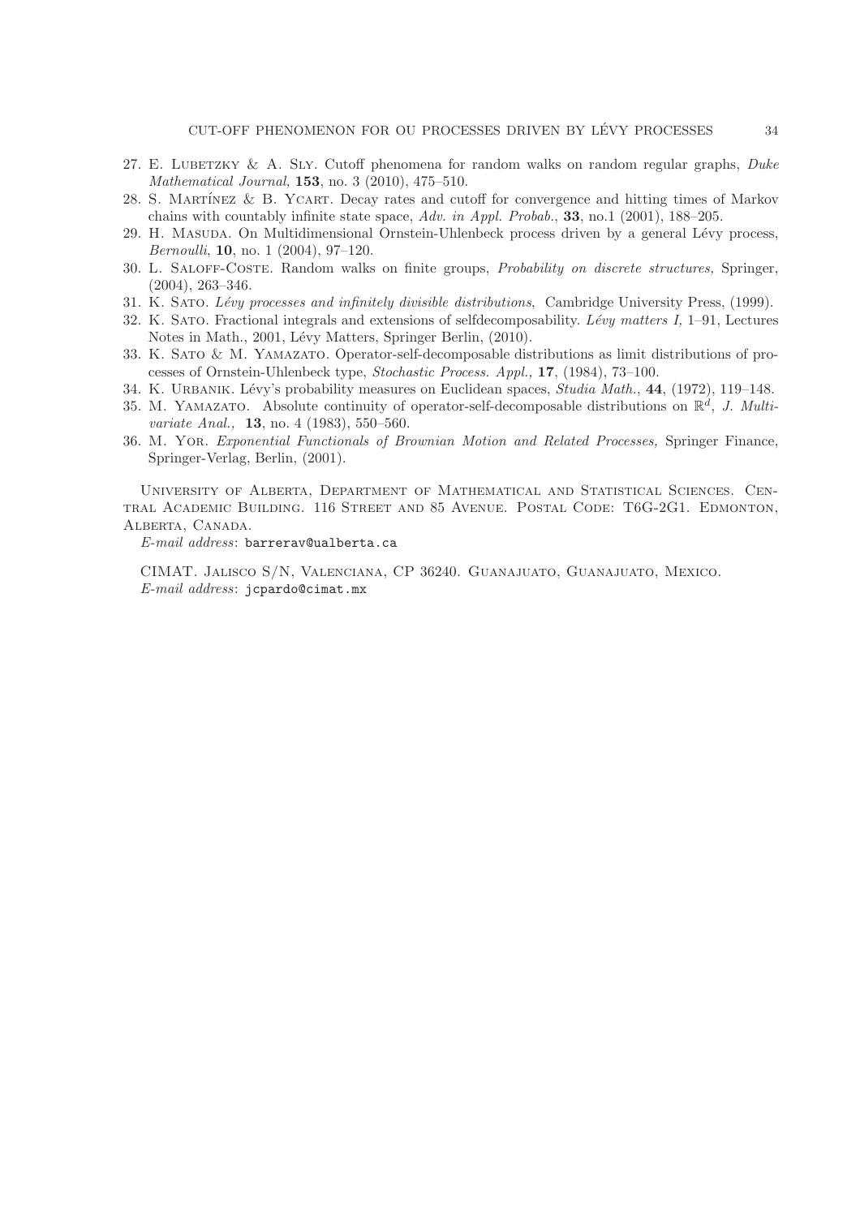27. E. Lubetzky & A. Sly. Cutoff phenomena for random walks on random regular graphs, *Duke Mathematical Journal,* **153**, no. 3 (2010), 475–510.
28. S. Martínez & B. Ycart. Decay rates and cutoff for convergence and hitting times of Markov chains with countably infinite state space, *Adv. in Appl. Probab.*, **33**, no.1 (2001), 188–205.
29. H. Masuda. On Multidimensional Ornstein-Uhlenbeck process driven by a general Lévy process, *Bernoulli*, **10**, no. 1 (2004), 97–120.
30. L. Saloff-Coste. Random walks on finite groups, *Probability on discrete structures,* Springer, (2004), 263–346.
31. K. Sato. *Lévy processes and infinitely divisible distributions*, Cambridge University Press, (1999).
32. K. Sato. Fractional integrals and extensions of selfdecomposability. *Lévy matters I,* 1–91, Lectures Notes in Math., 2001, Lévy Matters, Springer Berlin, (2010).
33. K. Sato & M. Yamazato. Operator-self-decomposable distributions as limit distributions of processes of Ornstein-Uhlenbeck type, *Stochastic Process. Appl.,* **17**, (1984), 73–100.
34. K. Urbanik. Lévy's probability measures on Euclidean spaces, *Studia Math.*, **44**, (1972), 119–148.
35. M. Yamazato. Absolute continuity of operator-self-decomposable distributions on $\mathbb{R}^d$, *J. Multivariate Anal.,* **13**, no. 4 (1983), 550–560.
36. M. Yor. *Exponential Functionals of Brownian Motion and Related Processes,* Springer Finance, Springer-Verlag, Berlin, (2001).

University of Alberta, Department of Mathematical and Statistical Sciences. Central Academic Building. 116 Street and 85 Avenue. Postal Code: T6G-2G1. Edmonton, Alberta, Canada.
*E-mail address*: barrerav@ualberta.ca

CIMAT. Jalisco S/N, Valenciana, CP 36240. Guanajuato, Guanajuato, Mexico.
*E-mail address*: jcpardo@cimat.mx